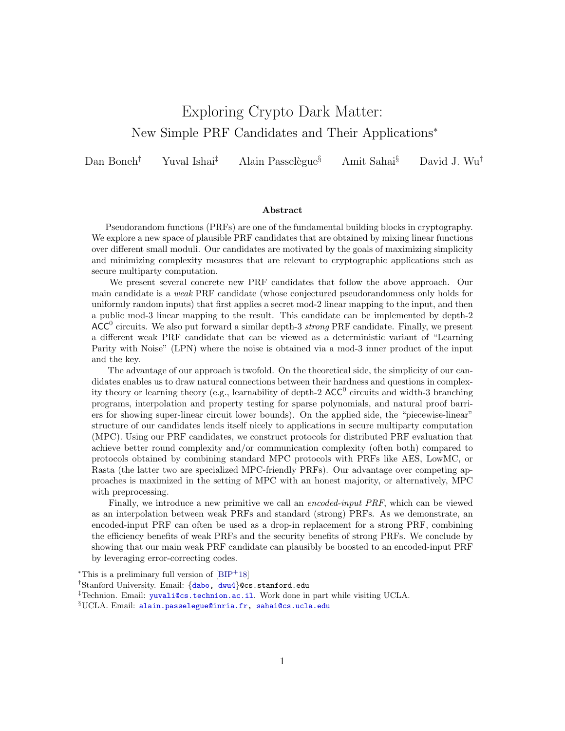# Exploring Crypto Dark Matter:

## New Simple PRF Candidates and Their Applications*

Dan Boneh† Yuval Ishai‡ Alain Passelègue§ Amit Sahai§ David J. Wu†

### Abstract

Pseudorandom functions (PRFs) are one of the fundamental building blocks in cryptography. We explore a new space of plausible PRF candidates that are obtained by mixing linear functions over different small moduli. Our candidates are motivated by the goals of maximizing simplicity and minimizing complexity measures that are relevant to cryptographic applications such as secure multiparty computation.

We present several concrete new PRF candidates that follow the above approach. Our main candidate is a *weak* PRF candidate (whose conjectured pseudorandomness only holds for uniformly random inputs) that first applies a secret mod-2 linear mapping to the input, and then a public mod-3 linear mapping to the result. This candidate can be implemented by depth-2 $\mathsf{ACC}^0$ circuits. We also put forward a similar depth-3 *strong* PRF candidate. Finally, we present a different weak PRF candidate that can be viewed as a deterministic variant of "Learning Parity with Noise" (LPN) where the noise is obtained via a mod-3 inner product of the input and the key.

The advantage of our approach is twofold. On the theoretical side, the simplicity of our candidates enables us to draw natural connections between their hardness and questions in complexity theory or learning theory (e.g., learnability of depth-2 $\mathsf{ACC}^0$ circuits and width-3 branching programs, interpolation and property testing for sparse polynomials, and natural proof barriers for showing super-linear circuit lower bounds). On the applied side, the "piecewise-linear" structure of our candidates lends itself nicely to applications in secure multiparty computation (MPC). Using our PRF candidates, we construct protocols for distributed PRF evaluation that achieve better round complexity and/or communication complexity (often both) compared to protocols obtained by combining standard MPC protocols with PRFs like AES, LowMC, or Rasta (the latter two are specialized MPC-friendly PRFs). Our advantage over competing approaches is maximized in the setting of MPC with an honest majority, or alternatively, MPC with preprocessing.

Finally, we introduce a new primitive we call an *encoded-input PRF*, which can be viewed as an interpolation between weak PRFs and standard (strong) PRFs. As we demonstrate, an encoded-input PRF can often be used as a drop-in replacement for a strong PRF, combining the efficiency benefits of weak PRFs and the security benefits of strong PRFs. We conclude by showing that our main weak PRF candidate can plausibly be boosted to an encoded-input PRF by leveraging error-correcting codes.

---

*This is a preliminary full version of [BIP+18]

†Stanford University. Email: {dabo, dwu4}@cs.stanford.edu

‡Technion. Email: yuvali@cs.technion.ac.il. Work done in part while visiting UCLA.

§UCLA. Email: alain.passelegue@inria.fr, sahai@cs.ucla.edu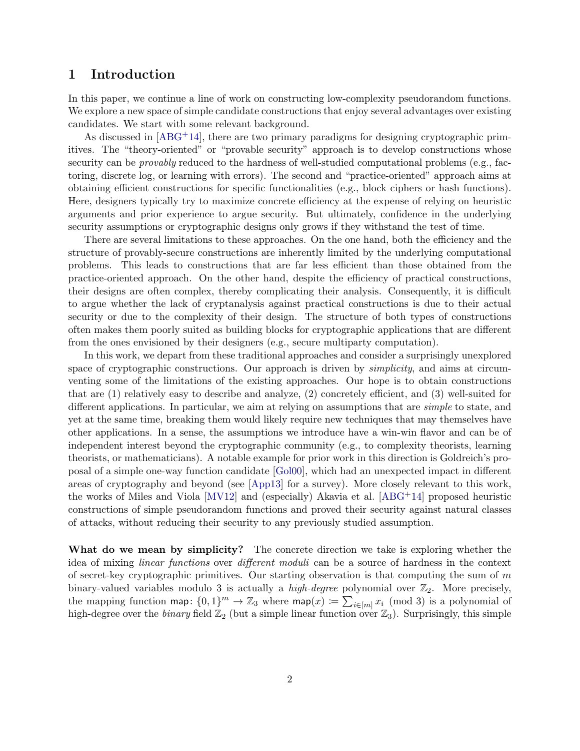# 1 Introduction

In this paper, we continue a line of work on constructing low-complexity pseudorandom functions. We explore a new space of simple candidate constructions that enjoy several advantages over existing candidates. We start with some relevant background.

As discussed in [ABG+14], there are two primary paradigms for designing cryptographic primitives. The "theory-oriented" or "provable security" approach is to develop constructions whose security can be *provably* reduced to the hardness of well-studied computational problems (e.g., factoring, discrete log, or learning with errors). The second and "practice-oriented" approach aims at obtaining efficient constructions for specific functionalities (e.g., block ciphers or hash functions). Here, designers typically try to maximize concrete efficiency at the expense of relying on heuristic arguments and prior experience to argue security. But ultimately, confidence in the underlying security assumptions or cryptographic designs only grows if they withstand the test of time.

There are several limitations to these approaches. On the one hand, both the efficiency and the structure of provably-secure constructions are inherently limited by the underlying computational problems. This leads to constructions that are far less efficient than those obtained from the practice-oriented approach. On the other hand, despite the efficiency of practical constructions, their designs are often complex, thereby complicating their analysis. Consequently, it is difficult to argue whether the lack of cryptanalysis against practical constructions is due to their actual security or due to the complexity of their design. The structure of both types of constructions often makes them poorly suited as building blocks for cryptographic applications that are different from the ones envisioned by their designers (e.g., secure multiparty computation).

In this work, we depart from these traditional approaches and consider a surprisingly unexplored space of cryptographic constructions. Our approach is driven by *simplicity*, and aims at circumventing some of the limitations of the existing approaches. Our hope is to obtain constructions that are (1) relatively easy to describe and analyze, (2) concretely efficient, and (3) well-suited for different applications. In particular, we aim at relying on assumptions that are *simple* to state, and yet at the same time, breaking them would likely require new techniques that may themselves have other applications. In a sense, the assumptions we introduce have a win-win flavor and can be of independent interest beyond the cryptographic community (e.g., to complexity theorists, learning theorists, or mathematicians). A notable example for prior work in this direction is Goldreich's proposal of a simple one-way function candidate [Gol00], which had an unexpected impact in different areas of cryptography and beyond (see [App13] for a survey). More closely relevant to this work, the works of Miles and Viola [MV12] and (especially) Akavia et al. [ABG+14] proposed heuristic constructions of simple pseudorandom functions and proved their security against natural classes of attacks, without reducing their security to any previously studied assumption.

**What do we mean by simplicity?** The concrete direction we take is exploring whether the idea of mixing *linear functions* over *different moduli* can be a source of hardness in the context of secret-key cryptographic primitives. Our starting observation is that computing the sum of $m$ binary-valued variables modulo 3 is actually a *high-degree* polynomial over $\mathbb{Z}_2$. More precisely, the mapping function $\mathsf{map}\colon \{0,1\}^m \to \mathbb{Z}_3$ where $\mathsf{map}(x) \coloneqq \sum_{i\in[m]} x_i \pmod 3$ is a polynomial of high-degree over the *binary* field $\mathbb{Z}_2$ (but a simple linear function over $\mathbb{Z}_3$). Surprisingly, this simple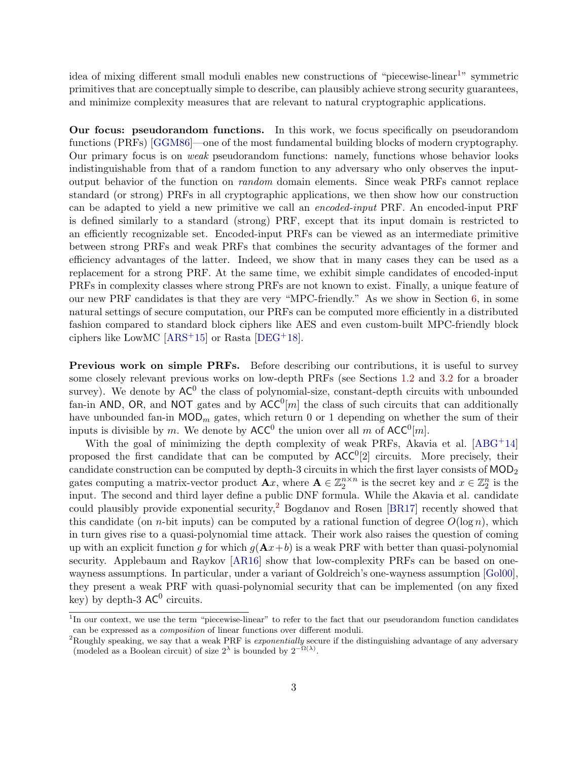idea of mixing different small moduli enables new constructions of "piecewise-linear[1]" symmetric primitives that are conceptually simple to describe, can plausibly achieve strong security guarantees, and minimize complexity measures that are relevant to natural cryptographic applications.

**Our focus: pseudorandom functions.** In this work, we focus specifically on pseudorandom functions (PRFs) [GGM86]—one of the most fundamental building blocks of modern cryptography. Our primary focus is on *weak* pseudorandom functions: namely, functions whose behavior looks indistinguishable from that of a random function to any adversary who only observes the input-output behavior of the function on *random* domain elements. Since weak PRFs cannot replace standard (or strong) PRFs in all cryptographic applications, we then show how our construction can be adapted to yield a new primitive we call an *encoded-input* PRF. An encoded-input PRF is defined similarly to a standard (strong) PRF, except that its input domain is restricted to an efficiently recognizable set. Encoded-input PRFs can be viewed as an intermediate primitive between strong PRFs and weak PRFs that combines the security advantages of the former and efficiency advantages of the latter. Indeed, we show that in many cases they can be used as a replacement for a strong PRF. At the same time, we exhibit simple candidates of encoded-input PRFs in complexity classes where strong PRFs are not known to exist. Finally, a unique feature of our new PRF candidates is that they are very "MPC-friendly." As we show in Section 6, in some natural settings of secure computation, our PRFs can be computed more efficiently in a distributed fashion compared to standard block ciphers like AES and even custom-built MPC-friendly block ciphers like LowMC [ARS+15] or Rasta [DEG+18].

**Previous work on simple PRFs.** Before describing our contributions, it is useful to survey some closely relevant previous works on low-depth PRFs (see Sections 1.2 and 3.2 for a broader survey). We denote by $\mathsf{AC}^0$ the class of polynomial-size, constant-depth circuits with unbounded fan-in $\mathsf{AND}$, $\mathsf{OR}$, and $\mathsf{NOT}$ gates and by $\mathsf{ACC}^0[m]$ the class of such circuits that can additionally have unbounded fan-in $\mathsf{MOD}_m$ gates, which return 0 or 1 depending on whether the sum of their inputs is divisible by $m$. We denote by $\mathsf{ACC}^0$ the union over all $m$ of $\mathsf{ACC}^0[m]$.

With the goal of minimizing the depth complexity of weak PRFs, Akavia et al. [ABG+14] proposed the first candidate that can be computed by $\mathsf{ACC}^0[2]$ circuits. More precisely, their candidate construction can be computed by depth-3 circuits in which the first layer consists of $\mathsf{MOD}_2$ gates computing a matrix-vector product $\mathbf{A}x$, where $\mathbf{A} \in \mathbb{Z}_2^{n \times n}$ is the secret key and $x \in \mathbb{Z}_2^n$ is the input. The second and third layer define a public DNF formula. While the Akavia et al. candidate could plausibly provide exponential security,[2] Bogdanov and Rosen [BR17] recently showed that this candidate (on $n$-bit inputs) can be computed by a rational function of degree $O(\log n)$, which in turn gives rise to a quasi-polynomial time attack. Their work also raises the question of coming up with an explicit function $g$ for which $g(\mathbf{A}x+b)$ is a weak PRF with better than quasi-polynomial security. Applebaum and Raykov [AR16] show that low-complexity PRFs can be based on one-wayness assumptions. In particular, under a variant of Goldreich's one-wayness assumption [Gol00], they present a weak PRF with quasi-polynomial security that can be implemented (on any fixed key) by depth-3 $\mathsf{AC}^0$ circuits.

[1] In our context, we use the term "piecewise-linear" to refer to the fact that our pseudorandom function candidates can be expressed as a *composition* of linear functions over different moduli.

[2] Roughly speaking, we say that a weak PRF is *exponentially* secure if the distinguishing advantage of any adversary (modeled as a Boolean circuit) of size $2^\lambda$ is bounded by $2^{-\Omega(\lambda)}$.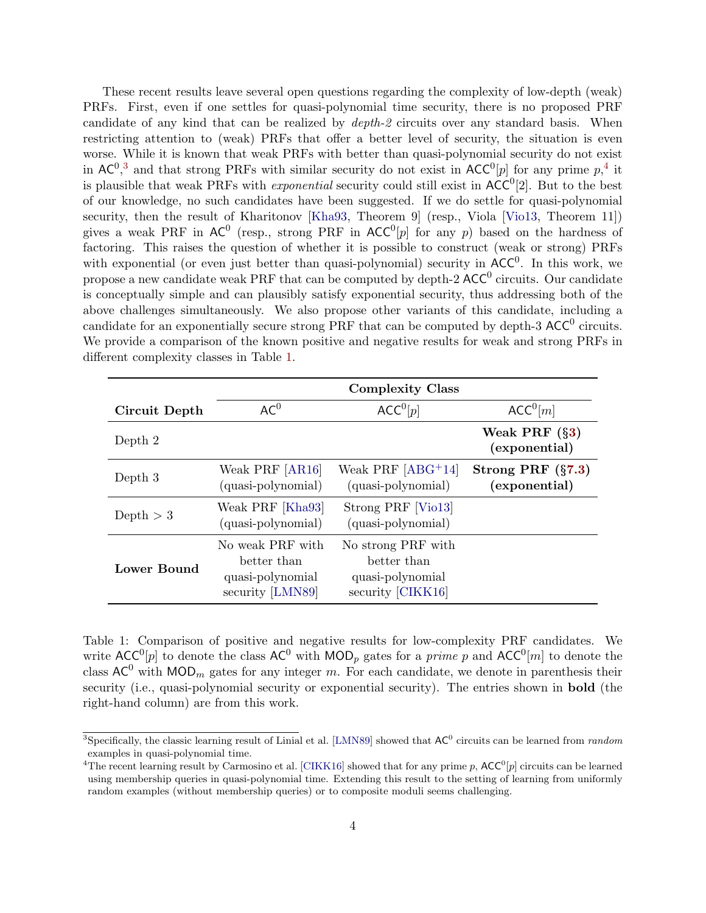These recent results leave several open questions regarding the complexity of low-depth (weak) PRFs. First, even if one settles for quasi-polynomial time security, there is no proposed PRF candidate of any kind that can be realized by *depth-2* circuits over any standard basis. When restricting attention to (weak) PRFs that offer a better level of security, the situation is even worse. While it is known that weak PRFs with better than quasi-polynomial security do not exist in $\mathsf{AC}^0$,[3] and that strong PRFs with similar security do not exist in $\mathsf{ACC}^0[p]$ for any prime $p$,[4] it is plausible that weak PRFs with *exponential* security could still exist in $\mathsf{ACC}^0[2]$. But to the best of our knowledge, no such candidates have been suggested. If we do settle for quasi-polynomial security, then the result of Kharitonov [Kha93, Theorem 9] (resp., Viola [Vio13, Theorem 11]) gives a weak PRF in $\mathsf{AC}^0$ (resp., strong PRF in $\mathsf{ACC}^0[p]$ for any $p$) based on the hardness of factoring. This raises the question of whether it is possible to construct (weak or strong) PRFs with exponential (or even just better than quasi-polynomial) security in $\mathsf{ACC}^0$. In this work, we propose a new candidate weak PRF that can be computed by depth-2 $\mathsf{ACC}^0$ circuits. Our candidate is conceptually simple and can plausibly satisfy exponential security, thus addressing both of the above challenges simultaneously. We also propose other variants of this candidate, including a candidate for an exponentially secure strong PRF that can be computed by depth-3 $\mathsf{ACC}^0$ circuits. We provide a comparison of the known positive and negative results for weak and strong PRFs in different complexity classes in Table 1.

| | **Complexity Class** | | |
|---|---|---|---|
| **Circuit Depth** | $\mathsf{AC}^0$ | $\mathsf{ACC}^0[p]$ | $\mathsf{ACC}^0[m]$ |
| Depth 2 | | | **Weak PRF (§3) (exponential)** |
| Depth 3 | Weak PRF [AR16] (quasi-polynomial) | Weak PRF [ABG+14] (quasi-polynomial) | **Strong PRF (§7.3) (exponential)** |
| Depth > 3 | Weak PRF [Kha93] (quasi-polynomial) | Strong PRF [Vio13] (quasi-polynomial) | |
| **Lower Bound** | No weak PRF with better than quasi-polynomial security [LMN89] | No strong PRF with better than quasi-polynomial security [CIKK16] | |

Table 1: Comparison of positive and negative results for low-complexity PRF candidates. We write $\mathsf{ACC}^0[p]$ to denote the class $\mathsf{AC}^0$ with $\mathsf{MOD}_p$ gates for a *prime* $p$ and $\mathsf{ACC}^0[m]$ to denote the class $\mathsf{AC}^0$ with $\mathsf{MOD}_m$ gates for any integer $m$. For each candidate, we denote in parenthesis their security (i.e., quasi-polynomial security or exponential security). The entries shown in **bold** (the right-hand column) are from this work.

[3] Specifically, the classic learning result of Linial et al. [LMN89] showed that $\mathsf{AC}^0$ circuits can be learned from *random* examples in quasi-polynomial time.

[4] The recent learning result by Carmosino et al. [CIKK16] showed that for any prime $p$, $\mathsf{ACC}^0[p]$ circuits can be learned using membership queries in quasi-polynomial time. Extending this result to the setting of learning from uniformly random examples (without membership queries) or to composite moduli seems challenging.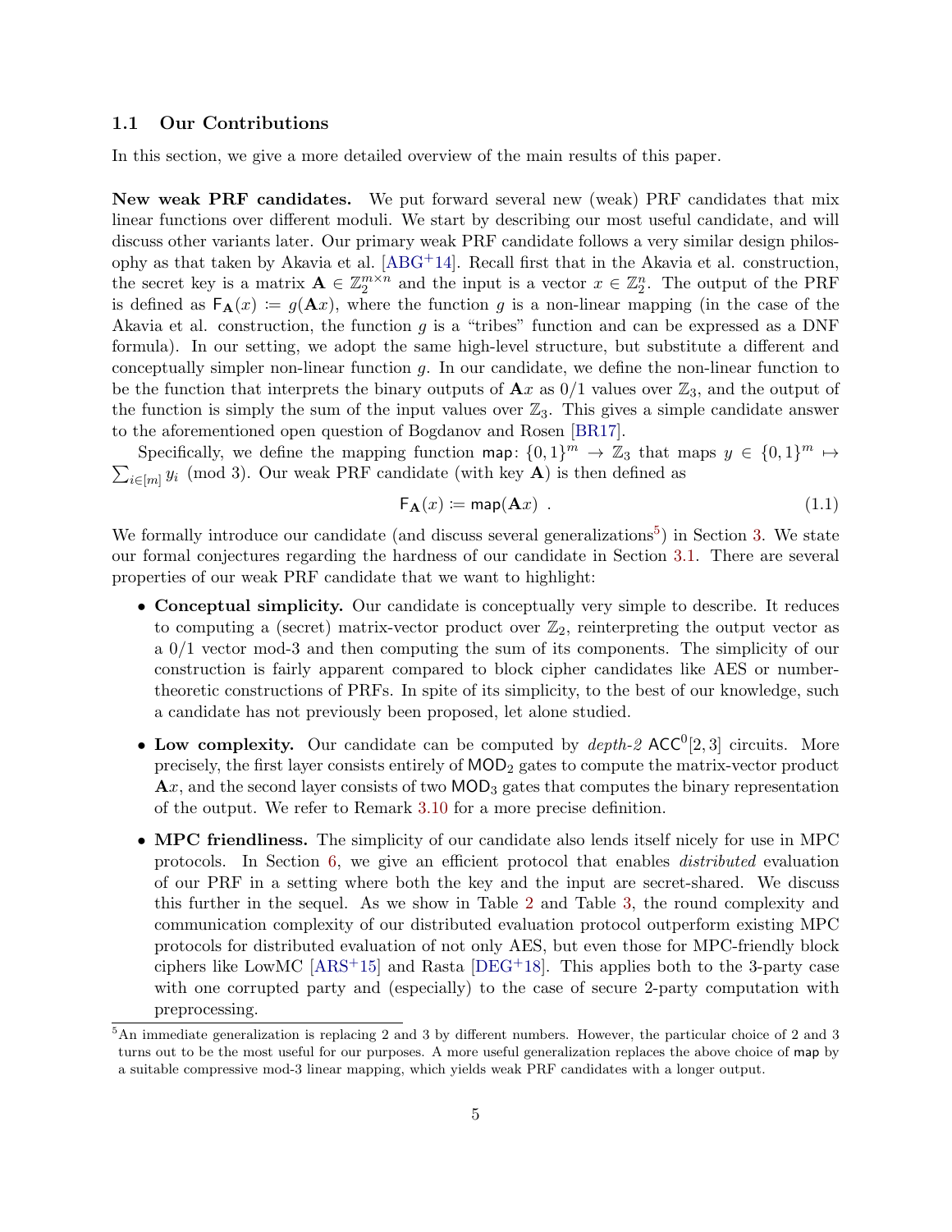### 1.1 Our Contributions

In this section, we give a more detailed overview of the main results of this paper.

**New weak PRF candidates.** We put forward several new (weak) PRF candidates that mix linear functions over different moduli. We start by describing our most useful candidate, and will discuss other variants later. Our primary weak PRF candidate follows a very similar design philosophy as that taken by Akavia et al. [ABG+14]. Recall first that in the Akavia et al. construction, the secret key is a matrix $\mathbf{A} \in \mathbb{Z}_2^{m \times n}$ and the input is a vector $x \in \mathbb{Z}_2^n$. The output of the PRF is defined as $\mathsf{F}_{\mathbf{A}}(x) := g(\mathbf{A}x)$, where the function $g$ is a non-linear mapping (in the case of the Akavia et al. construction, the function $g$ is a "tribes" function and can be expressed as a DNF formula). In our setting, we adopt the same high-level structure, but substitute a different and conceptually simpler non-linear function $g$. In our candidate, we define the non-linear function to be the function that interprets the binary outputs of $\mathbf{A}x$ as 0/1 values over $\mathbb{Z}_3$, and the output of the function is simply the sum of the input values over $\mathbb{Z}_3$. This gives a simple candidate answer to the aforementioned open question of Bogdanov and Rosen [BR17].

Specifically, we define the mapping function $\mathsf{map}\colon \{0,1\}^m \to \mathbb{Z}_3$ that maps $y \in \{0,1\}^m \mapsto \sum_{i \in [m]} y_i \pmod 3$. Our weak PRF candidate (with key $\mathbf{A}$) is then defined as

$$\mathsf{F}_{\mathbf{A}}(x) := \mathsf{map}(\mathbf{A}x) \ . \tag{1.1}$$

We formally introduce our candidate (and discuss several generalizations[5]) in Section 3. We state our formal conjectures regarding the hardness of our candidate in Section 3.1. There are several properties of our weak PRF candidate that we want to highlight:

- **Conceptual simplicity.** Our candidate is conceptually very simple to describe. It reduces to computing a (secret) matrix-vector product over $\mathbb{Z}_2$, reinterpreting the output vector as a 0/1 vector mod-3 and then computing the sum of its components. The simplicity of our construction is fairly apparent compared to block cipher candidates like AES or number-theoretic constructions of PRFs. In spite of its simplicity, to the best of our knowledge, such a candidate has not previously been proposed, let alone studied.

- **Low complexity.** Our candidate can be computed by *depth-2* $\mathsf{ACC}^0[2,3]$ circuits. More precisely, the first layer consists entirely of $\mathsf{MOD}_2$ gates to compute the matrix-vector product $\mathbf{A}x$, and the second layer consists of two $\mathsf{MOD}_3$ gates that computes the binary representation of the output. We refer to Remark 3.10 for a more precise definition.

- **MPC friendliness.** The simplicity of our candidate also lends itself nicely for use in MPC protocols. In Section 6, we give an efficient protocol that enables *distributed* evaluation of our PRF in a setting where both the key and the input are secret-shared. We discuss this further in the sequel. As we show in Table 2 and Table 3, the round complexity and communication complexity of our distributed evaluation protocol outperform existing MPC protocols for distributed evaluation of not only AES, but even those for MPC-friendly block ciphers like LowMC [ARS+15] and Rasta [DEG+18]. This applies both to the 3-party case with one corrupted party and (especially) to the case of secure 2-party computation with preprocessing.

[5] An immediate generalization is replacing 2 and 3 by different numbers. However, the particular choice of 2 and 3 turns out to be the most useful for our purposes. A more useful generalization replaces the above choice of $\mathsf{map}$ by a suitable compressive mod-3 linear mapping, which yields weak PRF candidates with a longer output.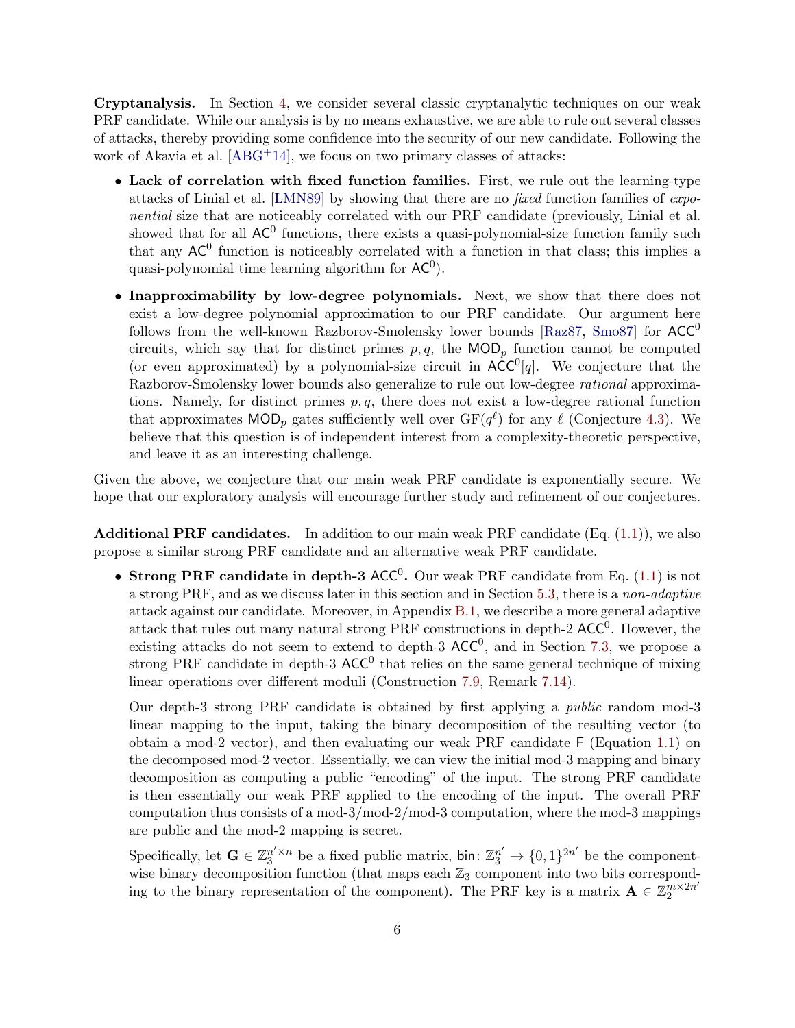**Cryptanalysis.** In Section 4, we consider several classic cryptanalytic techniques on our weak PRF candidate. While our analysis is by no means exhaustive, we are able to rule out several classes of attacks, thereby providing some confidence into the security of our new candidate. Following the work of Akavia et al. [ABG+14], we focus on two primary classes of attacks:

- **Lack of correlation with fixed function families.** First, we rule out the learning-type attacks of Linial et al. [LMN89] by showing that there are no *fixed* function families of *exponential* size that are noticeably correlated with our PRF candidate (previously, Linial et al. showed that for all $\mathsf{AC}^0$ functions, there exists a quasi-polynomial-size function family such that any $\mathsf{AC}^0$ function is noticeably correlated with a function in that class; this implies a quasi-polynomial time learning algorithm for $\mathsf{AC}^0$).
- **Inapproximability by low-degree polynomials.** Next, we show that there does not exist a low-degree polynomial approximation to our PRF candidate. Our argument here follows from the well-known Razborov-Smolensky lower bounds [Raz87, Smo87] for $\mathsf{ACC}^0$ circuits, which say that for distinct primes $p, q$, the $\mathsf{MOD}_p$ function cannot be computed (or even approximated) by a polynomial-size circuit in $\mathsf{ACC}^0[q]$. We conjecture that the Razborov-Smolensky lower bounds also generalize to rule out low-degree *rational* approximations. Namely, for distinct primes $p, q$, there does not exist a low-degree rational function that approximates $\mathsf{MOD}_p$ gates sufficiently well over $\mathrm{GF}(q^\ell)$ for any $\ell$ (Conjecture 4.3). We believe that this question is of independent interest from a complexity-theoretic perspective, and leave it as an interesting challenge.

Given the above, we conjecture that our main weak PRF candidate is exponentially secure. We hope that our exploratory analysis will encourage further study and refinement of our conjectures.

**Additional PRF candidates.** In addition to our main weak PRF candidate (Eq. (1.1)), we also propose a similar strong PRF candidate and an alternative weak PRF candidate.

- **Strong PRF candidate in depth-3 $\mathsf{ACC}^0$.** Our weak PRF candidate from Eq. (1.1) is not a strong PRF, and as we discuss later in this section and in Section 5.3, there is a *non-adaptive* attack against our candidate. Moreover, in Appendix B.1, we describe a more general adaptive attack that rules out many natural strong PRF constructions in depth-2 $\mathsf{ACC}^0$. However, the existing attacks do not seem to extend to depth-3 $\mathsf{ACC}^0$, and in Section 7.3, we propose a strong PRF candidate in depth-3 $\mathsf{ACC}^0$ that relies on the same general technique of mixing linear operations over different moduli (Construction 7.9, Remark 7.14).

  Our depth-3 strong PRF candidate is obtained by first applying a *public* random mod-3 linear mapping to the input, taking the binary decomposition of the resulting vector (to obtain a mod-2 vector), and then evaluating our weak PRF candidate $\mathsf{F}$ (Equation 1.1) on the decomposed mod-2 vector. Essentially, we can view the initial mod-3 mapping and binary decomposition as computing a public "encoding" of the input. The strong PRF candidate is then essentially our weak PRF applied to the encoding of the input. The overall PRF computation thus consists of a mod-3/mod-2/mod-3 computation, where the mod-3 mappings are public and the mod-2 mapping is secret.

  Specifically, let $\mathbf{G} \in \mathbb{Z}_3^{n' \times n}$ be a fixed public matrix, $\mathsf{bin}\colon \mathbb{Z}_3^{n'} \to \{0,1\}^{2n'}$ be the component-wise binary decomposition function (that maps each $\mathbb{Z}_3$ component into two bits corresponding to the binary representation of the component). The PRF key is a matrix $\mathbf{A} \in \mathbb{Z}_2^{m \times 2n'}$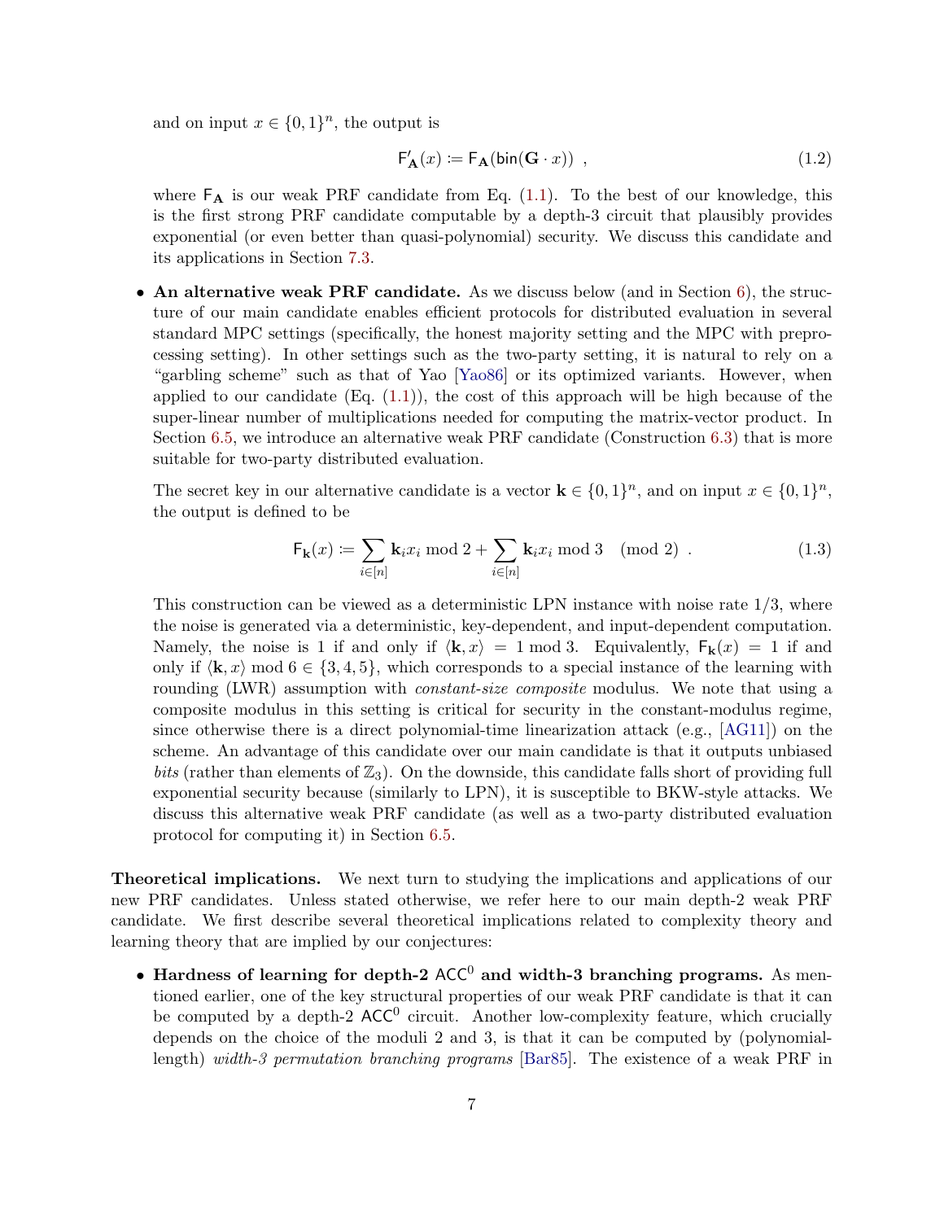and on input $x \in \{0,1\}^n$, the output is

$$\mathsf{F}'_{\mathbf{A}}(x) \coloneqq \mathsf{F}_{\mathbf{A}}(\mathsf{bin}(\mathbf{G} \cdot x)) \ , \tag{1.2}$$

where $\mathsf{F}_{\mathbf{A}}$ is our weak PRF candidate from Eq. (1.1). To the best of our knowledge, this is the first strong PRF candidate computable by a depth-3 circuit that plausibly provides exponential (or even better than quasi-polynomial) security. We discuss this candidate and its applications in Section 7.3.

- **An alternative weak PRF candidate.** As we discuss below (and in Section 6), the structure of our main candidate enables efficient protocols for distributed evaluation in several standard MPC settings (specifically, the honest majority setting and the MPC with preprocessing setting). In other settings such as the two-party setting, it is natural to rely on a "garbling scheme" such as that of Yao [Yao86] or its optimized variants. However, when applied to our candidate (Eq. (1.1)), the cost of this approach will be high because of the super-linear number of multiplications needed for computing the matrix-vector product. In Section 6.5, we introduce an alternative weak PRF candidate (Construction 6.3) that is more suitable for two-party distributed evaluation.

  The secret key in our alternative candidate is a vector $\mathbf{k} \in \{0,1\}^n$, and on input $x \in \{0,1\}^n$, the output is defined to be

  $$\mathsf{F}_{\mathbf{k}}(x) \coloneqq \sum_{i\in[n]} \mathbf{k}_i x_i \bmod 2 + \sum_{i\in[n]} \mathbf{k}_i x_i \bmod 3 \pmod 2 \ . \tag{1.3}$$

  This construction can be viewed as a deterministic LPN instance with noise rate $1/3$, where the noise is generated via a deterministic, key-dependent, and input-dependent computation. Namely, the noise is 1 if and only if $\langle \mathbf{k}, x\rangle = 1 \bmod 3$. Equivalently, $\mathsf{F}_{\mathbf{k}}(x) = 1$ if and only if $\langle \mathbf{k}, x\rangle \bmod 6 \in \{3,4,5\}$, which corresponds to a special instance of the learning with rounding (LWR) assumption with *constant-size composite* modulus. We note that using a composite modulus in this setting is critical for security in the constant-modulus regime, since otherwise there is a direct polynomial-time linearization attack (e.g., [AG11]) on the scheme. An advantage of this candidate over our main candidate is that it outputs unbiased *bits* (rather than elements of $\mathbb{Z}_3$). On the downside, this candidate falls short of providing full exponential security because (similarly to LPN), it is susceptible to BKW-style attacks. We discuss this alternative weak PRF candidate (as well as a two-party distributed evaluation protocol for computing it) in Section 6.5.

**Theoretical implications.** We next turn to studying the implications and applications of our new PRF candidates. Unless stated otherwise, we refer here to our main depth-2 weak PRF candidate. We first describe several theoretical implications related to complexity theory and learning theory that are implied by our conjectures:

- **Hardness of learning for depth-2 $\mathsf{ACC}^0$ and width-3 branching programs.** As mentioned earlier, one of the key structural properties of our weak PRF candidate is that it can be computed by a depth-2 $\mathsf{ACC}^0$ circuit. Another low-complexity feature, which crucially depends on the choice of the moduli 2 and 3, is that it can be computed by (polynomial-length) *width-3 permutation branching programs* [Bar85]. The existence of a weak PRF in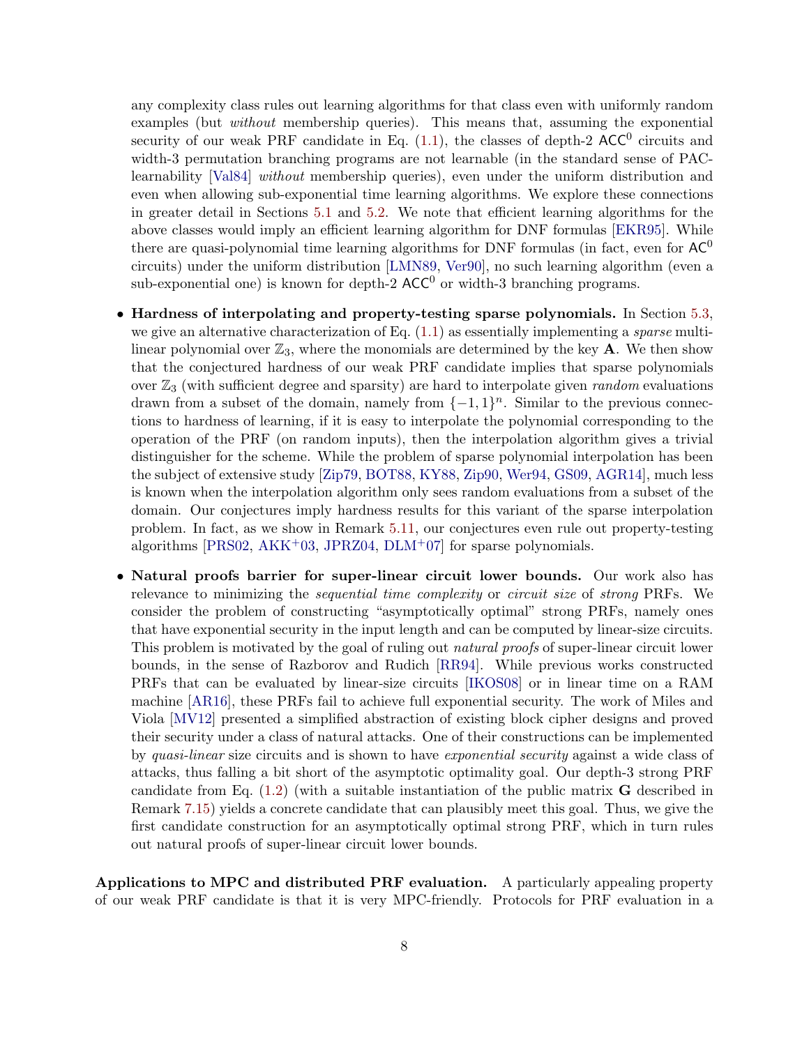any complexity class rules out learning algorithms for that class even with uniformly random examples (but *without* membership queries). This means that, assuming the exponential security of our weak PRF candidate in Eq. (1.1), the classes of depth-2 $\mathsf{ACC}^0$ circuits and width-3 permutation branching programs are not learnable (in the standard sense of PAC-learnability [Val84] *without* membership queries), even under the uniform distribution and even when allowing sub-exponential time learning algorithms. We explore these connections in greater detail in Sections 5.1 and 5.2. We note that efficient learning algorithms for the above classes would imply an efficient learning algorithm for DNF formulas [EKR95]. While there are quasi-polynomial time learning algorithms for DNF formulas (in fact, even for $\mathsf{AC}^0$ circuits) under the uniform distribution [LMN89, Ver90], no such learning algorithm (even a sub-exponential one) is known for depth-2 $\mathsf{ACC}^0$ or width-3 branching programs.

- **Hardness of interpolating and property-testing sparse polynomials.** In Section 5.3, we give an alternative characterization of Eq. (1.1) as essentially implementing a *sparse* multilinear polynomial over $\mathbb{Z}_3$, where the monomials are determined by the key $\mathbf{A}$. We then show that the conjectured hardness of our weak PRF candidate implies that sparse polynomials over $\mathbb{Z}_3$ (with sufficient degree and sparsity) are hard to interpolate given *random* evaluations drawn from a subset of the domain, namely from $\{-1, 1\}^n$. Similar to the previous connections to hardness of learning, if it is easy to interpolate the polynomial corresponding to the operation of the PRF (on random inputs), then the interpolation algorithm gives a trivial distinguisher for the scheme. While the problem of sparse polynomial interpolation has been the subject of extensive study [Zip79, BOT88, KY88, Zip90, Wer94, GS09, AGR14], much less is known when the interpolation algorithm only sees random evaluations from a subset of the domain. Our conjectures imply hardness results for this variant of the sparse interpolation problem. In fact, as we show in Remark 5.11, our conjectures even rule out property-testing algorithms [PRS02, AKK+03, JPRZ04, DLM+07] for sparse polynomials.

- **Natural proofs barrier for super-linear circuit lower bounds.** Our work also has relevance to minimizing the *sequential time complexity* or *circuit size* of *strong* PRFs. We consider the problem of constructing "asymptotically optimal" strong PRFs, namely ones that have exponential security in the input length and can be computed by linear-size circuits. This problem is motivated by the goal of ruling out *natural proofs* of super-linear circuit lower bounds, in the sense of Razborov and Rudich [RR94]. While previous works constructed PRFs that can be evaluated by linear-size circuits [IKOS08] or in linear time on a RAM machine [AR16], these PRFs fail to achieve full exponential security. The work of Miles and Viola [MV12] presented a simplified abstraction of existing block cipher designs and proved their security under a class of natural attacks. One of their constructions can be implemented by *quasi-linear* size circuits and is shown to have *exponential security* against a wide class of attacks, thus falling a bit short of the asymptotic optimality goal. Our depth-3 strong PRF candidate from Eq. (1.2) (with a suitable instantiation of the public matrix $\mathbf{G}$ described in Remark 7.15) yields a concrete candidate that can plausibly meet this goal. Thus, we give the first candidate construction for an asymptotically optimal strong PRF, which in turn rules out natural proofs of super-linear circuit lower bounds.

**Applications to MPC and distributed PRF evaluation.** A particularly appealing property of our weak PRF candidate is that it is very MPC-friendly. Protocols for PRF evaluation in a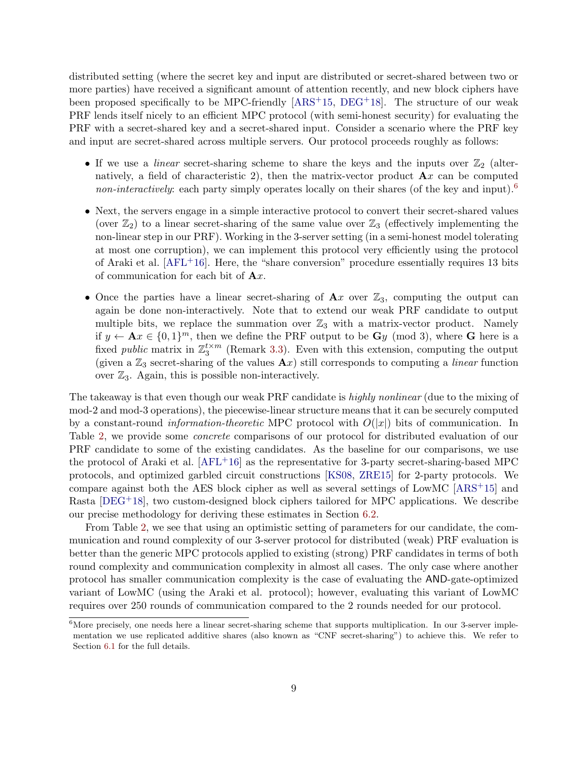distributed setting (where the secret key and input are distributed or secret-shared between two or more parties) have received a significant amount of attention recently, and new block ciphers have been proposed specifically to be MPC-friendly [ARS+15, DEG+18]. The structure of our weak PRF lends itself nicely to an efficient MPC protocol (with semi-honest security) for evaluating the PRF with a secret-shared key and a secret-shared input. Consider a scenario where the PRF key and input are secret-shared across multiple servers. Our protocol proceeds roughly as follows:

- If we use a *linear* secret-sharing scheme to share the keys and the inputs over $\mathbb{Z}_2$ (alternatively, a field of characteristic 2), then the matrix-vector product $\mathbf{A}x$ can be computed *non-interactively*: each party simply operates locally on their shares (of the key and input).[6]
- Next, the servers engage in a simple interactive protocol to convert their secret-shared values (over $\mathbb{Z}_2$) to a linear secret-sharing of the same value over $\mathbb{Z}_3$ (effectively implementing the non-linear step in our PRF). Working in the 3-server setting (in a semi-honest model tolerating at most one corruption), we can implement this protocol very efficiently using the protocol of Araki et al. [AFL+16]. Here, the "share conversion" procedure essentially requires 13 bits of communication for each bit of $\mathbf{A}x$.
- Once the parties have a linear secret-sharing of $\mathbf{A}x$ over $\mathbb{Z}_3$, computing the output can again be done non-interactively. Note that to extend our weak PRF candidate to output multiple bits, we replace the summation over $\mathbb{Z}_3$ with a matrix-vector product. Namely if $y \leftarrow \mathbf{A}x \in \{0,1\}^m$, then we define the PRF output to be $\mathbf{G}y \pmod 3$, where $\mathbf{G}$ here is a fixed *public* matrix in $\mathbb{Z}_3^{t \times m}$ (Remark 3.3). Even with this extension, computing the output (given a $\mathbb{Z}_3$ secret-sharing of the values $\mathbf{A}x$) still corresponds to computing a *linear* function over $\mathbb{Z}_3$. Again, this is possible non-interactively.

The takeaway is that even though our weak PRF candidate is *highly nonlinear* (due to the mixing of mod-2 and mod-3 operations), the piecewise-linear structure means that it can be securely computed by a constant-round *information-theoretic* MPC protocol with $O(|x|)$ bits of communication. In Table 2, we provide some *concrete* comparisons of our protocol for distributed evaluation of our PRF candidate to some of the existing candidates. As the baseline for our comparisons, we use the protocol of Araki et al. [AFL+16] as the representative for 3-party secret-sharing-based MPC protocols, and optimized garbled circuit constructions [KS08, ZRE15] for 2-party protocols. We compare against both the AES block cipher as well as several settings of LowMC [ARS+15] and Rasta [DEG+18], two custom-designed block ciphers tailored for MPC applications. We describe our precise methodology for deriving these estimates in Section 6.2.

From Table 2, we see that using an optimistic setting of parameters for our candidate, the communication and round complexity of our 3-server protocol for distributed (weak) PRF evaluation is better than the generic MPC protocols applied to existing (strong) PRF candidates in terms of both round complexity and communication complexity in almost all cases. The only case where another protocol has smaller communication complexity is the case of evaluating the AND-gate-optimized variant of LowMC (using the Araki et al. protocol); however, evaluating this variant of LowMC requires over 250 rounds of communication compared to the 2 rounds needed for our protocol.

[6] More precisely, one needs here a linear secret-sharing scheme that supports multiplication. In our 3-server implementation we use replicated additive shares (also known as "CNF secret-sharing") to achieve this. We refer to Section 6.1 for the full details.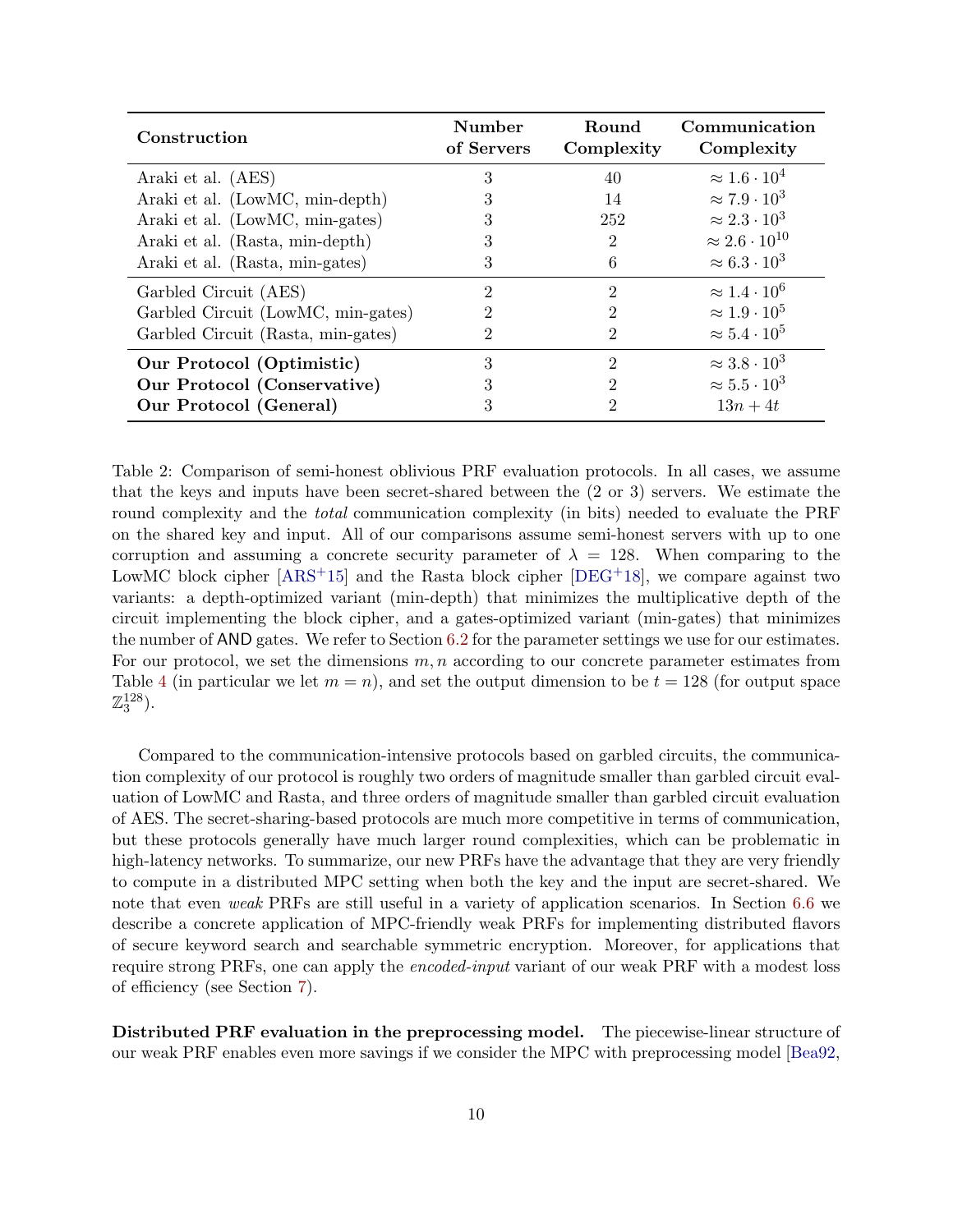| **Construction** | **Number of Servers** | **Round Complexity** | **Communication Complexity** |
|---|---|---|---|
| Araki et al. (AES) | 3 | 40 | $\approx 1.6 \cdot 10^4$ |
| Araki et al. (LowMC, min-depth) | 3 | 14 | $\approx 7.9 \cdot 10^3$ |
| Araki et al. (LowMC, min-gates) | 3 | 252 | $\approx 2.3 \cdot 10^3$ |
| Araki et al. (Rasta, min-depth) | 3 | 2 | $\approx 2.6 \cdot 10^{10}$ |
| Araki et al. (Rasta, min-gates) | 3 | 6 | $\approx 6.3 \cdot 10^3$ |
| Garbled Circuit (AES) | 2 | 2 | $\approx 1.4 \cdot 10^6$ |
| Garbled Circuit (LowMC, min-gates) | 2 | 2 | $\approx 1.9 \cdot 10^5$ |
| Garbled Circuit (Rasta, min-gates) | 2 | 2 | $\approx 5.4 \cdot 10^5$ |
| **Our Protocol (Optimistic)** | 3 | 2 | $\approx 3.8 \cdot 10^3$ |
| **Our Protocol (Conservative)** | 3 | 2 | $\approx 5.5 \cdot 10^3$ |
| **Our Protocol (General)** | 3 | 2 | $13n + 4t$ |

Table 2: Comparison of semi-honest oblivious PRF evaluation protocols. In all cases, we assume that the keys and inputs have been secret-shared between the (2 or 3) servers. We estimate the round complexity and the *total* communication complexity (in bits) needed to evaluate the PRF on the shared key and input. All of our comparisons assume semi-honest servers with up to one corruption and assuming a concrete security parameter of $\lambda = 128$. When comparing to the LowMC block cipher [ARS+15] and the Rasta block cipher [DEG+18], we compare against two variants: a depth-optimized variant (min-depth) that minimizes the multiplicative depth of the circuit implementing the block cipher, and a gates-optimized variant (min-gates) that minimizes the number of AND gates. We refer to Section 6.2 for the parameter settings we use for our estimates. For our protocol, we set the dimensions $m, n$ according to our concrete parameter estimates from Table 4 (in particular we let $m = n$), and set the output dimension to be $t = 128$ (for output space $\mathbb{Z}_3^{128}$).

Compared to the communication-intensive protocols based on garbled circuits, the communication complexity of our protocol is roughly two orders of magnitude smaller than garbled circuit evaluation of LowMC and Rasta, and three orders of magnitude smaller than garbled circuit evaluation of AES. The secret-sharing-based protocols are much more competitive in terms of communication, but these protocols generally have much larger round complexities, which can be problematic in high-latency networks. To summarize, our new PRFs have the advantage that they are very friendly to compute in a distributed MPC setting when both the key and the input are secret-shared. We note that even *weak* PRFs are still useful in a variety of application scenarios. In Section 6.6 we describe a concrete application of MPC-friendly weak PRFs for implementing distributed flavors of secure keyword search and searchable symmetric encryption. Moreover, for applications that require strong PRFs, one can apply the *encoded-input* variant of our weak PRF with a modest loss of efficiency (see Section 7).

**Distributed PRF evaluation in the preprocessing model.** The piecewise-linear structure of our weak PRF enables even more savings if we consider the MPC with preprocessing model [Bea92,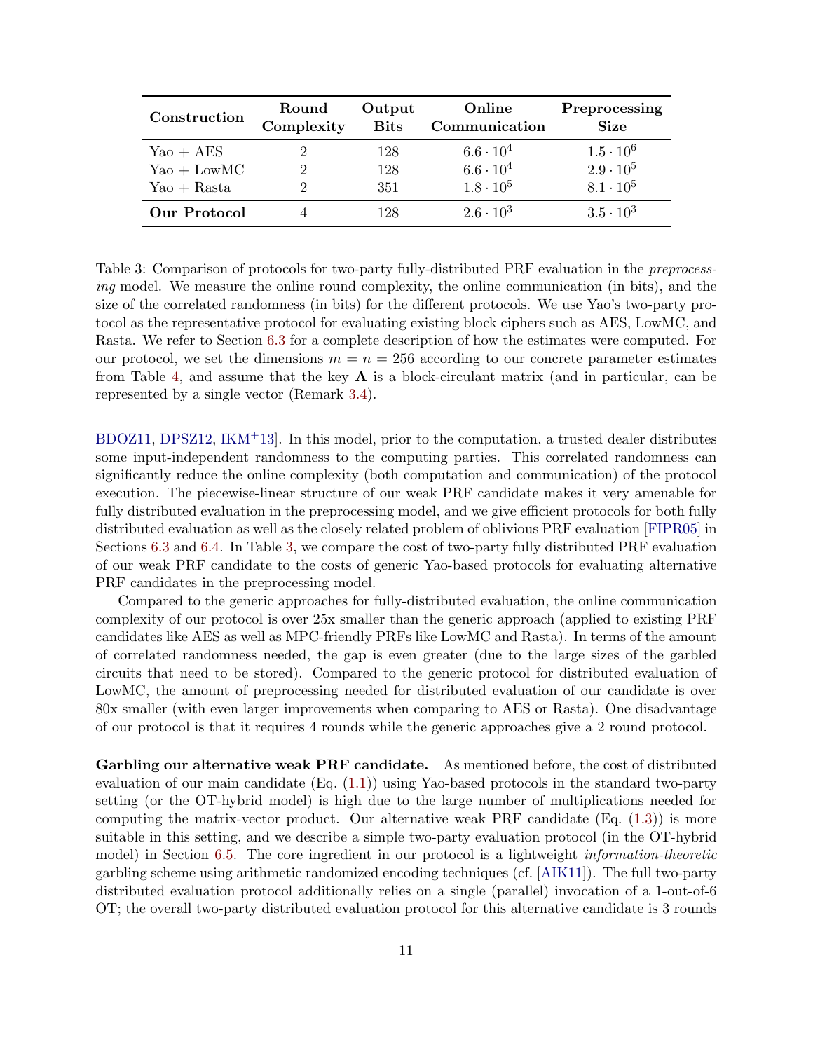| **Construction** | **Round Complexity** | **Output Bits** | **Online Communication** | **Preprocessing Size** |
|---|---|---|---|---|
| Yao + AES | 2 | 128 | $6.6 \cdot 10^4$ | $1.5 \cdot 10^6$ |
| Yao + LowMC | 2 | 128 | $6.6 \cdot 10^4$ | $2.9 \cdot 10^5$ |
| Yao + Rasta | 2 | 351 | $1.8 \cdot 10^5$ | $8.1 \cdot 10^5$ |
| **Our Protocol** | 4 | 128 | $2.6 \cdot 10^3$ | $3.5 \cdot 10^3$ |

Table 3: Comparison of protocols for two-party fully-distributed PRF evaluation in the *preprocessing* model. We measure the online round complexity, the online communication (in bits), and the size of the correlated randomness (in bits) for the different protocols. We use Yao's two-party protocol as the representative protocol for evaluating existing block ciphers such as AES, LowMC, and Rasta. We refer to Section 6.3 for a complete description of how the estimates were computed. For our protocol, we set the dimensions $m = n = 256$ according to our concrete parameter estimates from Table 4, and assume that the key $\mathbf{A}$ is a block-circulant matrix (and in particular, can be represented by a single vector (Remark 3.4).

BDOZ11, DPSZ12, IKM+13]. In this model, prior to the computation, a trusted dealer distributes some input-independent randomness to the computing parties. This correlated randomness can significantly reduce the online complexity (both computation and communication) of the protocol execution. The piecewise-linear structure of our weak PRF candidate makes it very amenable for fully distributed evaluation in the preprocessing model, and we give efficient protocols for both fully distributed evaluation as well as the closely related problem of oblivious PRF evaluation [FIPR05] in Sections 6.3 and 6.4. In Table 3, we compare the cost of two-party fully distributed PRF evaluation of our weak PRF candidate to the costs of generic Yao-based protocols for evaluating alternative PRF candidates in the preprocessing model.

Compared to the generic approaches for fully-distributed evaluation, the online communication complexity of our protocol is over 25x smaller than the generic approach (applied to existing PRF candidates like AES as well as MPC-friendly PRFs like LowMC and Rasta). In terms of the amount of correlated randomness needed, the gap is even greater (due to the large sizes of the garbled circuits that need to be stored). Compared to the generic protocol for distributed evaluation of LowMC, the amount of preprocessing needed for distributed evaluation of our candidate is over 80x smaller (with even larger improvements when comparing to AES or Rasta). One disadvantage of our protocol is that it requires 4 rounds while the generic approaches give a 2 round protocol.

**Garbling our alternative weak PRF candidate.** As mentioned before, the cost of distributed evaluation of our main candidate (Eq. (1.1)) using Yao-based protocols in the standard two-party setting (or the OT-hybrid model) is high due to the large number of multiplications needed for computing the matrix-vector product. Our alternative weak PRF candidate (Eq. (1.3)) is more suitable in this setting, and we describe a simple two-party evaluation protocol (in the OT-hybrid model) in Section 6.5. The core ingredient in our protocol is a lightweight *information-theoretic* garbling scheme using arithmetic randomized encoding techniques (cf. [AIK11]). The full two-party distributed evaluation protocol additionally relies on a single (parallel) invocation of a 1-out-of-6 OT; the overall two-party distributed evaluation protocol for this alternative candidate is 3 rounds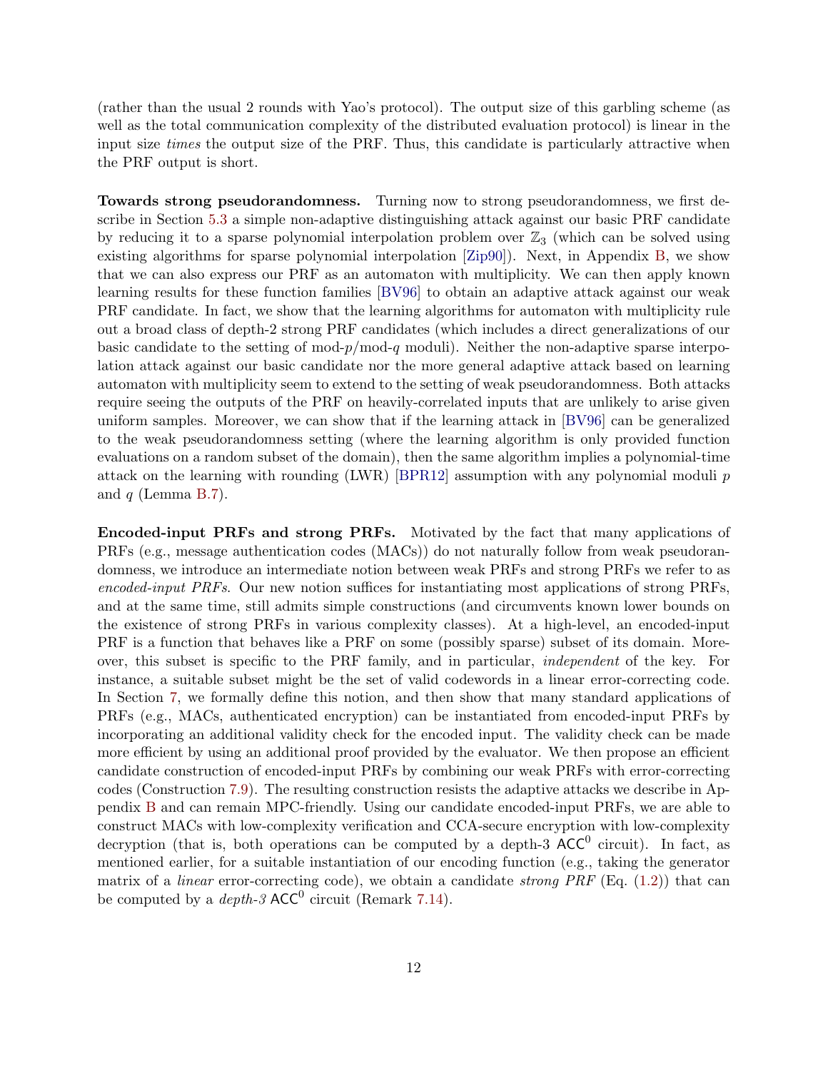(rather than the usual 2 rounds with Yao's protocol). The output size of this garbling scheme (as well as the total communication complexity of the distributed evaluation protocol) is linear in the input size *times* the output size of the PRF. Thus, this candidate is particularly attractive when the PRF output is short.

**Towards strong pseudorandomness.** Turning now to strong pseudorandomness, we first describe in Section 5.3 a simple non-adaptive distinguishing attack against our basic PRF candidate by reducing it to a sparse polynomial interpolation problem over $\mathbb{Z}_3$ (which can be solved using existing algorithms for sparse polynomial interpolation [Zip90]). Next, in Appendix B, we show that we can also express our PRF as an automaton with multiplicity. We can then apply known learning results for these function families [BV96] to obtain an adaptive attack against our weak PRF candidate. In fact, we show that the learning algorithms for automaton with multiplicity rule out a broad class of depth-2 strong PRF candidates (which includes a direct generalizations of our basic candidate to the setting of mod-$p$/mod-$q$ moduli). Neither the non-adaptive sparse interpolation attack against our basic candidate nor the more general adaptive attack based on learning automaton with multiplicity seem to extend to the setting of weak pseudorandomness. Both attacks require seeing the outputs of the PRF on heavily-correlated inputs that are unlikely to arise given uniform samples. Moreover, we can show that if the learning attack in [BV96] can be generalized to the weak pseudorandomness setting (where the learning algorithm is only provided function evaluations on a random subset of the domain), then the same algorithm implies a polynomial-time attack on the learning with rounding (LWR) [BPR12] assumption with any polynomial moduli $p$ and $q$ (Lemma B.7).

**Encoded-input PRFs and strong PRFs.** Motivated by the fact that many applications of PRFs (e.g., message authentication codes (MACs)) do not naturally follow from weak pseudorandomness, we introduce an intermediate notion between weak PRFs and strong PRFs we refer to as *encoded-input PRFs*. Our new notion suffices for instantiating most applications of strong PRFs, and at the same time, still admits simple constructions (and circumvents known lower bounds on the existence of strong PRFs in various complexity classes). At a high-level, an encoded-input PRF is a function that behaves like a PRF on some (possibly sparse) subset of its domain. Moreover, this subset is specific to the PRF family, and in particular, *independent* of the key. For instance, a suitable subset might be the set of valid codewords in a linear error-correcting code. In Section 7, we formally define this notion, and then show that many standard applications of PRFs (e.g., MACs, authenticated encryption) can be instantiated from encoded-input PRFs by incorporating an additional validity check for the encoded input. The validity check can be made more efficient by using an additional proof provided by the evaluator. We then propose an efficient candidate construction of encoded-input PRFs by combining our weak PRFs with error-correcting codes (Construction 7.9). The resulting construction resists the adaptive attacks we describe in Appendix B and can remain MPC-friendly. Using our candidate encoded-input PRFs, we are able to construct MACs with low-complexity verification and CCA-secure encryption with low-complexity decryption (that is, both operations can be computed by a depth-3 $\mathsf{ACC}^0$ circuit). In fact, as mentioned earlier, for a suitable instantiation of our encoding function (e.g., taking the generator matrix of a *linear* error-correcting code), we obtain a candidate *strong PRF* (Eq. (1.2)) that can be computed by a *depth-3* $\mathsf{ACC}^0$ circuit (Remark 7.14).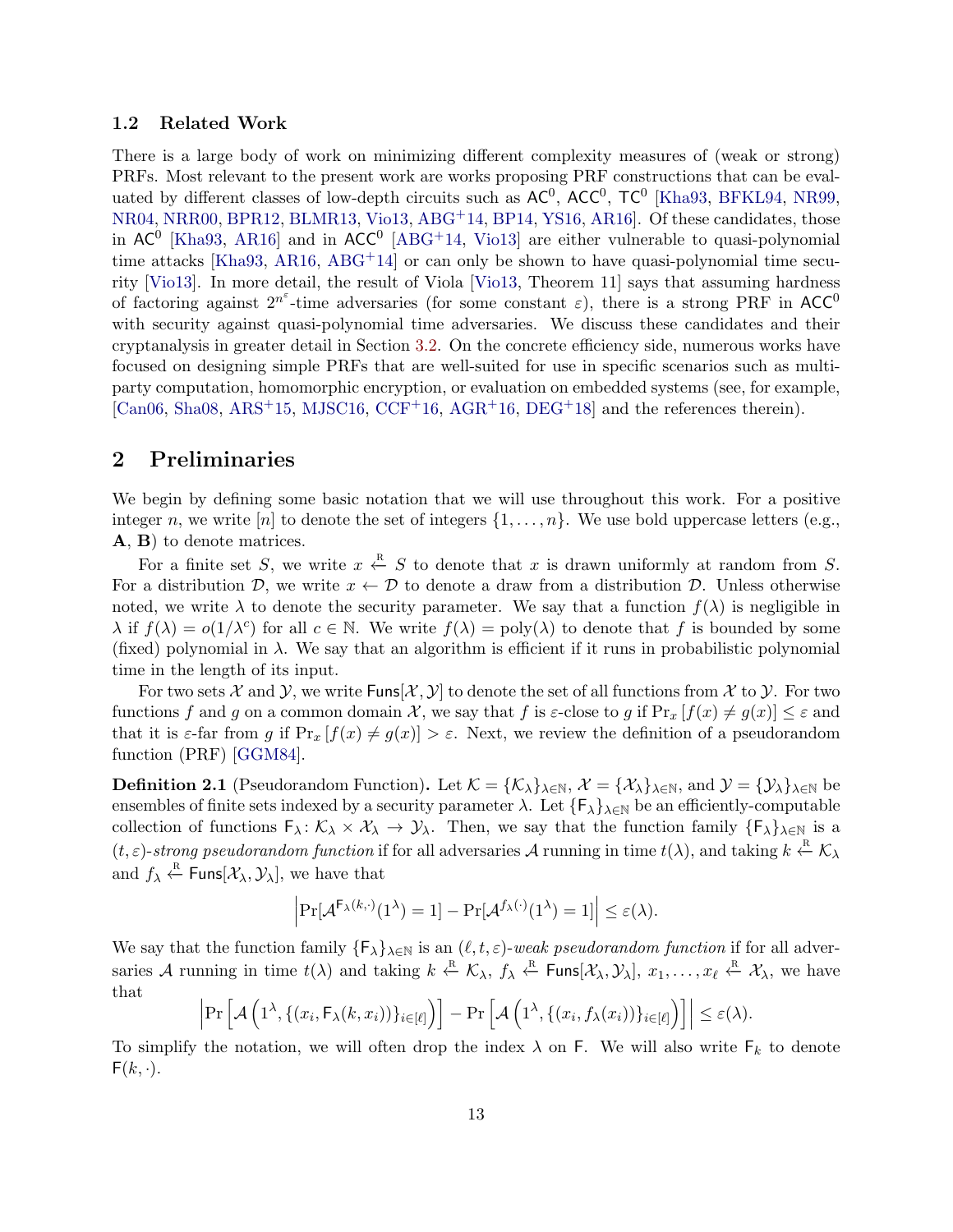### 1.2 Related Work

There is a large body of work on minimizing different complexity measures of (weak or strong) PRFs. Most relevant to the present work are works proposing PRF constructions that can be evaluated by different classes of low-depth circuits such as $\mathsf{AC}^0$, $\mathsf{ACC}^0$, $\mathsf{TC}^0$ [Kha93, BFKL94, NR99, NR04, NRR00, BPR12, BLMR13, Vio13, ABG+14, BP14, YS16, AR16]. Of these candidates, those in $\mathsf{AC}^0$ [Kha93, AR16] and in $\mathsf{ACC}^0$ [ABG+14, Vio13] are either vulnerable to quasi-polynomial time attacks [Kha93, AR16, ABG+14] or can only be shown to have quasi-polynomial time security [Vio13]. In more detail, the result of Viola [Vio13, Theorem 11] says that assuming hardness of factoring against $2^{n^\varepsilon}$-time adversaries (for some constant $\varepsilon$), there is a strong PRF in $\mathsf{ACC}^0$ with security against quasi-polynomial time adversaries. We discuss these candidates and their cryptanalysis in greater detail in Section 3.2. On the concrete efficiency side, numerous works have focused on designing simple PRFs that are well-suited for use in specific scenarios such as multiparty computation, homomorphic encryption, or evaluation on embedded systems (see, for example, [Can06, Sha08, ARS+15, MJSC16, CCF+16, AGR+16, DEG+18] and the references therein).

## 2 Preliminaries

We begin by defining some basic notation that we will use throughout this work. For a positive integer $n$, we write $[n]$ to denote the set of integers $\{1, \ldots, n\}$. We use bold uppercase letters (e.g., $\mathbf{A}$, $\mathbf{B}$) to denote matrices.

For a finite set $S$, we write $x \xleftarrow{\text{R}} S$ to denote that $x$ is drawn uniformly at random from $S$. For a distribution $\mathcal{D}$, we write $x \leftarrow \mathcal{D}$ to denote a draw from a distribution $\mathcal{D}$. Unless otherwise noted, we write $\lambda$ to denote the security parameter. We say that a function $f(\lambda)$ is negligible in $\lambda$ if $f(\lambda) = o(1/\lambda^c)$ for all $c \in \mathbb{N}$. We write $f(\lambda) = \text{poly}(\lambda)$ to denote that $f$ is bounded by some (fixed) polynomial in $\lambda$. We say that an algorithm is efficient if it runs in probabilistic polynomial time in the length of its input.

For two sets $\mathcal{X}$ and $\mathcal{Y}$, we write $\mathsf{Funs}[\mathcal{X}, \mathcal{Y}]$ to denote the set of all functions from $\mathcal{X}$ to $\mathcal{Y}$. For two functions $f$ and $g$ on a common domain $\mathcal{X}$, we say that $f$ is $\varepsilon$-close to $g$ if $\Pr_x[f(x) \neq g(x)] \leq \varepsilon$ and that it is $\varepsilon$-far from $g$ if $\Pr_x[f(x) \neq g(x)] > \varepsilon$. Next, we review the definition of a pseudorandom function (PRF) [GGM84].

**Definition 2.1** (Pseudorandom Function)**.** Let $\mathcal{K} = \{\mathcal{K}_\lambda\}_{\lambda \in \mathbb{N}}$, $\mathcal{X} = \{\mathcal{X}_\lambda\}_{\lambda \in \mathbb{N}}$, and $\mathcal{Y} = \{\mathcal{Y}_\lambda\}_{\lambda \in \mathbb{N}}$ be ensembles of finite sets indexed by a security parameter $\lambda$. Let $\{\mathsf{F}_\lambda\}_{\lambda \in \mathbb{N}}$ be an efficiently-computable collection of functions $\mathsf{F}_\lambda \colon \mathcal{K}_\lambda \times \mathcal{X}_\lambda \to \mathcal{Y}_\lambda$. Then, we say that the function family $\{\mathsf{F}_\lambda\}_{\lambda \in \mathbb{N}}$ is a $(t, \varepsilon)$-*strong pseudorandom function* if for all adversaries $\mathcal{A}$ running in time $t(\lambda)$, and taking $k \xleftarrow{\text{R}} \mathcal{K}_\lambda$ and $f_\lambda \xleftarrow{\text{R}} \mathsf{Funs}[\mathcal{X}_\lambda, \mathcal{Y}_\lambda]$, we have that

$$\left| \Pr[\mathcal{A}^{\mathsf{F}_\lambda(k, \cdot)}(1^\lambda) = 1] - \Pr[\mathcal{A}^{f_\lambda(\cdot)}(1^\lambda) = 1] \right| \leq \varepsilon(\lambda).$$

We say that the function family $\{\mathsf{F}_\lambda\}_{\lambda \in \mathbb{N}}$ is an $(\ell, t, \varepsilon)$-*weak pseudorandom function* if for all adversaries $\mathcal{A}$ running in time $t(\lambda)$ and taking $k \xleftarrow{\text{R}} \mathcal{K}_\lambda$, $f_\lambda \xleftarrow{\text{R}} \mathsf{Funs}[\mathcal{X}_\lambda, \mathcal{Y}_\lambda]$, $x_1, \ldots, x_\ell \xleftarrow{\text{R}} \mathcal{X}_\lambda$, we have that

$$\left| \Pr\left[\mathcal{A}\left(1^\lambda, \{(x_i, \mathsf{F}_\lambda(k, x_i))\}_{i \in [\ell]}\right)\right] - \Pr\left[\mathcal{A}\left(1^\lambda, \{(x_i, f_\lambda(x_i))\}_{i \in [\ell]}\right)\right] \right| \leq \varepsilon(\lambda).$$

To simplify the notation, we will often drop the index $\lambda$ on $\mathsf{F}$. We will also write $\mathsf{F}_k$ to denote $\mathsf{F}(k, \cdot)$.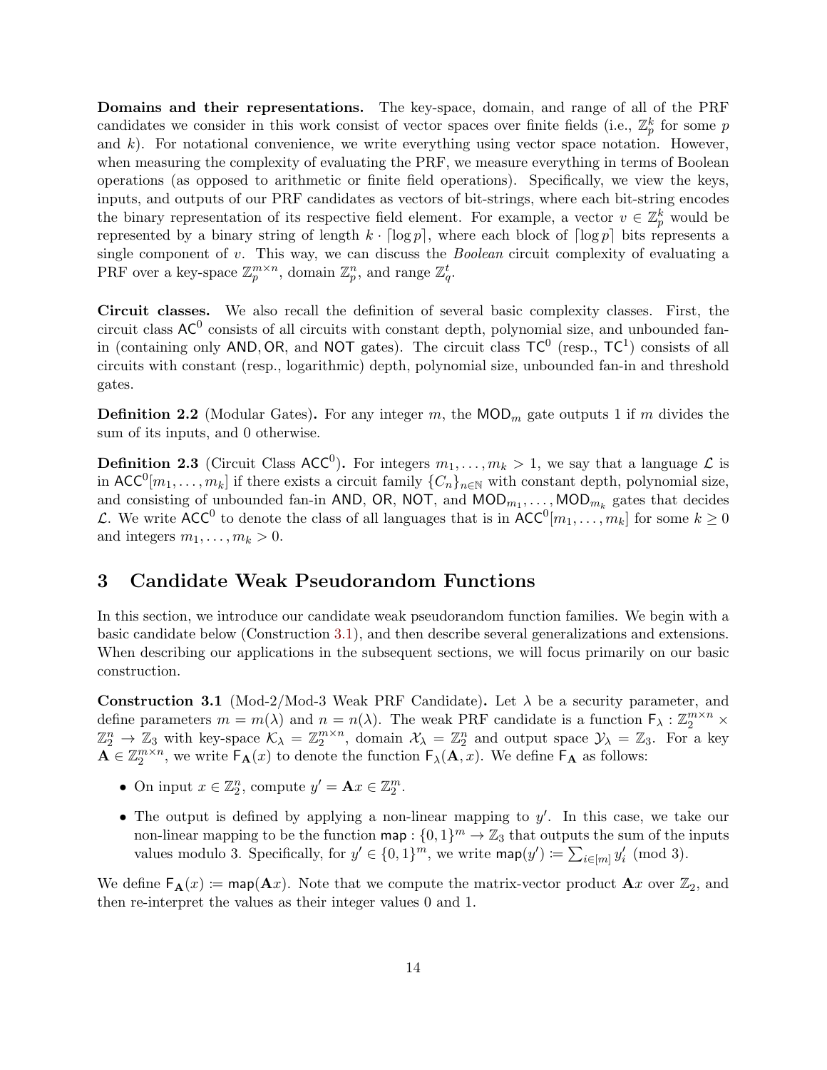**Domains and their representations.** The key-space, domain, and range of all of the PRF candidates we consider in this work consist of vector spaces over finite fields (i.e., $\mathbb{Z}_p^k$ for some $p$ and $k$). For notational convenience, we write everything using vector space notation. However, when measuring the complexity of evaluating the PRF, we measure everything in terms of Boolean operations (as opposed to arithmetic or finite field operations). Specifically, we view the keys, inputs, and outputs of our PRF candidates as vectors of bit-strings, where each bit-string encodes the binary representation of its respective field element. For example, a vector $v \in \mathbb{Z}_p^k$ would be represented by a binary string of length $k \cdot \lceil \log p \rceil$, where each block of $\lceil \log p \rceil$ bits represents a single component of $v$. This way, we can discuss the *Boolean* circuit complexity of evaluating a PRF over a key-space $\mathbb{Z}_p^{m \times n}$, domain $\mathbb{Z}_p^n$, and range $\mathbb{Z}_q^t$.

**Circuit classes.** We also recall the definition of several basic complexity classes. First, the circuit class $\mathsf{AC}^0$ consists of all circuits with constant depth, polynomial size, and unbounded fan-in (containing only $\mathsf{AND}, \mathsf{OR}$, and $\mathsf{NOT}$ gates). The circuit class $\mathsf{TC}^0$ (resp., $\mathsf{TC}^1$) consists of all circuits with constant (resp., logarithmic) depth, polynomial size, unbounded fan-in and threshold gates.

**Definition 2.2** (Modular Gates)**.** For any integer $m$, the $\mathsf{MOD}_m$ gate outputs 1 if $m$ divides the sum of its inputs, and 0 otherwise.

**Definition 2.3** (Circuit Class $\mathsf{ACC}^0$)**.** For integers $m_1, \ldots, m_k > 1$, we say that a language $\mathcal{L}$ is in $\mathsf{ACC}^0[m_1, \ldots, m_k]$ if there exists a circuit family $\{C_n\}_{n \in \mathbb{N}}$ with constant depth, polynomial size, and consisting of unbounded fan-in $\mathsf{AND}$, $\mathsf{OR}$, $\mathsf{NOT}$, and $\mathsf{MOD}_{m_1}, \ldots, \mathsf{MOD}_{m_k}$ gates that decides $\mathcal{L}$. We write $\mathsf{ACC}^0$ to denote the class of all languages that is in $\mathsf{ACC}^0[m_1, \ldots, m_k]$ for some $k \geq 0$ and integers $m_1, \ldots, m_k > 0$.

# 3 Candidate Weak Pseudorandom Functions

In this section, we introduce our candidate weak pseudorandom function families. We begin with a basic candidate below (Construction 3.1), and then describe several generalizations and extensions. When describing our applications in the subsequent sections, we will focus primarily on our basic construction.

**Construction 3.1** (Mod-2/Mod-3 Weak PRF Candidate)**.** Let $\lambda$ be a security parameter, and define parameters $m = m(\lambda)$ and $n = n(\lambda)$. The weak PRF candidate is a function $\mathsf{F}_\lambda : \mathbb{Z}_2^{m \times n} \times \mathbb{Z}_2^n \to \mathbb{Z}_3$ with key-space $\mathcal{K}_\lambda = \mathbb{Z}_2^{m \times n}$, domain $\mathcal{X}_\lambda = \mathbb{Z}_2^n$ and output space $\mathcal{Y}_\lambda = \mathbb{Z}_3$. For a key $\mathbf{A} \in \mathbb{Z}_2^{m \times n}$, we write $\mathsf{F}_{\mathbf{A}}(x)$ to denote the function $\mathsf{F}_\lambda(\mathbf{A}, x)$. We define $\mathsf{F}_{\mathbf{A}}$ as follows:

- On input $x \in \mathbb{Z}_2^n$, compute $y' = \mathbf{A}x \in \mathbb{Z}_2^m$.
- The output is defined by applying a non-linear mapping to $y'$. In this case, we take our non-linear mapping to be the function $\mathsf{map} : \{0,1\}^m \to \mathbb{Z}_3$ that outputs the sum of the inputs values modulo 3. Specifically, for $y' \in \{0,1\}^m$, we write $\mathsf{map}(y') \coloneqq \sum_{i \in [m]} y'_i \pmod 3$.

We define $\mathsf{F}_{\mathbf{A}}(x) \coloneqq \mathsf{map}(\mathbf{A}x)$. Note that we compute the matrix-vector product $\mathbf{A}x$ over $\mathbb{Z}_2$, and then re-interpret the values as their integer values 0 and 1.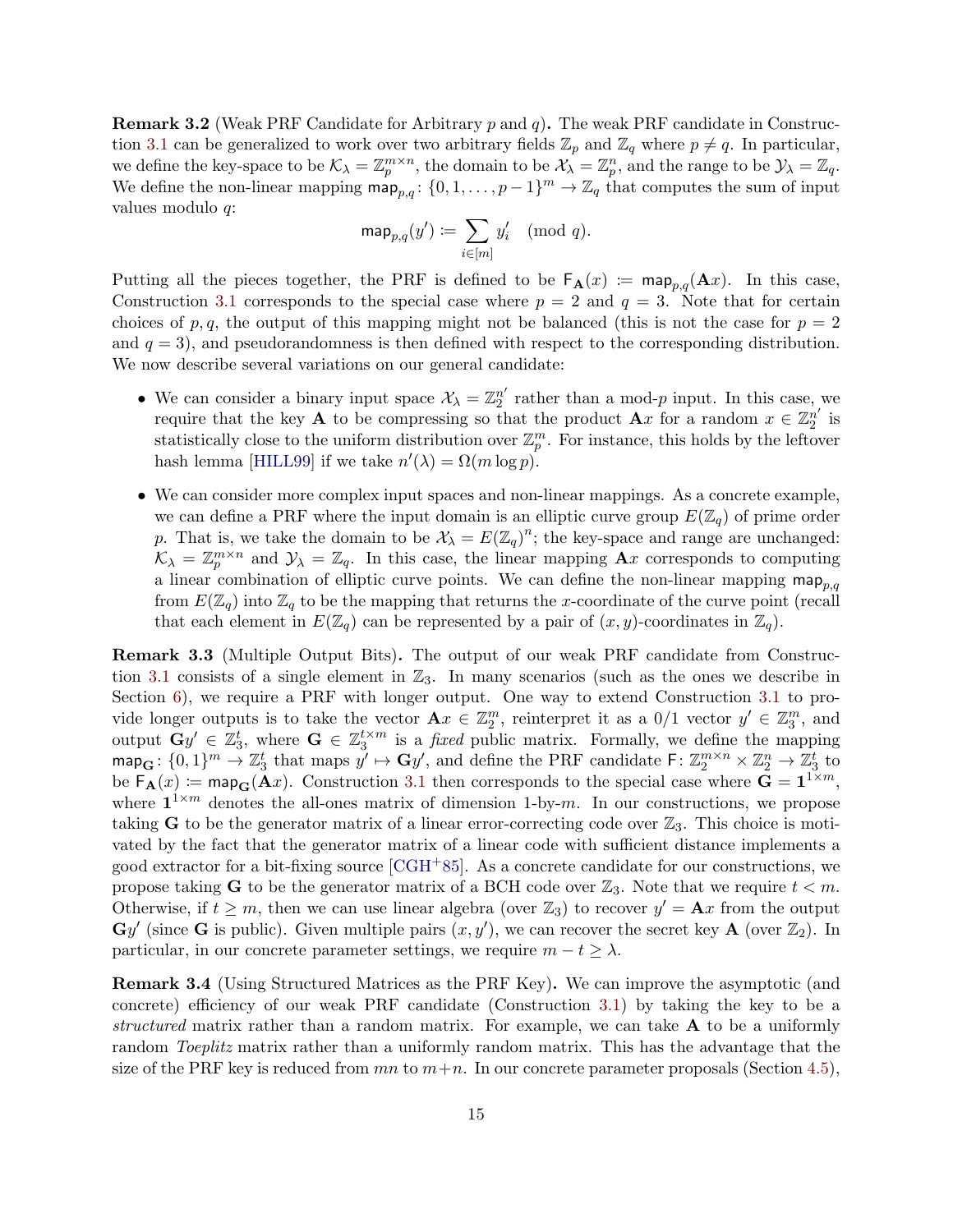**Remark 3.2** (Weak PRF Candidate for Arbitrary $p$ and $q$)**.** The weak PRF candidate in Construction 3.1 can be generalized to work over two arbitrary fields $\mathbb{Z}_p$ and $\mathbb{Z}_q$ where $p \neq q$. In particular, we define the key-space to be $\mathcal{K}_\lambda = \mathbb{Z}_p^{m \times n}$, the domain to be $\mathcal{X}_\lambda = \mathbb{Z}_p^n$, and the range to be $\mathcal{Y}_\lambda = \mathbb{Z}_q$. We define the non-linear mapping $\mathsf{map}_{p,q} \colon \{0, 1, \ldots, p-1\}^m \to \mathbb{Z}_q$ that computes the sum of input values modulo $q$:

$$\mathsf{map}_{p,q}(y') \coloneqq \sum_{i \in [m]} y'_i \pmod{q}.$$

Putting all the pieces together, the PRF is defined to be $\mathsf{F}_{\mathbf{A}}(x) \coloneqq \mathsf{map}_{p,q}(\mathbf{A}x)$. In this case, Construction 3.1 corresponds to the special case where $p = 2$ and $q = 3$. Note that for certain choices of $p, q$, the output of this mapping might not be balanced (this is not the case for $p = 2$ and $q = 3$), and pseudorandomness is then defined with respect to the corresponding distribution. We now describe several variations on our general candidate:

- We can consider a binary input space $\mathcal{X}_\lambda = \mathbb{Z}_2^{n'}$ rather than a mod-$p$ input. In this case, we require that the key $\mathbf{A}$ to be compressing so that the product $\mathbf{A}x$ for a random $x \in \mathbb{Z}_2^{n'}$ is statistically close to the uniform distribution over $\mathbb{Z}_p^m$. For instance, this holds by the leftover hash lemma [HILL99] if we take $n'(\lambda) = \Omega(m \log p)$.
- We can consider more complex input spaces and non-linear mappings. As a concrete example, we can define a PRF where the input domain is an elliptic curve group $E(\mathbb{Z}_q)$ of prime order $p$. That is, we take the domain to be $\mathcal{X}_\lambda = E(\mathbb{Z}_q)^n$; the key-space and range are unchanged: $\mathcal{K}_\lambda = \mathbb{Z}_p^{m \times n}$ and $\mathcal{Y}_\lambda = \mathbb{Z}_q$. In this case, the linear mapping $\mathbf{A}x$ corresponds to computing a linear combination of elliptic curve points. We can define the non-linear mapping $\mathsf{map}_{p,q}$ from $E(\mathbb{Z}_q)$ into $\mathbb{Z}_q$ to be the mapping that returns the $x$-coordinate of the curve point (recall that each element in $E(\mathbb{Z}_q)$ can be represented by a pair of $(x, y)$-coordinates in $\mathbb{Z}_q$).

**Remark 3.3** (Multiple Output Bits)**.** The output of our weak PRF candidate from Construction 3.1 consists of a single element in $\mathbb{Z}_3$. In many scenarios (such as the ones we describe in Section 6), we require a PRF with longer output. One way to extend Construction 3.1 to provide longer outputs is to take the vector $\mathbf{A}x \in \mathbb{Z}_2^m$, reinterpret it as a 0/1 vector $y' \in \mathbb{Z}_3^m$, and output $\mathbf{G}y' \in \mathbb{Z}_3^t$, where $\mathbf{G} \in \mathbb{Z}_3^{t \times m}$ is a *fixed* public matrix. Formally, we define the mapping $\mathsf{map}_{\mathbf{G}} \colon \{0,1\}^m \to \mathbb{Z}_3^t$ that maps $y' \mapsto \mathbf{G}y'$, and define the PRF candidate $\mathsf{F} \colon \mathbb{Z}_2^{m \times n} \times \mathbb{Z}_2^n \to \mathbb{Z}_3^t$ to be $\mathsf{F}_{\mathbf{A}}(x) \coloneqq \mathsf{map}_{\mathbf{G}}(\mathbf{A}x)$. Construction 3.1 then corresponds to the special case where $\mathbf{G} = \mathbf{1}^{1 \times m}$, where $\mathbf{1}^{1 \times m}$ denotes the all-ones matrix of dimension 1-by-$m$. In our constructions, we propose taking $\mathbf{G}$ to be the generator matrix of a linear error-correcting code over $\mathbb{Z}_3$. This choice is motivated by the fact that the generator matrix of a linear code with sufficient distance implements a good extractor for a bit-fixing source [CGH+85]. As a concrete candidate for our constructions, we propose taking $\mathbf{G}$ to be the generator matrix of a BCH code over $\mathbb{Z}_3$. Note that we require $t < m$. Otherwise, if $t \geq m$, then we can use linear algebra (over $\mathbb{Z}_3$) to recover $y' = \mathbf{A}x$ from the output $\mathbf{G}y'$ (since $\mathbf{G}$ is public). Given multiple pairs $(x, y')$, we can recover the secret key $\mathbf{A}$ (over $\mathbb{Z}_2$). In particular, in our concrete parameter settings, we require $m - t \geq \lambda$.

**Remark 3.4** (Using Structured Matrices as the PRF Key)**.** We can improve the asymptotic (and concrete) efficiency of our weak PRF candidate (Construction 3.1) by taking the key to be a *structured* matrix rather than a random matrix. For example, we can take $\mathbf{A}$ to be a uniformly random *Toeplitz* matrix rather than a uniformly random matrix. This has the advantage that the size of the PRF key is reduced from $mn$ to $m+n$. In our concrete parameter proposals (Section 4.5),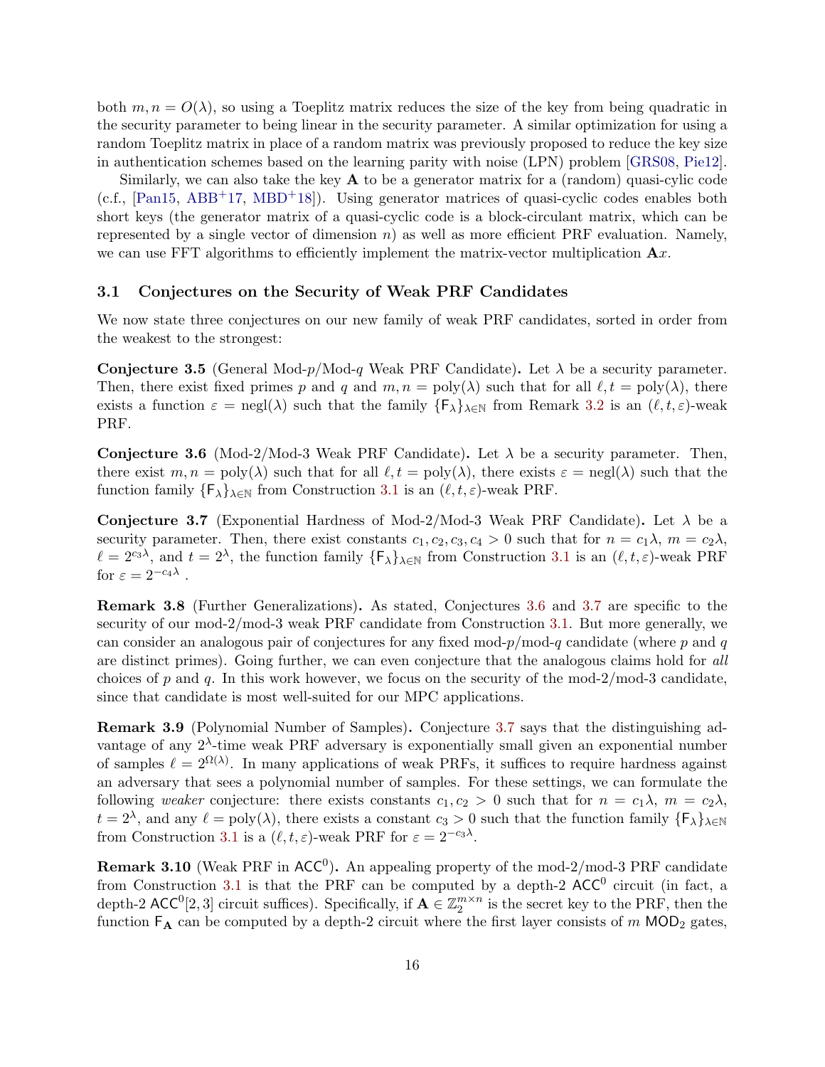both $m, n = O(\lambda)$, so using a Toeplitz matrix reduces the size of the key from being quadratic in the security parameter to being linear in the security parameter. A similar optimization for using a random Toeplitz matrix in place of a random matrix was previously proposed to reduce the key size in authentication schemes based on the learning parity with noise (LPN) problem [GRS08, Pie12].

Similarly, we can also take the key $\mathbf{A}$ to be a generator matrix for a (random) quasi-cylic code (c.f., [Pan15, ABB+17, MBD+18]). Using generator matrices of quasi-cyclic codes enables both short keys (the generator matrix of a quasi-cyclic code is a block-circulant matrix, which can be represented by a single vector of dimension $n$) as well as more efficient PRF evaluation. Namely, we can use FFT algorithms to efficiently implement the matrix-vector multiplication $\mathbf{A}x$.

### 3.1 Conjectures on the Security of Weak PRF Candidates

We now state three conjectures on our new family of weak PRF candidates, sorted in order from the weakest to the strongest:

**Conjecture 3.5** (General Mod-$p$/Mod-$q$ Weak PRF Candidate)**.** Let $\lambda$ be a security parameter. Then, there exist fixed primes $p$ and $q$ and $m, n = \text{poly}(\lambda)$ such that for all $\ell, t = \text{poly}(\lambda)$, there exists a function $\varepsilon = \text{negl}(\lambda)$ such that the family $\{\mathsf{F}_\lambda\}_{\lambda \in \mathbb{N}}$ from Remark 3.2 is an $(\ell, t, \varepsilon)$-weak PRF.

**Conjecture 3.6** (Mod-2/Mod-3 Weak PRF Candidate)**.** Let $\lambda$ be a security parameter. Then, there exist $m, n = \text{poly}(\lambda)$ such that for all $\ell, t = \text{poly}(\lambda)$, there exists $\varepsilon = \text{negl}(\lambda)$ such that the function family $\{\mathsf{F}_\lambda\}_{\lambda \in \mathbb{N}}$ from Construction 3.1 is an $(\ell, t, \varepsilon)$-weak PRF.

**Conjecture 3.7** (Exponential Hardness of Mod-2/Mod-3 Weak PRF Candidate)**.** Let $\lambda$ be a security parameter. Then, there exist constants $c_1, c_2, c_3, c_4 > 0$ such that for $n = c_1\lambda$, $m = c_2\lambda$, $\ell = 2^{c_3\lambda}$, and $t = 2^\lambda$, the function family $\{\mathsf{F}_\lambda\}_{\lambda \in \mathbb{N}}$ from Construction 3.1 is an $(\ell, t, \varepsilon)$-weak PRF for $\varepsilon = 2^{-c_4\lambda}$ .

**Remark 3.8** (Further Generalizations)**.** As stated, Conjectures 3.6 and 3.7 are specific to the security of our mod-2/mod-3 weak PRF candidate from Construction 3.1. But more generally, we can consider an analogous pair of conjectures for any fixed mod-$p$/mod-$q$ candidate (where $p$ and $q$ are distinct primes). Going further, we can even conjecture that the analogous claims hold for *all* choices of $p$ and $q$. In this work however, we focus on the security of the mod-2/mod-3 candidate, since that candidate is most well-suited for our MPC applications.

**Remark 3.9** (Polynomial Number of Samples)**.** Conjecture 3.7 says that the distinguishing advantage of any $2^\lambda$-time weak PRF adversary is exponentially small given an exponential number of samples $\ell = 2^{\Omega(\lambda)}$. In many applications of weak PRFs, it suffices to require hardness against an adversary that sees a polynomial number of samples. For these settings, we can formulate the following *weaker* conjecture: there exists constants $c_1, c_2 > 0$ such that for $n = c_1\lambda$, $m = c_2\lambda$, $t = 2^\lambda$, and any $\ell = \text{poly}(\lambda)$, there exists a constant $c_3 > 0$ such that the function family $\{\mathsf{F}_\lambda\}_{\lambda \in \mathbb{N}}$ from Construction 3.1 is a $(\ell, t, \varepsilon)$-weak PRF for $\varepsilon = 2^{-c_3\lambda}$.

**Remark 3.10** (Weak PRF in $\mathsf{ACC}^0$)**.** An appealing property of the mod-2/mod-3 PRF candidate from Construction 3.1 is that the PRF can be computed by a depth-2 $\mathsf{ACC}^0$ circuit (in fact, a depth-2 $\mathsf{ACC}^0[2,3]$ circuit suffices). Specifically, if $\mathbf{A} \in \mathbb{Z}_2^{m \times n}$ is the secret key to the PRF, then the function $\mathsf{F}_\mathbf{A}$ can be computed by a depth-2 circuit where the first layer consists of $m$ $\mathsf{MOD}_2$ gates,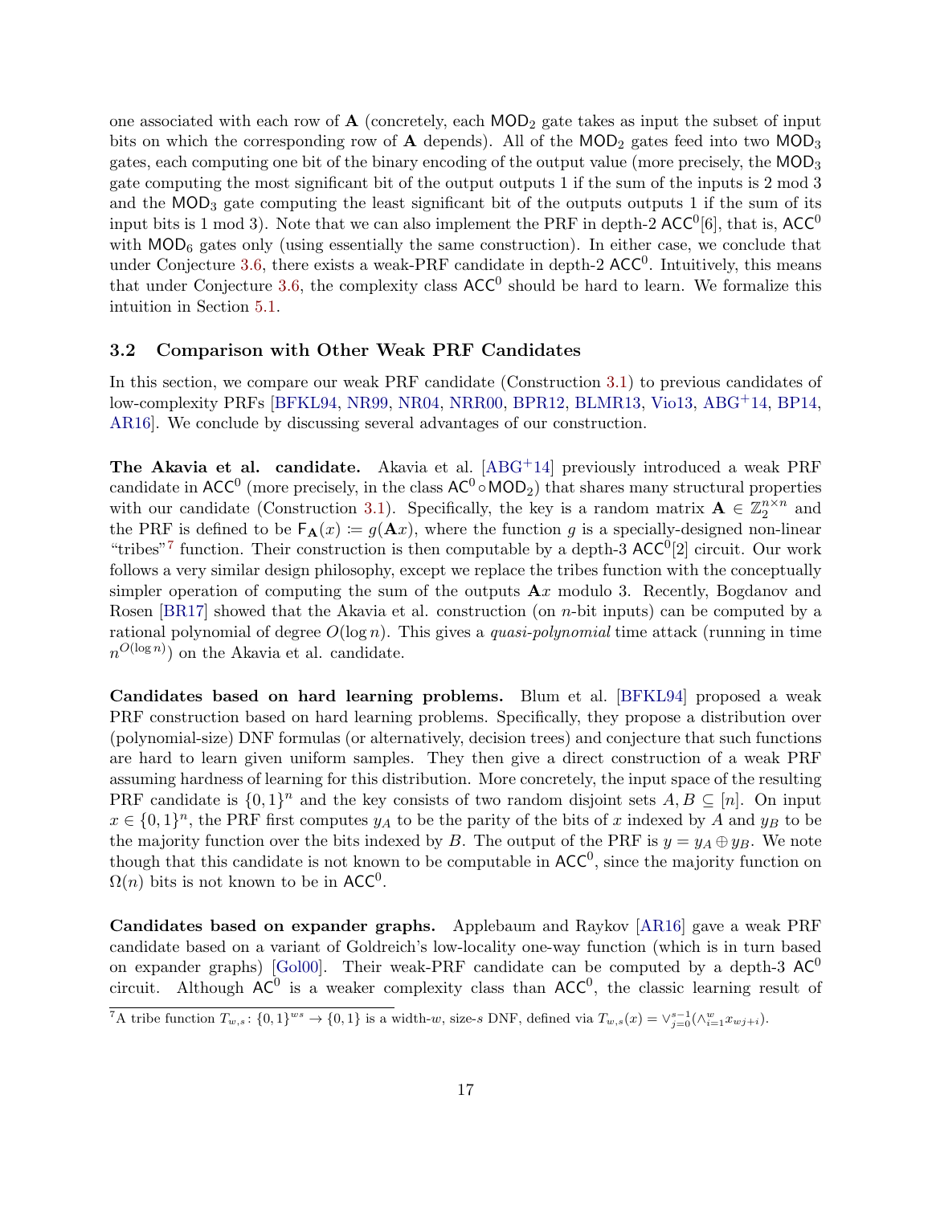one associated with each row of $\mathbf{A}$ (concretely, each $\mathsf{MOD}_2$ gate takes as input the subset of input bits on which the corresponding row of $\mathbf{A}$ depends). All of the $\mathsf{MOD}_2$ gates feed into two $\mathsf{MOD}_3$ gates, each computing one bit of the binary encoding of the output value (more precisely, the $\mathsf{MOD}_3$ gate computing the most significant bit of the output outputs 1 if the sum of the inputs is 2 mod 3 and the $\mathsf{MOD}_3$ gate computing the least significant bit of the outputs outputs 1 if the sum of its input bits is 1 mod 3). Note that we can also implement the PRF in depth-2 $\mathsf{ACC}^0[6]$, that is, $\mathsf{ACC}^0$ with $\mathsf{MOD}_6$ gates only (using essentially the same construction). In either case, we conclude that under Conjecture 3.6, there exists a weak-PRF candidate in depth-2 $\mathsf{ACC}^0$. Intuitively, this means that under Conjecture 3.6, the complexity class $\mathsf{ACC}^0$ should be hard to learn. We formalize this intuition in Section 5.1.

### 3.2 Comparison with Other Weak PRF Candidates

In this section, we compare our weak PRF candidate (Construction 3.1) to previous candidates of low-complexity PRFs [BFKL94, NR99, NR04, NRR00, BPR12, BLMR13, Vio13, ABG+14, BP14, AR16]. We conclude by discussing several advantages of our construction.

**The Akavia et al. candidate.** Akavia et al. [ABG+14] previously introduced a weak PRF candidate in $\mathsf{ACC}^0$ (more precisely, in the class $\mathsf{AC}^0 \circ \mathsf{MOD}_2$) that shares many structural properties with our candidate (Construction 3.1). Specifically, the key is a random matrix $\mathbf{A} \in \mathbb{Z}_2^{n \times n}$ and the PRF is defined to be $\mathsf{F}_{\mathbf{A}}(x) \coloneqq g(\mathbf{A}x)$, where the function $g$ is a specially-designed non-linear "tribes"[7] function. Their construction is then computable by a depth-3 $\mathsf{ACC}^0[2]$ circuit. Our work follows a very similar design philosophy, except we replace the tribes function with the conceptually simpler operation of computing the sum of the outputs $\mathbf{A}x$ modulo 3. Recently, Bogdanov and Rosen [BR17] showed that the Akavia et al. construction (on $n$-bit inputs) can be computed by a rational polynomial of degree $O(\log n)$. This gives a *quasi-polynomial* time attack (running in time $n^{O(\log n)}$) on the Akavia et al. candidate.

**Candidates based on hard learning problems.** Blum et al. [BFKL94] proposed a weak PRF construction based on hard learning problems. Specifically, they propose a distribution over (polynomial-size) DNF formulas (or alternatively, decision trees) and conjecture that such functions are hard to learn given uniform samples. They then give a direct construction of a weak PRF assuming hardness of learning for this distribution. More concretely, the input space of the resulting PRF candidate is $\{0,1\}^n$ and the key consists of two random disjoint sets $A, B \subseteq [n]$. On input $x \in \{0,1\}^n$, the PRF first computes $y_A$ to be the parity of the bits of $x$ indexed by $A$ and $y_B$ to be the majority function over the bits indexed by $B$. The output of the PRF is $y = y_A \oplus y_B$. We note though that this candidate is not known to be computable in $\mathsf{ACC}^0$, since the majority function on $\Omega(n)$ bits is not known to be in $\mathsf{ACC}^0$.

**Candidates based on expander graphs.** Applebaum and Raykov [AR16] gave a weak PRF candidate based on a variant of Goldreich's low-locality one-way function (which is in turn based on expander graphs) [Gol00]. Their weak-PRF candidate can be computed by a depth-3 $\mathsf{AC}^0$ circuit. Although $\mathsf{AC}^0$ is a weaker complexity class than $\mathsf{ACC}^0$, the classic learning result of

[7] A tribe function $T_{w,s} \colon \{0,1\}^{ws} \to \{0,1\}$ is a width-$w$, size-$s$ DNF, defined via $T_{w,s}(x) = \vee_{j=0}^{s-1}(\wedge_{i=1}^{w} x_{wj+i})$.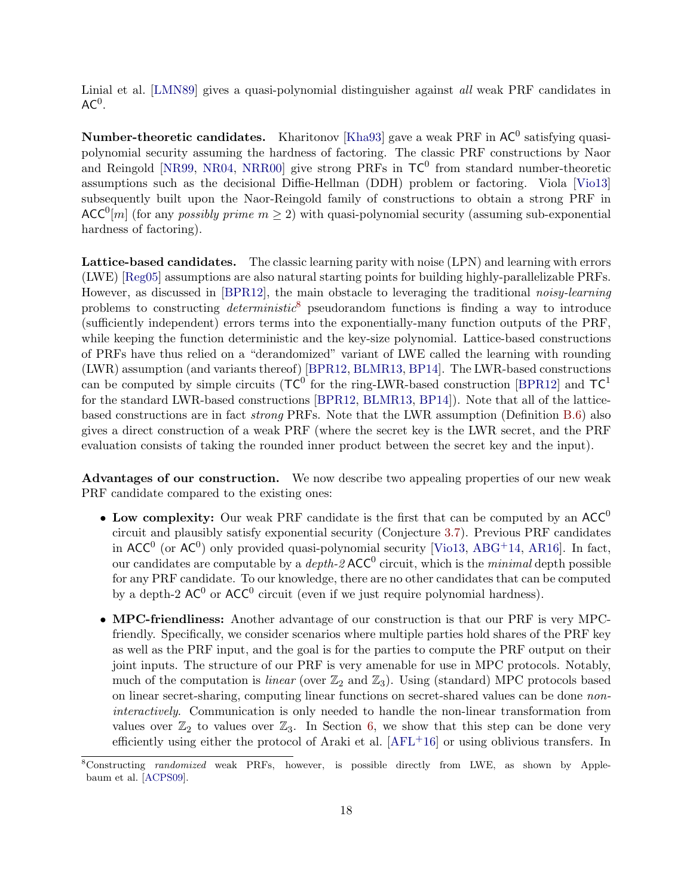Linial et al. [LMN89] gives a quasi-polynomial distinguisher against *all* weak PRF candidates in $\mathsf{AC}^0$.

**Number-theoretic candidates.** Kharitonov [Kha93] gave a weak PRF in $\mathsf{AC}^0$ satisfying quasi-polynomial security assuming the hardness of factoring. The classic PRF constructions by Naor and Reingold [NR99, NR04, NRR00] give strong PRFs in $\mathsf{TC}^0$ from standard number-theoretic assumptions such as the decisional Diffie-Hellman (DDH) problem or factoring. Viola [Vio13] subsequently built upon the Naor-Reingold family of constructions to obtain a strong PRF in $\mathsf{ACC}^0[m]$ (for any *possibly prime* $m \geq 2$) with quasi-polynomial security (assuming sub-exponential hardness of factoring).

**Lattice-based candidates.** The classic learning parity with noise (LPN) and learning with errors (LWE) [Reg05] assumptions are also natural starting points for building highly-parallelizable PRFs. However, as discussed in [BPR12], the main obstacle to leveraging the traditional *noisy-learning* problems to constructing *deterministic*[8] pseudorandom functions is finding a way to introduce (sufficiently independent) errors terms into the exponentially-many function outputs of the PRF, while keeping the function deterministic and the key-size polynomial. Lattice-based constructions of PRFs have thus relied on a "derandomized" variant of LWE called the learning with rounding (LWR) assumption (and variants thereof) [BPR12, BLMR13, BP14]. The LWR constructions can be computed by simple circuits ($\mathsf{TC}^0$ for the ring-LWR-based construction [BPR12] and $\mathsf{TC}^1$ for the standard LWR-based constructions [BPR12, BLMR13, BP14]). Note that all of the lattice-based constructions are in fact *strong* PRFs. Note that the LWR assumption (Definition B.6) also gives a direct construction of a weak PRF (where the secret key is the LWR secret, and the PRF evaluation consists of taking the rounded inner product between the secret key and the input).

**Advantages of our construction.** We now describe two appealing properties of our new weak PRF candidate compared to the existing ones:

- **Low complexity:** Our weak PRF candidate is the first that can be computed by an $\mathsf{ACC}^0$ circuit and plausibly satisfy exponential security (Conjecture 3.7). Previous PRF candidates in $\mathsf{ACC}^0$ (or $\mathsf{AC}^0$) only provided quasi-polynomial security [Vio13, ABG+14, AR16]. In fact, our candidates are computable by a *depth-2* $\mathsf{ACC}^0$ circuit, which is the *minimal* depth possible for any PRF candidate. To our knowledge, there are no other candidates that can be computed by a depth-2 $\mathsf{AC}^0$ or $\mathsf{ACC}^0$ circuit (even if we just require polynomial hardness).
- **MPC-friendliness:** Another advantage of our construction is that our PRF is very MPC-friendly. Specifically, we consider scenarios where multiple parties hold shares of the PRF key as well as the PRF input, and the goal is for the parties to compute the PRF output on their joint inputs. The structure of our PRF is very amenable for use in MPC protocols. Notably, much of the computation is *linear* (over $\mathbb{Z}_2$ and $\mathbb{Z}_3$). Using (standard) MPC protocols based on linear secret-sharing, computing linear functions on secret-shared values can be done *non-interactively*. Communication is only needed to handle the non-linear transformation from values over $\mathbb{Z}_2$ to values over $\mathbb{Z}_3$. In Section 6, we show that this step can be done very efficiently using either the protocol of Araki et al. [AFL+16] or using oblivious transfers. In

[8] Constructing *randomized* weak PRFs, however, is possible directly from LWE, as shown by Applebaum et al. [ACPS09].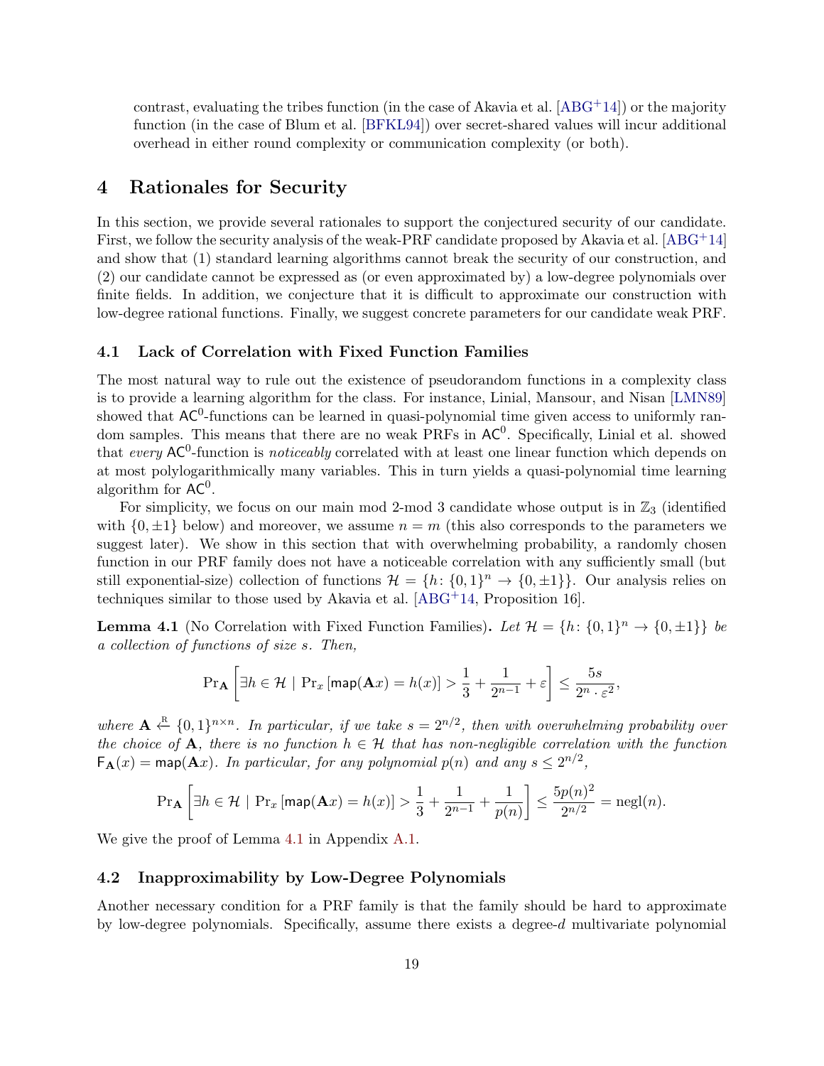contrast, evaluating the tribes function (in the case of Akavia et al. [ABG+14]) or the majority function (in the case of Blum et al. [BFKL94]) over secret-shared values will incur additional overhead in either round complexity or communication complexity (or both).

# 4 Rationales for Security

In this section, we provide several rationales to support the conjectured security of our candidate. First, we follow the security analysis of the weak-PRF candidate proposed by Akavia et al. [ABG+14] and show that (1) standard learning algorithms cannot break the security of our construction, and (2) our candidate cannot be expressed as (or even approximated by) a low-degree polynomials over finite fields. In addition, we conjecture that it is difficult to approximate our construction with low-degree rational functions. Finally, we suggest concrete parameters for our candidate weak PRF.

## 4.1 Lack of Correlation with Fixed Function Families

The most natural way to rule out the existence of pseudorandom functions in a complexity class is to provide a learning algorithm for the class. For instance, Linial, Mansour, and Nisan [LMN89] showed that $\mathsf{AC}^0$-functions can be learned in quasi-polynomial time given access to uniformly random samples. This means that there are no weak PRFs in $\mathsf{AC}^0$. Specifically, Linial et al. showed that *every* $\mathsf{AC}^0$-function is *noticeably* correlated with at least one linear function which depends on at most polylogarithmically many variables. This in turn yields a quasi-polynomial time learning algorithm for $\mathsf{AC}^0$.

For simplicity, we focus on our main mod 2-mod 3 candidate whose output is in $\mathbb{Z}_3$ (identified with $\{0, \pm 1\}$ below) and moreover, we assume $n = m$ (this also corresponds to the parameters we suggest later). We show in this section that with overwhelming probability, a randomly chosen function in our PRF family does not have a noticeable correlation with any sufficiently small (but still exponential-size) collection of functions $\mathcal{H} = \{h \colon \{0,1\}^n \to \{0, \pm 1\}\}$. Our analysis relies on techniques similar to those used by Akavia et al. [ABG+14, Proposition 16].

**Lemma 4.1** (No Correlation with Fixed Function Families)**.** *Let $\mathcal{H} = \{h \colon \{0,1\}^n \to \{0, \pm 1\}\}$ be a collection of functions of size $s$. Then,*

$$\Pr_{\mathbf{A}}\left[\exists h \in \mathcal{H} \mid \Pr_x\left[\mathsf{map}(\mathbf{A}x) = h(x)\right] > \frac{1}{3} + \frac{1}{2^{n-1}} + \varepsilon\right] \leq \frac{5s}{2^n \cdot \varepsilon^2},$$

*where $\mathbf{A} \xleftarrow{\mathrm{R}} \{0,1\}^{n \times n}$. In particular, if we take $s = 2^{n/2}$, then with overwhelming probability over the choice of $\mathbf{A}$, there is no function $h \in \mathcal{H}$ that has non-negligible correlation with the function $\mathsf{F}_{\mathbf{A}}(x) = \mathsf{map}(\mathbf{A}x)$. In particular, for any polynomial $p(n)$ and any $s \leq 2^{n/2}$,*

$$\Pr_{\mathbf{A}}\left[\exists h \in \mathcal{H} \mid \Pr_x\left[\mathsf{map}(\mathbf{A}x) = h(x)\right] > \frac{1}{3} + \frac{1}{2^{n-1}} + \frac{1}{p(n)}\right] \leq \frac{5p(n)^2}{2^{n/2}} = \mathrm{negl}(n).$$

We give the proof of Lemma 4.1 in Appendix A.1.

## 4.2 Inapproximability by Low-Degree Polynomials

Another necessary condition for a PRF family is that the family should be hard to approximate by low-degree polynomials. Specifically, assume there exists a degree-$d$ multivariate polynomial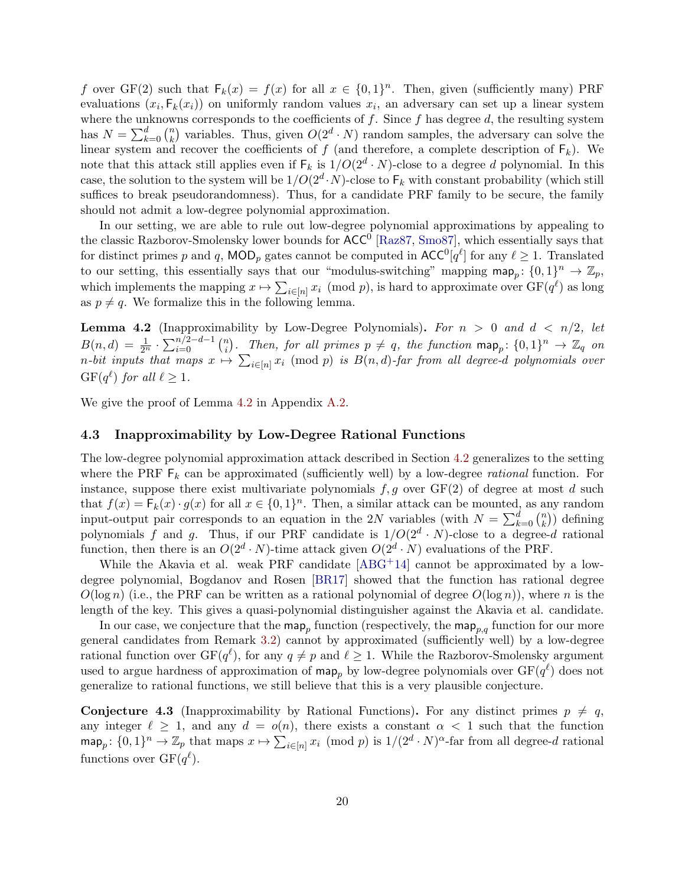$f$ over GF(2) such that $\mathsf{F}_k(x) = f(x)$ for all $x \in \{0,1\}^n$. Then, given (sufficiently many) PRF evaluations $(x_i, \mathsf{F}_k(x_i))$ on uniformly random values $x_i$, an adversary can set up a linear system where the unknowns corresponds to the coefficients of $f$. Since $f$ has degree $d$, the resulting system has $N = \sum_{k=0}^{d} \binom{n}{k}$ variables. Thus, given $O(2^d \cdot N)$ random samples, the adversary can solve the linear system and recover the coefficients of $f$ (and therefore, a complete description of $\mathsf{F}_k$). We note that this attack still applies even if $\mathsf{F}_k$ is $1/O(2^d \cdot N)$-close to a degree $d$ polynomial. In this case, the solution to the system will be $1/O(2^d \cdot N)$-close to $\mathsf{F}_k$ with constant probability (which still suffices to break pseudorandomness). Thus, for a candidate PRF family to be secure, the family should not admit a low-degree polynomial approximation.

In our setting, we are able to rule out low-degree polynomial approximations by appealing to the classic Razborov-Smolensky lower bounds for $\mathsf{ACC}^0$ [Raz87, Smo87], which essentially says that for distinct primes $p$ and $q$, $\mathsf{MOD}_p$ gates cannot be computed in $\mathsf{ACC}^0[q^\ell]$ for any $\ell \geq 1$. Translated to our setting, this essentially says that our "modulus-switching" mapping $\mathsf{map}_p \colon \{0,1\}^n \to \mathbb{Z}_p$, which implements the mapping $x \mapsto \sum_{i \in [n]} x_i \pmod p$, is hard to approximate over $\mathrm{GF}(q^\ell)$ as long as $p \neq q$. We formalize this in the following lemma.

**Lemma 4.2** (Inapproximability by Low-Degree Polynomials)**.** *For $n > 0$ and $d < n/2$, let $B(n,d) = \frac{1}{2^n} \cdot \sum_{i=0}^{n/2-d-1} \binom{n}{i}$. Then, for all primes $p \neq q$, the function $\mathsf{map}_p \colon \{0,1\}^n \to \mathbb{Z}_q$ on $n$-bit inputs that maps $x \mapsto \sum_{i \in [n]} x_i \pmod p$ is $B(n,d)$-far from all degree-$d$ polynomials over $\mathrm{GF}(q^\ell)$ for all $\ell \geq 1$.*

We give the proof of Lemma 4.2 in Appendix A.2.

### 4.3 Inapproximability by Low-Degree Rational Functions

The low-degree polynomial approximation attack described in Section 4.2 generalizes to the setting where the PRF $\mathsf{F}_k$ can be approximated (sufficiently well) by a low-degree *rational* function. For instance, suppose there exist multivariate polynomials $f, g$ over GF(2) of degree at most $d$ such that $f(x) = \mathsf{F}_k(x) \cdot g(x)$ for all $x \in \{0,1\}^n$. Then, a similar attack can be mounted, as any random input-output pair corresponds to an equation in the $2N$ variables (with $N = \sum_{k=0}^{d} \binom{n}{k}$) defining polynomials $f$ and $g$. Thus, if our PRF candidate is $1/O(2^d \cdot N)$-close to a degree-$d$ rational function, then there is an $O(2^d \cdot N)$-time attack given $O(2^d \cdot N)$ evaluations of the PRF.

While the Akavia et al. weak PRF candidate [ABG+14] cannot be approximated by a low-degree polynomial, Bogdanov and Rosen [BR17] showed that the function has rational degree $O(\log n)$ (i.e., the PRF can be written as a rational polynomial of degree $O(\log n)$), where $n$ is the length of the key. This gives a quasi-polynomial distinguisher against the Akavia et al. candidate.

In our case, we conjecture that the $\mathsf{map}_p$ function (respectively, the $\mathsf{map}_{p,q}$ function for our more general candidates from Remark 3.2) cannot by approximated (sufficiently well) by a low-degree rational function over $\mathrm{GF}(q^\ell)$, for any $q \neq p$ and $\ell \geq 1$. While the Razborov-Smolensky argument used to argue hardness of approximation of $\mathsf{map}_p$ by low-degree polynomials over $\mathrm{GF}(q^\ell)$ does not generalize to rational functions, we still believe that this is a very plausible conjecture.

**Conjecture 4.3** (Inapproximability by Rational Functions)**.** For any distinct primes $p \neq q$, any integer $\ell \geq 1$, and any $d = o(n)$, there exists a constant $\alpha < 1$ such that the function $\mathsf{map}_p \colon \{0,1\}^n \to \mathbb{Z}_p$ that maps $x \mapsto \sum_{i \in [n]} x_i \pmod p$ is $1/(2^d \cdot N)^\alpha$-far from all degree-$d$ rational functions over $\mathrm{GF}(q^\ell)$.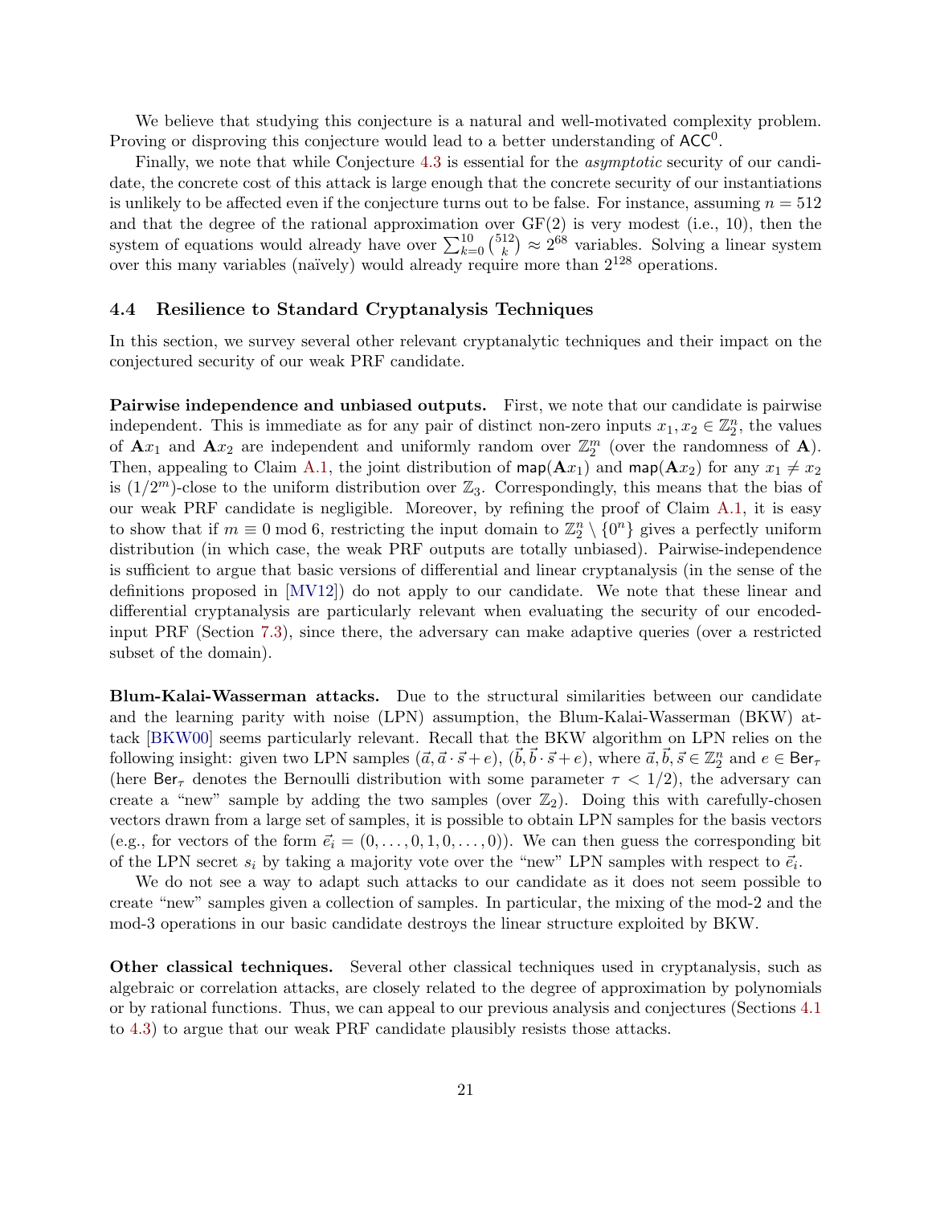We believe that studying this conjecture is a natural and well-motivated complexity problem. Proving or disproving this conjecture would lead to a better understanding of $\mathsf{ACC}^0$.

Finally, we note that while Conjecture 4.3 is essential for the *asymptotic* security of our candidate, the concrete cost of this attack is large enough that the concrete security of our instantiations is unlikely to be affected even if the conjecture turns out to be false. For instance, assuming $n = 512$ and that the degree of the rational approximation over GF(2) is very modest (i.e., 10), then the system of equations would already have over $\sum_{k=0}^{10} \binom{512}{k} \approx 2^{68}$ variables. Solving a linear system over this many variables (naïvely) would already require more than $2^{128}$ operations.

### 4.4 Resilience to Standard Cryptanalysis Techniques

In this section, we survey several other relevant cryptanalytic techniques and their impact on the conjectured security of our weak PRF candidate.

**Pairwise independence and unbiased outputs.** First, we note that our candidate is pairwise independent. This is immediate as for any pair of distinct non-zero inputs $x_1, x_2 \in \mathbb{Z}_2^n$, the values of $\mathbf{A}x_1$ and $\mathbf{A}x_2$ are independent and uniformly random over $\mathbb{Z}_2^m$ (over the randomness of $\mathbf{A}$). Then, appealing to Claim A.1, the joint distribution of $\mathsf{map}(\mathbf{A}x_1)$ and $\mathsf{map}(\mathbf{A}x_2)$ for any $x_1 \neq x_2$ is $(1/2^m)$-close to the uniform distribution over $\mathbb{Z}_3$. Correspondingly, this means that the bias of our weak PRF candidate is negligible. Moreover, by refining the proof of Claim A.1, it is easy to show that if $m \equiv 0 \bmod 6$, restricting the input domain to $\mathbb{Z}_2^n \setminus \{0^n\}$ gives a perfectly uniform distribution (in which case, the weak PRF outputs are totally unbiased). Pairwise-independence is sufficient to argue that basic versions of differential and linear cryptanalysis (in the sense of the definitions proposed in [MV12]) do not apply to our candidate. We note that these linear and differential cryptanalysis are particularly relevant when evaluating the security of our encoded-input PRF (Section 7.3), since there, the adversary can make adaptive queries (over a restricted subset of the domain).

**Blum-Kalai-Wasserman attacks.** Due to the structural similarities between our candidate and the learning parity with noise (LPN) assumption, the Blum-Kalai-Wasserman (BKW) attack [BKW00] seems particularly relevant. Recall that the BKW algorithm on LPN relies on the following insight: given two LPN samples $(\vec{a}, \vec{a} \cdot \vec{s} + e)$, $(\vec{b}, \vec{b} \cdot \vec{s} + e)$, where $\vec{a}, \vec{b}, \vec{s} \in \mathbb{Z}_2^n$ and $e \in \mathsf{Ber}_\tau$ (here $\mathsf{Ber}_\tau$ denotes the Bernoulli distribution with some parameter $\tau < 1/2$), the adversary can create a "new" sample by adding the two samples (over $\mathbb{Z}_2$). Doing this with carefully-chosen vectors drawn from a large set of samples, it is possible to obtain LPN samples for the basis vectors (e.g., for vectors of the form $\vec{e}_i = (0, \ldots, 0, 1, 0, \ldots, 0)$). We can then guess the corresponding bit of the LPN secret $s_i$ by taking a majority vote over the "new" LPN samples with respect to $\vec{e}_i$.

We do not see a way to adapt such attacks to our candidate as it does not seem possible to create "new" samples given a collection of samples. In particular, the mixing of the mod-2 and the mod-3 operations in our basic candidate destroys the linear structure exploited by BKW.

**Other classical techniques.** Several other classical techniques used in cryptanalysis, such as algebraic or correlation attacks, are closely related to the degree of approximation by polynomials or by rational functions. Thus, we can appeal to our previous analysis and conjectures (Sections 4.1 to 4.3) to argue that our weak PRF candidate plausibly resists those attacks.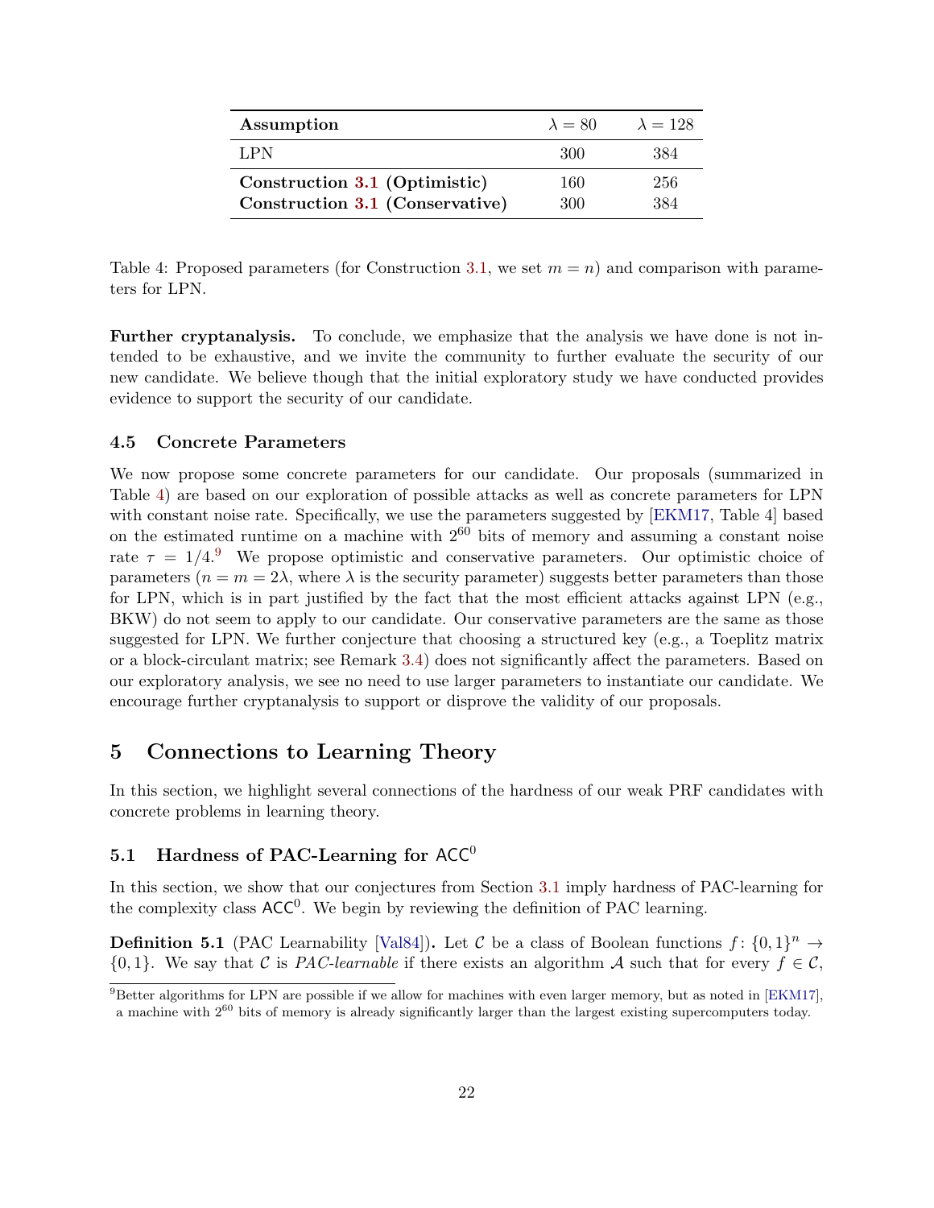| Assumption | $\lambda = 80$ | $\lambda = 128$ |
|---|---|---|
| LPN | 300 | 384 |
| **Construction 3.1 (Optimistic)** | 160 | 256 |
| **Construction 3.1 (Conservative)** | 300 | 384 |

Table 4: Proposed parameters (for Construction 3.1, we set $m = n$) and comparison with parameters for LPN.

**Further cryptanalysis.** To conclude, we emphasize that the analysis we have done is not intended to be exhaustive, and we invite the community to further evaluate the security of our new candidate. We believe though that the initial exploratory study we have conducted provides evidence to support the security of our candidate.

### 4.5 Concrete Parameters

We now propose some concrete parameters for our candidate. Our proposals (summarized in Table 4) are based on our exploration of possible attacks as well as concrete parameters for LPN with constant noise rate. Specifically, we use the parameters suggested by [EKM17, Table 4] based on the estimated runtime on a machine with $2^{60}$ bits of memory and assuming a constant noise rate $\tau = 1/4$.[9] We propose optimistic and conservative parameters. Our optimistic choice of parameters ($n = m = 2\lambda$, where $\lambda$ is the security parameter) suggests better parameters than those for LPN, which is in part justified by the fact that the most efficient attacks against LPN (e.g., BKW) do not seem to apply to our candidate. Our conservative parameters are the same as those suggested for LPN. We further conjecture that choosing a structured key (e.g., a Toeplitz matrix or a block-circulant matrix; see Remark 3.4) does not significantly affect the parameters. Based on our exploratory analysis, we see no need to use larger parameters to instantiate our candidate. We encourage further cryptanalysis to support or disprove the validity of our proposals.

## 5 Connections to Learning Theory

In this section, we highlight several connections of the hardness of our weak PRF candidates with concrete problems in learning theory.

### 5.1 Hardness of PAC-Learning for $\mathsf{ACC}^0$

In this section, we show that our conjectures from Section 3.1 imply hardness of PAC-learning for the complexity class $\mathsf{ACC}^0$. We begin by reviewing the definition of PAC learning.

**Definition 5.1** (PAC Learnability [Val84]). Let $\mathcal{C}$ be a class of Boolean functions $f \colon \{0,1\}^n \to \{0,1\}$. We say that $\mathcal{C}$ is *PAC-learnable* if there exists an algorithm $\mathcal{A}$ such that for every $f \in \mathcal{C}$,

[9] Better algorithms for LPN are possible if we allow for machines with even larger memory, but as noted in [EKM17], a machine with $2^{60}$ bits of memory is already significantly larger than the largest existing supercomputers today.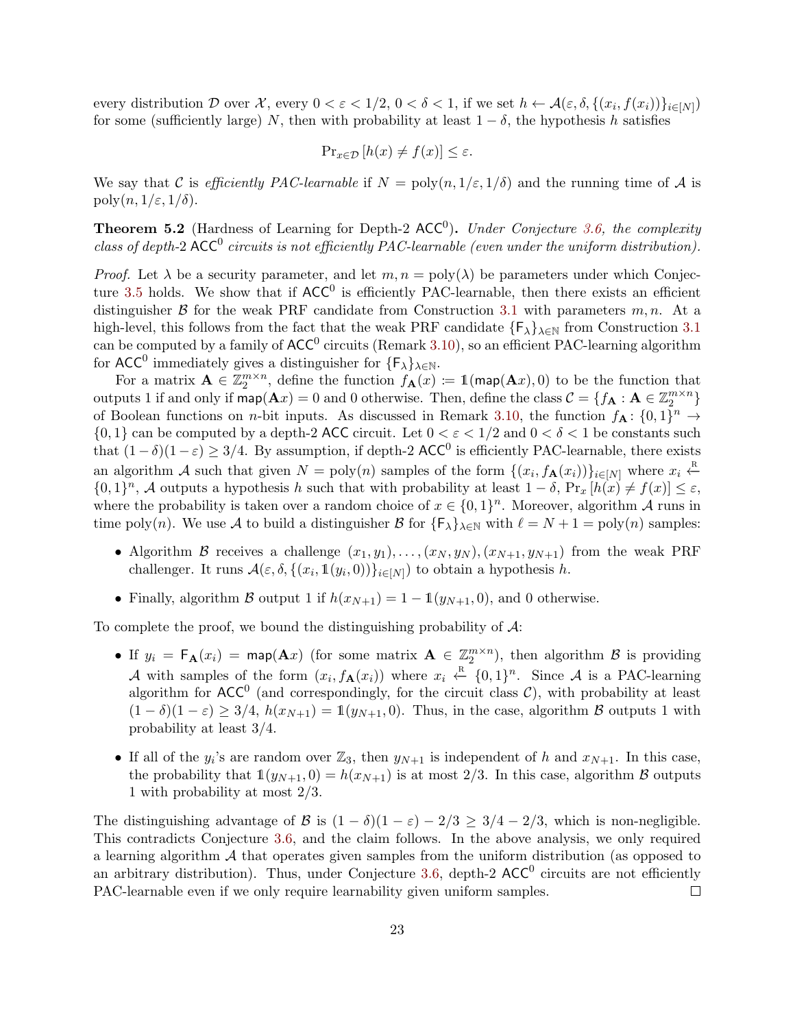every distribution $\mathcal{D}$ over $\mathcal{X}$, every $0 < \varepsilon < 1/2$, $0 < \delta < 1$, if we set $h \leftarrow \mathcal{A}(\varepsilon, \delta, \{(x_i, f(x_i))\}_{i \in [N]})$ for some (sufficiently large) $N$, then with probability at least $1 - \delta$, the hypothesis $h$ satisfies

$$\Pr_{x \in \mathcal{D}}[h(x) \neq f(x)] \leq \varepsilon.$$

We say that $\mathcal{C}$ is *efficiently PAC-learnable* if $N = \mathrm{poly}(n, 1/\varepsilon, 1/\delta)$ and the running time of $\mathcal{A}$ is $\mathrm{poly}(n, 1/\varepsilon, 1/\delta)$.

**Theorem 5.2** (Hardness of Learning for Depth-2 $\mathsf{ACC}^0$)**.** *Under Conjecture 3.6, the complexity class of depth-2 $\mathsf{ACC}^0$ circuits is not efficiently PAC-learnable (even under the uniform distribution).*

*Proof.* Let $\lambda$ be a security parameter, and let $m, n = \mathrm{poly}(\lambda)$ be parameters under which Conjecture 3.5 holds. We show that if $\mathsf{ACC}^0$ is efficiently PAC-learnable, then there exists an efficient distinguisher $\mathcal{B}$ for the weak PRF candidate from Construction 3.1 with parameters $m, n$. At a high-level, this follows from the fact that the weak PRF candidate $\{\mathsf{F}_\lambda\}_{\lambda \in \mathbb{N}}$ from Construction 3.1 can be computed by a family of $\mathsf{ACC}^0$ circuits (Remark 3.10), so an efficient PAC-learning algorithm for $\mathsf{ACC}^0$ immediately gives a distinguisher for $\{\mathsf{F}_\lambda\}_{\lambda \in \mathbb{N}}$.

For a matrix $\mathbf{A} \in \mathbb{Z}_2^{m \times n}$, define the function $f_{\mathbf{A}}(x) := \mathbb{1}(\mathsf{map}(\mathbf{A}x), 0)$ to be the function that outputs 1 if and only if $\mathsf{map}(\mathbf{A}x) = 0$ and 0 otherwise. Then, define the class $\mathcal{C} = \{f_{\mathbf{A}} : \mathbf{A} \in \mathbb{Z}_2^{m \times n}\}$ of Boolean functions on $n$-bit inputs. As discussed in Remark 3.10, the function $f_{\mathbf{A}} \colon \{0,1\}^n \to \{0,1\}$ can be computed by a depth-2 $\mathsf{ACC}$ circuit. Let $0 < \varepsilon < 1/2$ and $0 < \delta < 1$ be constants such that $(1 - \delta)(1 - \varepsilon) \geq 3/4$. By assumption, if depth-2 $\mathsf{ACC}^0$ is efficiently PAC-learnable, there exists an algorithm $\mathcal{A}$ such that given $N = \mathrm{poly}(n)$ samples of the form $\{(x_i, f_{\mathbf{A}}(x_i))\}_{i \in [N]}$ where $x_i \xleftarrow{\text{R}} \{0,1\}^n$, $\mathcal{A}$ outputs a hypothesis $h$ such that with probability at least $1 - \delta$, $\Pr_x[h(x) \neq f(x)] \leq \varepsilon$, where the probability is taken over a random choice of $x \in \{0,1\}^n$. Moreover, algorithm $\mathcal{A}$ runs in time $\mathrm{poly}(n)$. We use $\mathcal{A}$ to build a distinguisher $\mathcal{B}$ for $\{\mathsf{F}_\lambda\}_{\lambda \in \mathbb{N}}$ with $\ell = N + 1 = \mathrm{poly}(n)$ samples:

- Algorithm $\mathcal{B}$ receives a challenge $(x_1, y_1), \ldots, (x_N, y_N), (x_{N+1}, y_{N+1})$ from the weak PRF challenger. It runs $\mathcal{A}(\varepsilon, \delta, \{(x_i, \mathbb{1}(y_i, 0))\}_{i \in [N]})$ to obtain a hypothesis $h$.
- Finally, algorithm $\mathcal{B}$ output 1 if $h(x_{N+1}) = 1 - \mathbb{1}(y_{N+1}, 0)$, and 0 otherwise.

To complete the proof, we bound the distinguishing probability of $\mathcal{A}$:

- If $y_i = \mathsf{F}_{\mathbf{A}}(x_i) = \mathsf{map}(\mathbf{A}x)$ (for some matrix $\mathbf{A} \in \mathbb{Z}_2^{m \times n}$), then algorithm $\mathcal{B}$ is providing $\mathcal{A}$ with samples of the form $(x_i, f_{\mathbf{A}}(x_i))$ where $x_i \xleftarrow{\text{R}} \{0,1\}^n$. Since $\mathcal{A}$ is a PAC-learning algorithm for $\mathsf{ACC}^0$ (and correspondingly, for the circuit class $\mathcal{C}$), with probability at least $(1 - \delta)(1 - \varepsilon) \geq 3/4$, $h(x_{N+1}) = \mathbb{1}(y_{N+1}, 0)$. Thus, in the case, algorithm $\mathcal{B}$ outputs 1 with probability at least $3/4$.
- If all of the $y_i$'s are random over $\mathbb{Z}_3$, then $y_{N+1}$ is independent of $h$ and $x_{N+1}$. In this case, the probability that $\mathbb{1}(y_{N+1}, 0) = h(x_{N+1})$ is at most $2/3$. In this case, algorithm $\mathcal{B}$ outputs 1 with probability at most $2/3$.

The distinguishing advantage of $\mathcal{B}$ is $(1 - \delta)(1 - \varepsilon) - 2/3 \geq 3/4 - 2/3$, which is non-negligible. This contradicts Conjecture 3.6, and the claim follows. In the above analysis, we only required a learning algorithm $\mathcal{A}$ that operates given samples from the uniform distribution (as opposed to an arbitrary distribution). Thus, under Conjecture 3.6, depth-2 $\mathsf{ACC}^0$ circuits are not efficiently PAC-learnable even if we only require learnability given uniform samples. $\square$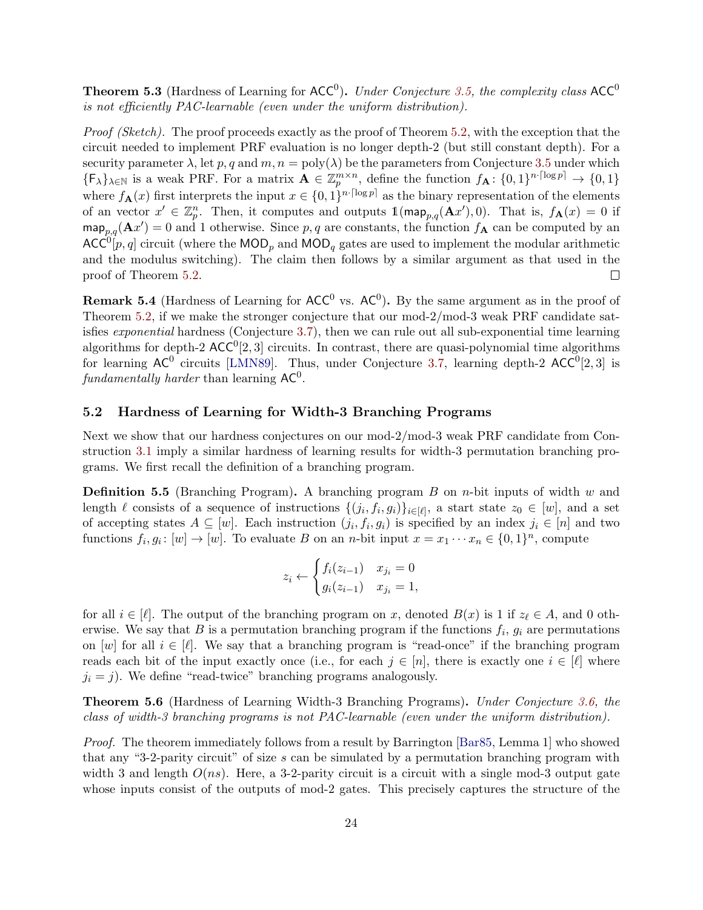**Theorem 5.3** (Hardness of Learning for $\mathsf{ACC}^0$)**.** *Under Conjecture 3.5, the complexity class $\mathsf{ACC}^0$ is not efficiently PAC-learnable (even under the uniform distribution).*

*Proof (Sketch).* The proof proceeds exactly as the proof of Theorem 5.2, with the exception that the circuit needed to implement PRF evaluation is no longer depth-2 (but still constant depth). For a security parameter $\lambda$, let $p, q$ and $m, n = \text{poly}(\lambda)$ be the parameters from Conjecture 3.5 under which $\{\mathsf{F}_\lambda\}_{\lambda \in \mathbb{N}}$ is a weak PRF. For a matrix $\mathbf{A} \in \mathbb{Z}_p^{m \times n}$, define the function $f_{\mathbf{A}} \colon \{0,1\}^{n \cdot \lceil \log p \rceil} \to \{0,1\}$ where $f_{\mathbf{A}}(x)$ first interprets the input $x \in \{0,1\}^{n \cdot \lceil \log p \rceil}$ as the binary representation of the elements of an vector $x' \in \mathbb{Z}_p^n$. Then, it computes and outputs $\mathbb{1}(\mathsf{map}_{p,q}(\mathbf{A}x'), 0)$. That is, $f_{\mathbf{A}}(x) = 0$ if $\mathsf{map}_{p,q}(\mathbf{A}x') = 0$ and 1 otherwise. Since $p, q$ are constants, the function $f_{\mathbf{A}}$ can be computed by an $\mathsf{ACC}^0[p,q]$ circuit (where the $\mathsf{MOD}_p$ and $\mathsf{MOD}_q$ gates are used to implement the modular arithmetic and the modulus switching). The claim then follows by a similar argument as that used in the proof of Theorem 5.2. $\square$

**Remark 5.4** (Hardness of Learning for $\mathsf{ACC}^0$ vs. $\mathsf{AC}^0$)**.** By the same argument as in the proof of Theorem 5.2, if we make the stronger conjecture that our mod-2/mod-3 weak PRF candidate satisfies *exponential* hardness (Conjecture 3.7), then we can rule out all sub-exponential time learning algorithms for depth-2 $\mathsf{ACC}^0[2,3]$ circuits. In contrast, there are quasi-polynomial time algorithms for learning $\mathsf{AC}^0$ circuits [LMN89]. Thus, under Conjecture 3.7, learning depth-2 $\mathsf{ACC}^0[2,3]$ is *fundamentally harder* than learning $\mathsf{AC}^0$.

## 5.2 Hardness of Learning for Width-3 Branching Programs

Next we show that our hardness conjectures on our mod-2/mod-3 weak PRF candidate from Construction 3.1 imply a similar hardness of learning results for width-3 permutation branching programs. We first recall the definition of a branching program.

**Definition 5.5** (Branching Program)**.** A branching program $B$ on $n$-bit inputs of width $w$ and length $\ell$ consists of a sequence of instructions $\{(j_i, f_i, g_i)\}_{i \in [\ell]}$, a start state $z_0 \in [w]$, and a set of accepting states $A \subseteq [w]$. Each instruction $(j_i, f_i, g_i)$ is specified by an index $j_i \in [n]$ and two functions $f_i, g_i \colon [w] \to [w]$. To evaluate $B$ on an $n$-bit input $x = x_1 \cdots x_n \in \{0,1\}^n$, compute

$$z_i \leftarrow \begin{cases} f_i(z_{i-1}) & x_{j_i} = 0 \\ g_i(z_{i-1}) & x_{j_i} = 1, \end{cases}$$

for all $i \in [\ell]$. The output of the branching program on $x$, denoted $B(x)$ is 1 if $z_\ell \in A$, and 0 otherwise. We say that $B$ is a permutation branching program if the functions $f_i$, $g_i$ are permutations on $[w]$ for all $i \in [\ell]$. We say that a branching program is "read-once" if the branching program reads each bit of the input exactly once (i.e., for each $j \in [n]$, there is exactly one $i \in [\ell]$ where $j_i = j$). We define "read-twice" branching programs analogously.

**Theorem 5.6** (Hardness of Learning Width-3 Branching Programs)**.** *Under Conjecture 3.6, the class of width-3 branching programs is not PAC-learnable (even under the uniform distribution).*

*Proof.* The theorem immediately follows from a result by Barrington [Bar85, Lemma 1] who showed that any "3-2-parity circuit" of size $s$ can be simulated by a permutation branching program with width 3 and length $O(ns)$. Here, a 3-2-parity circuit is a circuit with a single mod-3 output gate whose inputs consist of the outputs of mod-2 gates. This precisely captures the structure of the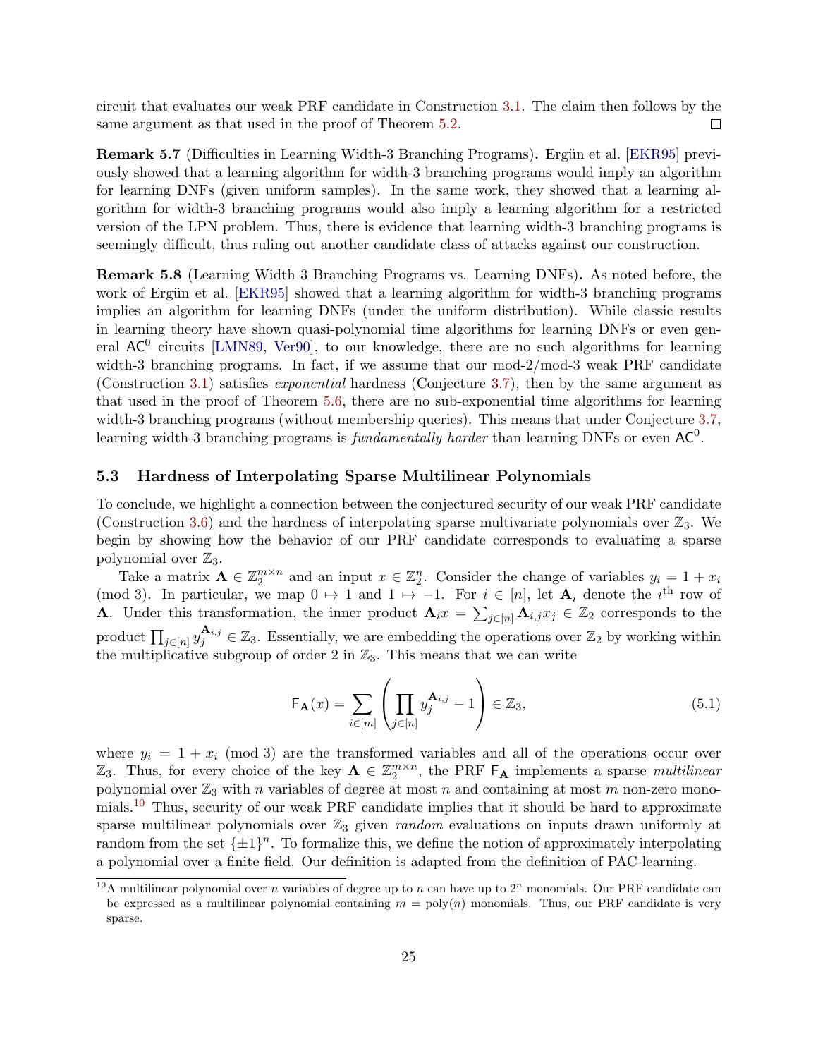circuit that evaluates our weak PRF candidate in Construction 3.1. The claim then follows by the same argument as that used in the proof of Theorem 5.2. ☐

**Remark 5.7** (Difficulties in Learning Width-3 Branching Programs)**.** Ergün et al. [EKR95] previously showed that a learning algorithm for width-3 branching programs would imply an algorithm for learning DNFs (given uniform samples). In the same work, they showed that a learning algorithm for width-3 branching programs would also imply a learning algorithm for a restricted version of the LPN problem. Thus, there is evidence that learning width-3 branching programs is seemingly difficult, thus ruling out another candidate class of attacks against our construction.

**Remark 5.8** (Learning Width 3 Branching Programs vs. Learning DNFs)**.** As noted before, the work of Ergün et al. [EKR95] showed that a learning algorithm for width-3 branching programs implies an algorithm for learning DNFs (under the uniform distribution). While classic results in learning theory have shown quasi-polynomial time algorithms for learning DNFs or even general $\mathsf{AC}^0$ circuits [LMN89, Ver90], to our knowledge, there are no such algorithms for learning width-3 branching programs. In fact, if we assume that our mod-2/mod-3 weak PRF candidate (Construction 3.1) satisfies *exponential* hardness (Conjecture 3.7), then by the same argument as that used in the proof of Theorem 5.6, there are no sub-exponential time algorithms for learning width-3 branching programs (without membership queries). This means that under Conjecture 3.7, learning width-3 branching programs is *fundamentally harder* than learning DNFs or even $\mathsf{AC}^0$.

### 5.3 Hardness of Interpolating Sparse Multilinear Polynomials

To conclude, we highlight a connection between the conjectured security of our weak PRF candidate (Construction 3.6) and the hardness of interpolating sparse multivariate polynomials over $\mathbb{Z}_3$. We begin by showing how the behavior of our PRF candidate corresponds to evaluating a sparse polynomial over $\mathbb{Z}_3$.

Take a matrix $\mathbf{A} \in \mathbb{Z}_2^{m \times n}$ and an input $x \in \mathbb{Z}_2^n$. Consider the change of variables $y_i = 1 + x_i \pmod 3$. In particular, we map $0 \mapsto 1$ and $1 \mapsto -1$. For $i \in [n]$, let $\mathbf{A}_i$ denote the $i^{\text{th}}$ row of $\mathbf{A}$. Under this transformation, the inner product $\mathbf{A}_i x = \sum_{j \in [n]} \mathbf{A}_{i,j} x_j \in \mathbb{Z}_2$ corresponds to the product $\prod_{j \in [n]} y_j^{\mathbf{A}_{i,j}} \in \mathbb{Z}_3$. Essentially, we are embedding the operations over $\mathbb{Z}_2$ by working within the multiplicative subgroup of order 2 in $\mathbb{Z}_3$. This means that we can write

$$\mathsf{F}_{\mathbf{A}}(x) = \sum_{i \in [m]} \left( \prod_{j \in [n]} y_j^{\mathbf{A}_{i,j}} - 1 \right) \in \mathbb{Z}_3, \tag{5.1}$$

where $y_i = 1 + x_i \pmod 3$ are the transformed variables and all of the operations occur over $\mathbb{Z}_3$. Thus, for every choice of the key $\mathbf{A} \in \mathbb{Z}_2^{m \times n}$, the PRF $\mathsf{F}_{\mathbf{A}}$ implements a sparse *multilinear* polynomial over $\mathbb{Z}_3$ with $n$ variables of degree at most $n$ and containing at most $m$ non-zero monomials.[10] Thus, security of our weak PRF candidate implies that it should be hard to approximate sparse multilinear polynomials over $\mathbb{Z}_3$ given *random* evaluations on inputs drawn uniformly at random from the set $\{\pm 1\}^n$. To formalize this, we define the notion of approximately interpolating a polynomial over a finite field. Our definition is adapted from the definition of PAC-learning.

[10] A multilinear polynomial over $n$ variables of degree up to $n$ can have up to $2^n$ monomials. Our PRF candidate can be expressed as a multilinear polynomial containing $m = \text{poly}(n)$ monomials. Thus, our PRF candidate is very sparse.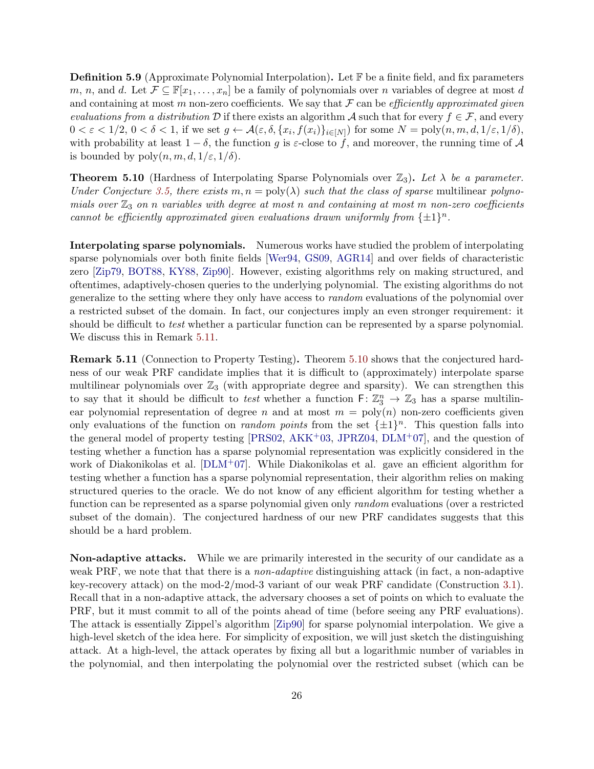**Definition 5.9** (Approximate Polynomial Interpolation)**.** Let $\mathbb{F}$ be a finite field, and fix parameters $m$, $n$, and $d$. Let $\mathcal{F} \subseteq \mathbb{F}[x_1, \ldots, x_n]$ be a family of polynomials over $n$ variables of degree at most $d$ and containing at most $m$ non-zero coefficients. We say that $\mathcal{F}$ can be *efficiently approximated given evaluations from a distribution* $\mathcal{D}$ if there exists an algorithm $\mathcal{A}$ such that for every $f \in \mathcal{F}$, and every $0 < \varepsilon < 1/2$, $0 < \delta < 1$, if we set $g \leftarrow \mathcal{A}(\varepsilon, \delta, \{x_i, f(x_i)\}_{i \in [N]})$ for some $N = \text{poly}(n, m, d, 1/\varepsilon, 1/\delta)$, with probability at least $1 - \delta$, the function $g$ is $\varepsilon$-close to $f$, and moreover, the running time of $\mathcal{A}$ is bounded by $\text{poly}(n, m, d, 1/\varepsilon, 1/\delta)$.

**Theorem 5.10** (Hardness of Interpolating Sparse Polynomials over $\mathbb{Z}_3$)**.** *Let $\lambda$ be a parameter. Under Conjecture 3.5, there exists $m, n = \text{poly}(\lambda)$ such that the class of sparse* multilinear *polynomials over $\mathbb{Z}_3$ on $n$ variables with degree at most $n$ and containing at most $m$ non-zero coefficients cannot be efficiently approximated given evaluations drawn uniformly from $\{\pm 1\}^n$.*

**Interpolating sparse polynomials.** Numerous works have studied the problem of interpolating sparse polynomials over both finite fields [Wer94, GS09, AGR14] and over fields of characteristic zero [Zip79, BOT88, KY88, Zip90]. However, existing algorithms rely on making structured, and oftentimes, adaptively-chosen queries to the underlying polynomial. The existing algorithms do not generalize to the setting where they only have access to *random* evaluations of the polynomial over a restricted subset of the domain. In fact, our conjectures imply an even stronger requirement: it should be difficult to *test* whether a particular function can be represented by a sparse polynomial. We discuss this in Remark 5.11.

**Remark 5.11** (Connection to Property Testing)**.** Theorem 5.10 shows that the conjectured hardness of our weak PRF candidate implies that it is difficult to (approximately) interpolate sparse multilinear polynomials over $\mathbb{Z}_3$ (with appropriate degree and sparsity). We can strengthen this to say that it should be difficult to *test* whether a function $\mathsf{F} \colon \mathbb{Z}_3^n \to \mathbb{Z}_3$ has a sparse multilinear polynomial representation of degree $n$ and at most $m = \text{poly}(n)$ non-zero coefficients given only evaluations of the function on *random points* from the set $\{\pm 1\}^n$. This question falls into the general model of property testing [PRS02, AKK+03, JPRZ04, DLM+07], and the question of testing whether a function has a sparse polynomial representation was explicitly considered in the work of Diakonikolas et al. [DLM+07]. While Diakonikolas et al. gave an efficient algorithm for testing whether a function has a sparse polynomial representation, their algorithm relies on making structured queries to the oracle. We do not know of any efficient algorithm for testing whether a function can be represented as a sparse polynomial given only *random* evaluations (over a restricted subset of the domain). The conjectured hardness of our new PRF candidates suggests that this should be a hard problem.

**Non-adaptive attacks.** While we are primarily interested in the security of our candidate as a weak PRF, we note that that there is a *non-adaptive* distinguishing attack (in fact, a non-adaptive key-recovery attack) on the mod-2/mod-3 variant of our weak PRF candidate (Construction 3.1). Recall that in a non-adaptive attack, the adversary chooses a set of points on which to evaluate the PRF, but it must commit to all of the points ahead of time (before seeing any PRF evaluations). The attack is essentially Zippel's algorithm [Zip90] for sparse polynomial interpolation. We give a high-level sketch of the idea here. For simplicity of exposition, we will just sketch the distinguishing attack. At a high-level, the attack operates by fixing all but a logarithmic number of variables in the polynomial, and then interpolating the polynomial over the restricted subset (which can be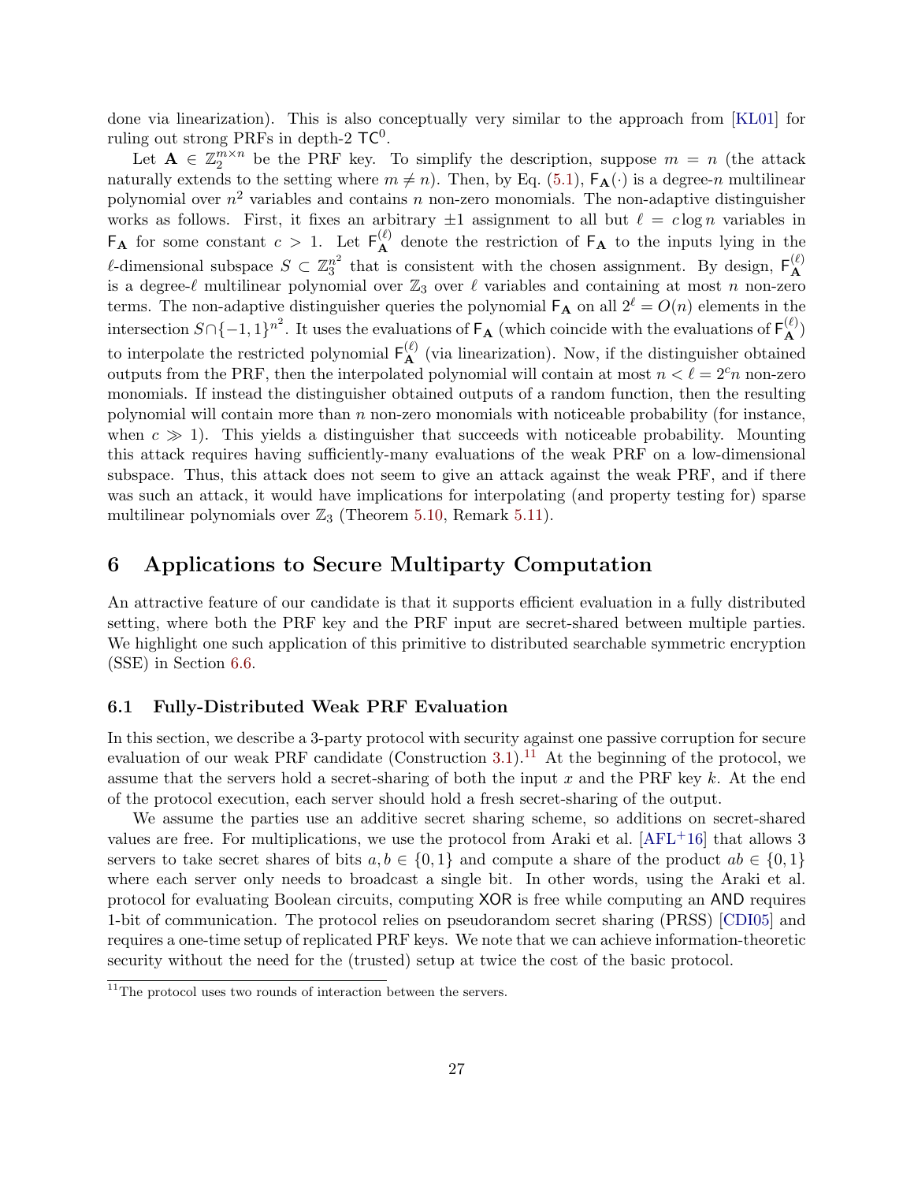done via linearization). This is also conceptually very similar to the approach from [KL01] for ruling out strong PRFs in depth-2 $\mathsf{TC}^0$.

Let $\mathbf{A} \in \mathbb{Z}_2^{m \times n}$ be the PRF key. To simplify the description, suppose $m = n$ (the attack naturally extends to the setting where $m \neq n$). Then, by Eq. (5.1), $\mathsf{F}_\mathbf{A}(\cdot)$ is a degree-$n$ multilinear polynomial over $n^2$ variables and contains $n$ non-zero monomials. The non-adaptive distinguisher works as follows. First, it fixes an arbitrary $\pm 1$ assignment to all but $\ell = c \log n$ variables in $\mathsf{F}_\mathbf{A}$ for some constant $c > 1$. Let $\mathsf{F}_\mathbf{A}^{(\ell)}$ denote the restriction of $\mathsf{F}_\mathbf{A}$ to the inputs lying in the $\ell$-dimensional subspace $S \subset \mathbb{Z}_3^{n^2}$ that is consistent with the chosen assignment. By design, $\mathsf{F}_\mathbf{A}^{(\ell)}$ is a degree-$\ell$ multilinear polynomial over $\mathbb{Z}_3$ over $\ell$ variables and containing at most $n$ non-zero terms. The non-adaptive distinguisher queries the polynomial $\mathsf{F}_\mathbf{A}$ on all $2^\ell = O(n)$ elements in the intersection $S \cap \{-1, 1\}^{n^2}$. It uses the evaluations of $\mathsf{F}_\mathbf{A}$ (which coincide with the evaluations of $\mathsf{F}_\mathbf{A}^{(\ell)}$) to interpolate the restricted polynomial $\mathsf{F}_\mathbf{A}^{(\ell)}$ (via linearization). Now, if the distinguisher obtained outputs from the PRF, then the interpolated polynomial will contain at most $n < \ell = 2^c n$ non-zero monomials. If instead the distinguisher obtained outputs of a random function, then the resulting polynomial will contain more than $n$ non-zero monomials with noticeable probability (for instance, when $c \gg 1$). This yields a distinguisher that succeeds with noticeable probability. Mounting this attack requires having sufficiently-many evaluations of the weak PRF on a low-dimensional subspace. Thus, this attack does not seem to give an attack against the weak PRF, and if there was such an attack, it would have implications for interpolating (and property testing for) sparse multilinear polynomials over $\mathbb{Z}_3$ (Theorem 5.10, Remark 5.11).

# 6 Applications to Secure Multiparty Computation

An attractive feature of our candidate is that it supports efficient evaluation in a fully distributed setting, where both the PRF key and the PRF input are secret-shared between multiple parties. We highlight one such application of this primitive to distributed searchable symmetric encryption (SSE) in Section 6.6.

## 6.1 Fully-Distributed Weak PRF Evaluation

In this section, we describe a 3-party protocol with security against one passive corruption for secure evaluation of our weak PRF candidate (Construction 3.1).[11] At the beginning of the protocol, we assume that the servers hold a secret-sharing of both the input $x$ and the PRF key $k$. At the end of the protocol execution, each server should hold a fresh secret-sharing of the output.

We assume the parties use an additive secret sharing scheme, so additions on secret-shared values are free. For multiplications, we use the protocol from Araki et al. [AFL+16] that allows 3 servers to take secret shares of bits $a, b \in \{0, 1\}$ and compute a share of the product $ab \in \{0, 1\}$ where each server only needs to broadcast a single bit. In other words, using the Araki et al. protocol for evaluating Boolean circuits, computing $\mathsf{XOR}$ is free while computing an $\mathsf{AND}$ requires 1-bit of communication. The protocol relies on pseudorandom secret sharing (PRSS) [CDI05] and requires a one-time setup of replicated PRF keys. We note that we can achieve information-theoretic security without the need for the (trusted) setup at twice the cost of the basic protocol.

[11] The protocol uses two rounds of interaction between the servers.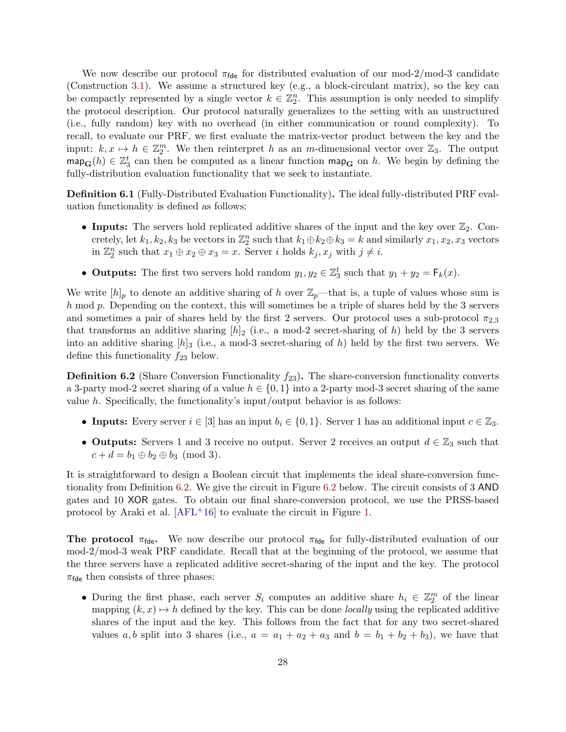We now describe our protocol $\pi_{\mathsf{fde}}$ for distributed evaluation of our mod-2/mod-3 candidate (Construction 3.1). We assume a structured key (e.g., a block-circulant matrix), so the key can be compactly represented by a single vector $k \in \mathbb{Z}_2^n$. This assumption is only needed to simplify the protocol description. Our protocol naturally generalizes to the setting with an unstructured (i.e., fully random) key with no overhead (in either communication or round complexity). To recall, to evaluate our PRF, we first evaluate the matrix-vector product between the key and the input: $k, x \mapsto h \in \mathbb{Z}_2^m$. We then reinterpret $h$ as an $m$-dimensional vector over $\mathbb{Z}_3$. The output $\mathsf{map}_{\mathbf{G}}(h) \in \mathbb{Z}_3^t$ can then be computed as a linear function $\mathsf{map}_{\mathbf{G}}$ on $h$. We begin by defining the fully-distribution evaluation functionality that we seek to instantiate.

**Definition 6.1** (Fully-Distributed Evaluation Functionality)**.** The ideal fully-distributed PRF evaluation functionality is defined as follows:

- **Inputs:** The servers hold replicated additive shares of the input and the key over $\mathbb{Z}_2$. Concretely, let $k_1, k_2, k_3$ be vectors in $\mathbb{Z}_2^n$ such that $k_1 \oplus k_2 \oplus k_3 = k$ and similarly $x_1, x_2, x_3$ vectors in $\mathbb{Z}_2^n$ such that $x_1 \oplus x_2 \oplus x_3 = x$. Server $i$ holds $k_j, x_j$ with $j \neq i$.
- **Outputs:** The first two servers hold random $y_1, y_2 \in \mathbb{Z}_3^t$ such that $y_1 + y_2 = \mathsf{F}_k(x)$.

We write $[h]_p$ to denote an additive sharing of $h$ over $\mathbb{Z}_p$—that is, a tuple of values whose sum is $h$ mod $p$. Depending on the context, this will sometimes be a triple of shares held by the 3 servers and sometimes a pair of shares held by the first 2 servers. Our protocol uses a sub-protocol $\pi_{2,3}$ that transforms an additive sharing $[h]_2$ (i.e., a mod-2 secret-sharing of $h$) held by the 3 servers into an additive sharing $[h]_3$ (i.e., a mod-3 secret-sharing of $h$) held by the first two servers. We define this functionality $f_{23}$ below.

**Definition 6.2** (Share Conversion Functionality $f_{23}$)**.** The share-conversion functionality converts a 3-party mod-2 secret sharing of a value $h \in \{0, 1\}$ into a 2-party mod-3 secret sharing of the same value $h$. Specifically, the functionality's input/output behavior is as follows:

- **Inputs:** Every server $i \in [3]$ has an input $b_i \in \{0, 1\}$. Server 1 has an additional input $c \in \mathbb{Z}_3$.
- **Outputs:** Servers 1 and 3 receive no output. Server 2 receives an output $d \in \mathbb{Z}_3$ such that $c + d = b_1 \oplus b_2 \oplus b_3 \pmod 3$.

It is straightforward to design a Boolean circuit that implements the ideal share-conversion functionality from Definition 6.2. We give the circuit in Figure 6.2 below. The circuit consists of 3 $\mathsf{AND}$ gates and 10 $\mathsf{XOR}$ gates. To obtain our final share-conversion protocol, we use the PRSS-based protocol by Araki et al. [AFL+16] to evaluate the circuit in Figure 1.

**The protocol $\pi_{\mathsf{fde}}$.** We now describe our protocol $\pi_{\mathsf{fde}}$ for fully-distributed evaluation of our mod-2/mod-3 weak PRF candidate. Recall that at the beginning of the protocol, we assume that the three servers have a replicated additive secret-sharing of the input and the key. The protocol $\pi_{\mathsf{fde}}$ then consists of three phases:

- During the first phase, each server $S_i$ computes an additive share $h_i \in \mathbb{Z}_2^m$ of the linear mapping $(k, x) \mapsto h$ defined by the key. This can be done *locally* using the replicated additive shares of the input and the key. This follows from the fact that for any two secret-shared values $a, b$ split into 3 shares (i.e., $a = a_1 + a_2 + a_3$ and $b = b_1 + b_2 + b_3$), we have that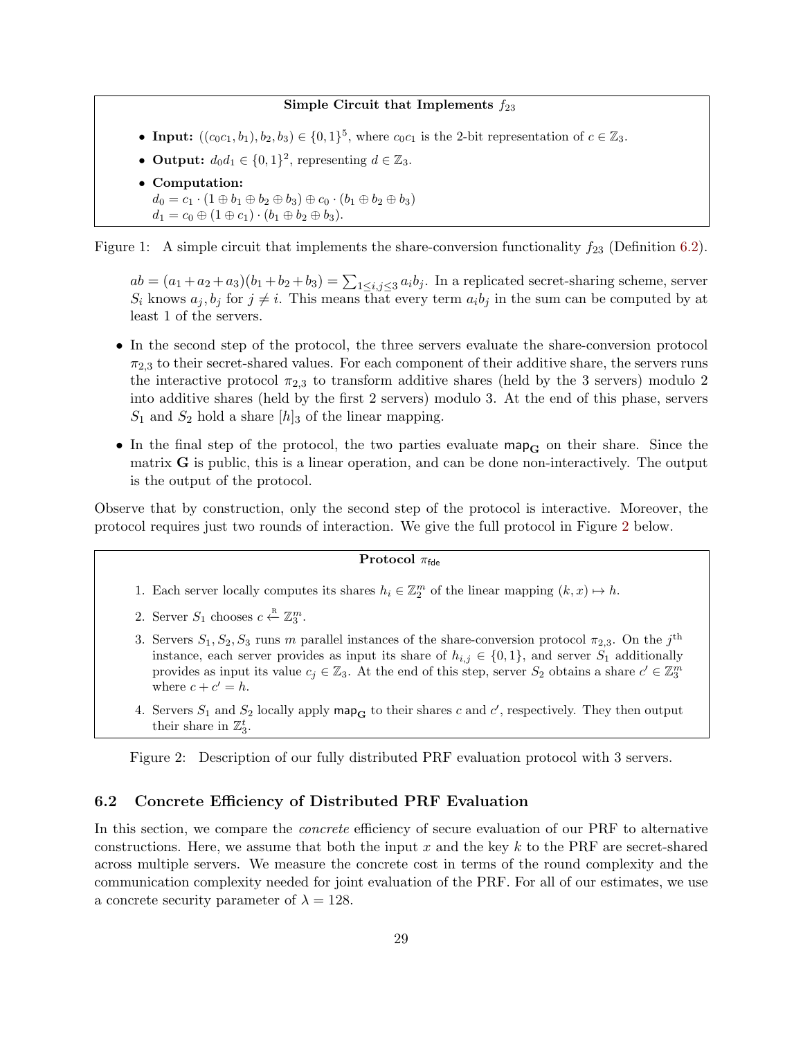**Simple Circuit that Implements $f_{23}$**

- **Input:** $((c_0c_1, b_1), b_2, b_3) \in \{0,1\}^5$, where $c_0c_1$ is the 2-bit representation of $c \in \mathbb{Z}_3$.
- **Output:** $d_0d_1 \in \{0,1\}^2$, representing $d \in \mathbb{Z}_3$.
- **Computation:**
  $d_0 = c_1 \cdot (1 \oplus b_1 \oplus b_2 \oplus b_3) \oplus c_0 \cdot (b_1 \oplus b_2 \oplus b_3)$
  $d_1 = c_0 \oplus (1 \oplus c_1) \cdot (b_1 \oplus b_2 \oplus b_3)$.

Figure 1: A simple circuit that implements the share-conversion functionality $f_{23}$ (Definition 6.2).

$ab = (a_1 + a_2 + a_3)(b_1 + b_2 + b_3) = \sum_{1 \leq i,j \leq 3} a_i b_j$. In a replicated secret-sharing scheme, server $S_i$ knows $a_j, b_j$ for $j \neq i$. This means that every term $a_i b_j$ in the sum can be computed by at least 1 of the servers.

- In the second step of the protocol, the three servers evaluate the share-conversion protocol $\pi_{2,3}$ to their secret-shared values. For each component of their additive share, the servers runs the interactive protocol $\pi_{2,3}$ to transform additive shares (held by the 3 servers) modulo 2 into additive shares (held by the first 2 servers) modulo 3. At the end of this phase, servers $S_1$ and $S_2$ hold a share $[h]_3$ of the linear mapping.
- In the final step of the protocol, the two parties evaluate $\mathsf{map}_{\mathbf{G}}$ on their share. Since the matrix $\mathbf{G}$ is public, this is a linear operation, and can be done non-interactively. The output is the output of the protocol.

Observe that by construction, only the second step of the protocol is interactive. Moreover, the protocol requires just two rounds of interaction. We give the full protocol in Figure 2 below.

**Protocol $\pi_{\mathsf{fde}}$**

1. Each server locally computes its shares $h_i \in \mathbb{Z}_2^m$ of the linear mapping $(k, x) \mapsto h$.
2. Server $S_1$ chooses $c \xleftarrow{\text{R}} \mathbb{Z}_3^m$.
3. Servers $S_1, S_2, S_3$ runs $m$ parallel instances of the share-conversion protocol $\pi_{2,3}$. On the $j^{\text{th}}$ instance, each server provides as input its share of $h_{i,j} \in \{0,1\}$, and server $S_1$ additionally provides as input its value $c_j \in \mathbb{Z}_3$. At the end of this step, server $S_2$ obtains a share $c' \in \mathbb{Z}_3^m$ where $c + c' = h$.
4. Servers $S_1$ and $S_2$ locally apply $\mathsf{map}_{\mathbf{G}}$ to their shares $c$ and $c'$, respectively. They then output their share in $\mathbb{Z}_3^t$.

Figure 2: Description of our fully distributed PRF evaluation protocol with 3 servers.

### 6.2 Concrete Efficiency of Distributed PRF Evaluation

In this section, we compare the *concrete* efficiency of secure evaluation of our PRF to alternative constructions. Here, we assume that both the input $x$ and the key $k$ to the PRF are secret-shared across multiple servers. We measure the concrete cost in terms of the round complexity and the communication complexity needed for joint evaluation of the PRF. For all of our estimates, we use a concrete security parameter of $\lambda = 128$.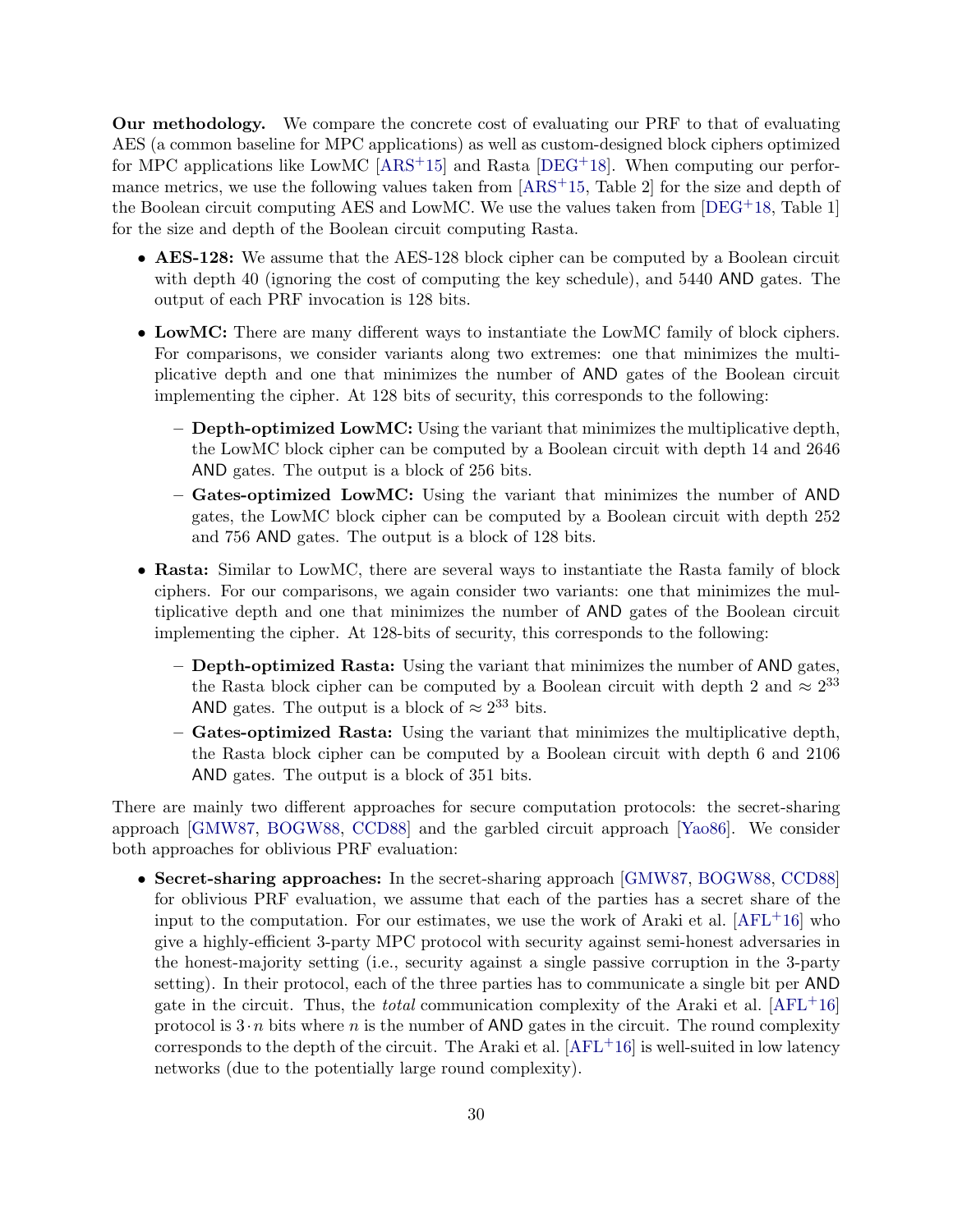**Our methodology.** We compare the concrete cost of evaluating our PRF to that of evaluating AES (a common baseline for MPC applications) as well as custom-designed block ciphers optimized for MPC applications like LowMC [ARS+15] and Rasta [DEG+18]. When computing our performance metrics, we use the following values taken from [ARS+15, Table 2] for the size and depth of the Boolean circuit computing AES and LowMC. We use the values taken from [DEG+18, Table 1] for the size and depth of the Boolean circuit computing Rasta.

- **AES-128:** We assume that the AES-128 block cipher can be computed by a Boolean circuit with depth 40 (ignoring the cost of computing the key schedule), and 5440 AND gates. The output of each PRF invocation is 128 bits.
- **LowMC:** There are many different ways to instantiate the LowMC family of block ciphers. For comparisons, we consider variants along two extremes: one that minimizes the multiplicative depth and one that minimizes the number of AND gates of the Boolean circuit implementing the cipher. At 128 bits of security, this corresponds to the following:
  - **Depth-optimized LowMC:** Using the variant that minimizes the multiplicative depth, the LowMC block cipher can be computed by a Boolean circuit with depth 14 and 2646 AND gates. The output is a block of 256 bits.
  - **Gates-optimized LowMC:** Using the variant that minimizes the number of AND gates, the LowMC block cipher can be computed by a Boolean circuit with depth 252 and 756 AND gates. The output is a block of 128 bits.
- **Rasta:** Similar to LowMC, there are several ways to instantiate the Rasta family of block ciphers. For our comparisons, we again consider two variants: one that minimizes the multiplicative depth and one that minimizes the number of AND gates of the Boolean circuit implementing the cipher. At 128-bits of security, this corresponds to the following:
  - **Depth-optimized Rasta:** Using the variant that minimizes the number of AND gates, the Rasta block cipher can be computed by a Boolean circuit with depth 2 and $\approx 2^{33}$ AND gates. The output is a block of $\approx 2^{33}$ bits.
  - **Gates-optimized Rasta:** Using the variant that minimizes the multiplicative depth, the Rasta block cipher can be computed by a Boolean circuit with depth 6 and 2106 AND gates. The output is a block of 351 bits.

There are mainly two different approaches for secure computation protocols: the secret-sharing approach [GMW87, BOGW88, CCD88] and the garbled circuit approach [Yao86]. We consider both approaches for oblivious PRF evaluation:

- **Secret-sharing approaches:** In the secret-sharing approach [GMW87, BOGW88, CCD88] for oblivious PRF evaluation, we assume that each of the parties has a secret share of the input to the computation. For our estimates, we use the work of Araki et al. [AFL+16] who give a highly-efficient 3-party MPC protocol with security against semi-honest adversaries in the honest-majority setting (i.e., security against a single passive corruption in the 3-party setting). In their protocol, each of the three parties has to communicate a single bit per AND gate in the circuit. Thus, the *total* communication complexity of the Araki et al. [AFL+16] protocol is $3 \cdot n$ bits where $n$ is the number of AND gates in the circuit. The round complexity corresponds to the depth of the circuit. The Araki et al. [AFL+16] is well-suited in low latency networks (due to the potentially large round complexity).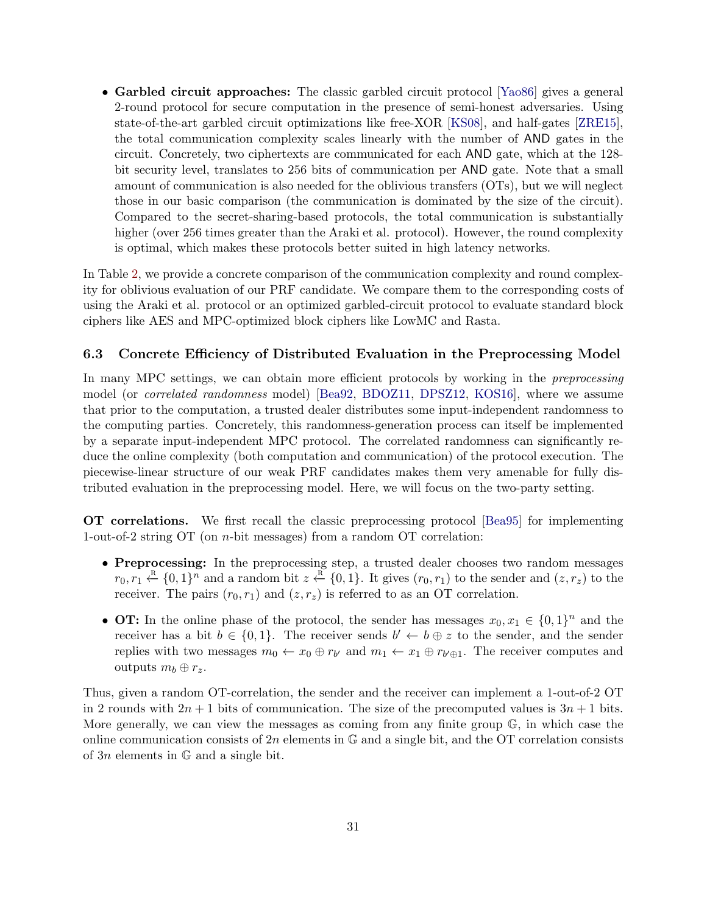- **Garbled circuit approaches:** The classic garbled circuit protocol [Yao86] gives a general 2-round protocol for secure computation in the presence of semi-honest adversaries. Using state-of-the-art garbled circuit optimizations like free-XOR [KS08], and half-gates [ZRE15], the total communication complexity scales linearly with the number of AND gates in the circuit. Concretely, two ciphertexts are communicated for each AND gate, which at the 128-bit security level, translates to 256 bits of communication per AND gate. Note that a small amount of communication is also needed for the oblivious transfers (OTs), but we will neglect those in our basic comparison (the communication is dominated by the size of the circuit). Compared to the secret-sharing-based protocols, the total communication is substantially higher (over 256 times greater than the Araki et al. protocol). However, the round complexity is optimal, which makes these protocols better suited in high latency networks.

In Table 2, we provide a concrete comparison of the communication complexity and round complexity for oblivious evaluation of our PRF candidate. We compare them to the corresponding costs of using the Araki et al. protocol or an optimized garbled-circuit protocol to evaluate standard block ciphers like AES and MPC-optimized block ciphers like LowMC and Rasta.

### 6.3 Concrete Efficiency of Distributed Evaluation in the Preprocessing Model

In many MPC settings, we can obtain more efficient protocols by working in the *preprocessing* model (or *correlated randomness* model) [Bea92, BDOZ11, DPSZ12, KOS16], where we assume that prior to the computation, a trusted dealer distributes some input-independent randomness to the computing parties. Concretely, this randomness-generation process can itself be implemented by a separate input-independent MPC protocol. The correlated randomness can significantly reduce the online complexity (both computation and communication) of the protocol execution. The piecewise-linear structure of our weak PRF candidates makes them very amenable for fully distributed evaluation in the preprocessing model. Here, we will focus on the two-party setting.

**OT correlations.** We first recall the classic preprocessing protocol [Bea95] for implementing 1-out-of-2 string OT (on $n$-bit messages) from a random OT correlation:

- **Preprocessing:** In the preprocessing step, a trusted dealer chooses two random messages $r_0, r_1 \xleftarrow{R} \{0,1\}^n$ and a random bit $z \xleftarrow{R} \{0,1\}$. It gives $(r_0, r_1)$ to the sender and $(z, r_z)$ to the receiver. The pairs $(r_0, r_1)$ and $(z, r_z)$ is referred to as an OT correlation.
- **OT:** In the online phase of the protocol, the sender has messages $x_0, x_1 \in \{0,1\}^n$ and the receiver has a bit $b \in \{0,1\}$. The receiver sends $b' \leftarrow b \oplus z$ to the sender, and the sender replies with two messages $m_0 \leftarrow x_0 \oplus r_{b'}$ and $m_1 \leftarrow x_1 \oplus r_{b' \oplus 1}$. The receiver computes and outputs $m_b \oplus r_z$.

Thus, given a random OT-correlation, the sender and the receiver can implement a 1-out-of-2 OT in 2 rounds with $2n+1$ bits of communication. The size of the precomputed values is $3n+1$ bits. More generally, we can view the messages as coming from any finite group $\mathbb{G}$, in which case the online communication consists of $2n$ elements in $\mathbb{G}$ and a single bit, and the OT correlation consists of $3n$ elements in $\mathbb{G}$ and a single bit.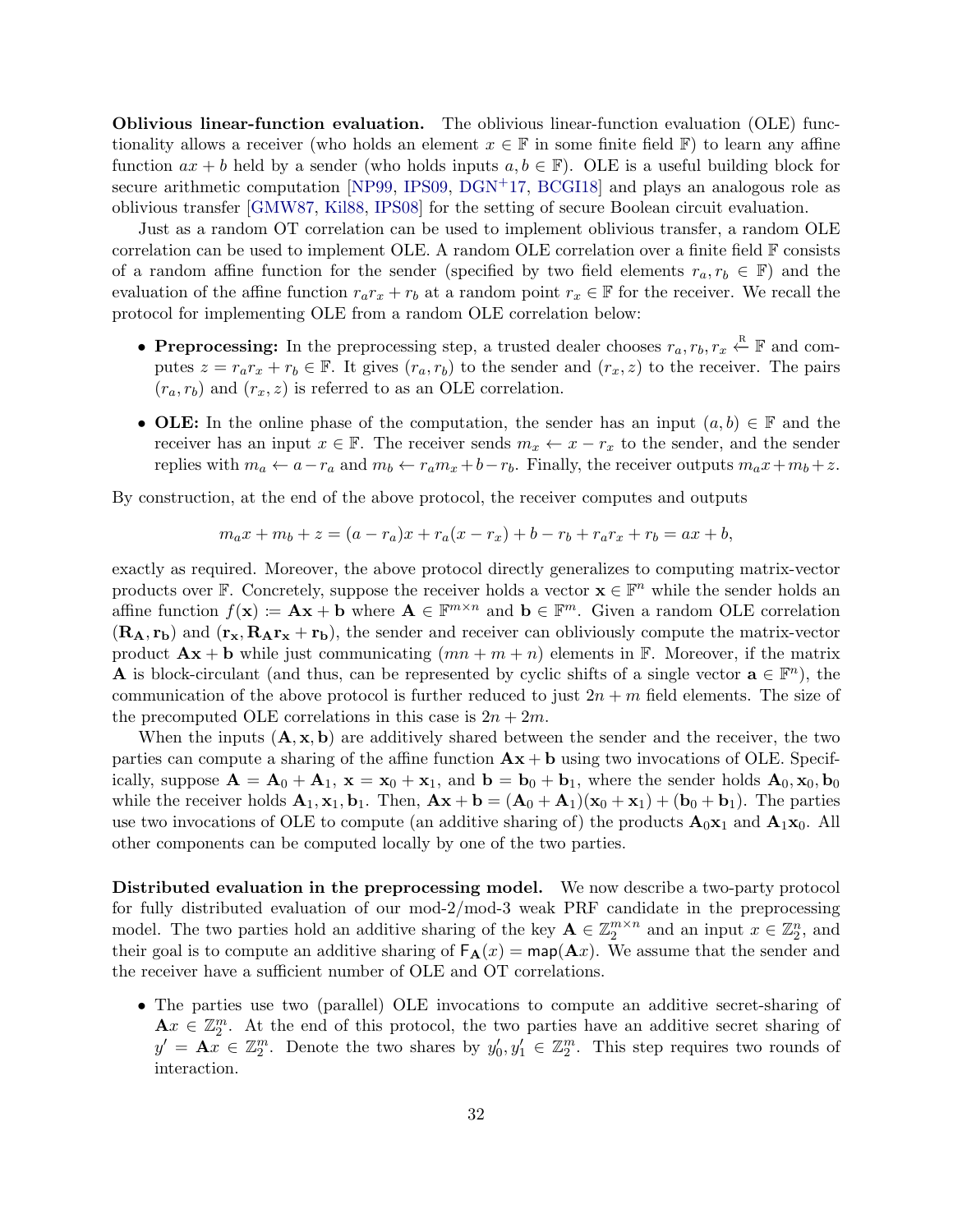**Oblivious linear-function evaluation.** The oblivious linear-function evaluation (OLE) functionality allows a receiver (who holds an element $x \in \mathbb{F}$ in some finite field $\mathbb{F}$) to learn any affine function $ax + b$ held by a sender (who holds inputs $a, b \in \mathbb{F}$). OLE is a useful building block for secure arithmetic computation [NP99, IPS09, DGN+17, BCGI18] and plays an analogous role as oblivious transfer [GMW87, Kil88, IPS08] for the setting of secure Boolean circuit evaluation.

Just as a random OT correlation can be used to implement oblivious transfer, a random OLE correlation can be used to implement OLE. A random OLE correlation over a finite field $\mathbb{F}$ consists of a random affine function for the sender (specified by two field elements $r_a, r_b \in \mathbb{F}$) and the evaluation of the affine function $r_a r_x + r_b$ at a random point $r_x \in \mathbb{F}$ for the receiver. We recall the protocol for implementing OLE from a random OLE correlation below:

- **Preprocessing:** In the preprocessing step, a trusted dealer chooses $r_a, r_b, r_x \xleftarrow{\text{R}} \mathbb{F}$ and computes $z = r_a r_x + r_b \in \mathbb{F}$. It gives $(r_a, r_b)$ to the sender and $(r_x, z)$ to the receiver. The pairs $(r_a, r_b)$ and $(r_x, z)$ is referred to as an OLE correlation.
- **OLE:** In the online phase of the computation, the sender has an input $(a, b) \in \mathbb{F}$ and the receiver has an input $x \in \mathbb{F}$. The receiver sends $m_x \leftarrow x - r_x$ to the sender, and the sender replies with $m_a \leftarrow a - r_a$ and $m_b \leftarrow r_a m_x + b - r_b$. Finally, the receiver outputs $m_a x + m_b + z$.

By construction, at the end of the above protocol, the receiver computes and outputs

$$m_a x + m_b + z = (a - r_a)x + r_a(x - r_x) + b - r_b + r_a r_x + r_b = ax + b,$$

exactly as required. Moreover, the above protocol directly generalizes to computing matrix-vector products over $\mathbb{F}$. Concretely, suppose the receiver holds a vector $\mathbf{x} \in \mathbb{F}^n$ while the sender holds an affine function $f(\mathbf{x}) \coloneqq \mathbf{A}\mathbf{x} + \mathbf{b}$ where $\mathbf{A} \in \mathbb{F}^{m \times n}$ and $\mathbf{b} \in \mathbb{F}^m$. Given a random OLE correlation $(\mathbf{R_A}, \mathbf{r_b})$ and $(\mathbf{r_x}, \mathbf{R_A}\mathbf{r_x} + \mathbf{r_b})$, the sender and receiver can obliviously compute the matrix-vector product $\mathbf{A}\mathbf{x} + \mathbf{b}$ while just communicating $(mn + m + n)$ elements in $\mathbb{F}$. Moreover, if the matrix $\mathbf{A}$ is block-circulant (and thus, can be represented by cyclic shifts of a single vector $\mathbf{a} \in \mathbb{F}^n$), the communication of the above protocol is further reduced to just $2n + m$ field elements. The size of the precomputed OLE correlations in this case is $2n + 2m$.

When the inputs $(\mathbf{A}, \mathbf{x}, \mathbf{b})$ are additively shared between the sender and the receiver, the two parties can compute a sharing of the affine function $\mathbf{A}\mathbf{x} + \mathbf{b}$ using two invocations of OLE. Specifically, suppose $\mathbf{A} = \mathbf{A}_0 + \mathbf{A}_1$, $\mathbf{x} = \mathbf{x}_0 + \mathbf{x}_1$, and $\mathbf{b} = \mathbf{b}_0 + \mathbf{b}_1$, where the sender holds $\mathbf{A}_0, \mathbf{x}_0, \mathbf{b}_0$ while the receiver holds $\mathbf{A}_1, \mathbf{x}_1, \mathbf{b}_1$. Then, $\mathbf{A}\mathbf{x} + \mathbf{b} = (\mathbf{A}_0 + \mathbf{A}_1)(\mathbf{x}_0 + \mathbf{x}_1) + (\mathbf{b}_0 + \mathbf{b}_1)$. The parties use two invocations of OLE to compute (an additive sharing of) the products $\mathbf{A}_0\mathbf{x}_1$ and $\mathbf{A}_1\mathbf{x}_0$. All other components can be computed locally by one of the two parties.

**Distributed evaluation in the preprocessing model.** We now describe a two-party protocol for fully distributed evaluation of our mod-2/mod-3 weak PRF candidate in the preprocessing model. The two parties hold an additive sharing of the key $\mathbf{A} \in \mathbb{Z}_2^{m \times n}$ and an input $x \in \mathbb{Z}_2^n$, and their goal is to compute an additive sharing of $\mathsf{F}_{\mathbf{A}}(x) = \mathsf{map}(\mathbf{A}x)$. We assume that the sender and the receiver have a sufficient number of OLE and OT correlations.

- The parties use two (parallel) OLE invocations to compute an additive secret-sharing of $\mathbf{A}x \in \mathbb{Z}_2^m$. At the end of this protocol, the two parties have an additive secret sharing of $y' = \mathbf{A}x \in \mathbb{Z}_2^m$. Denote the two shares by $y'_0, y'_1 \in \mathbb{Z}_2^m$. This step requires two rounds of interaction.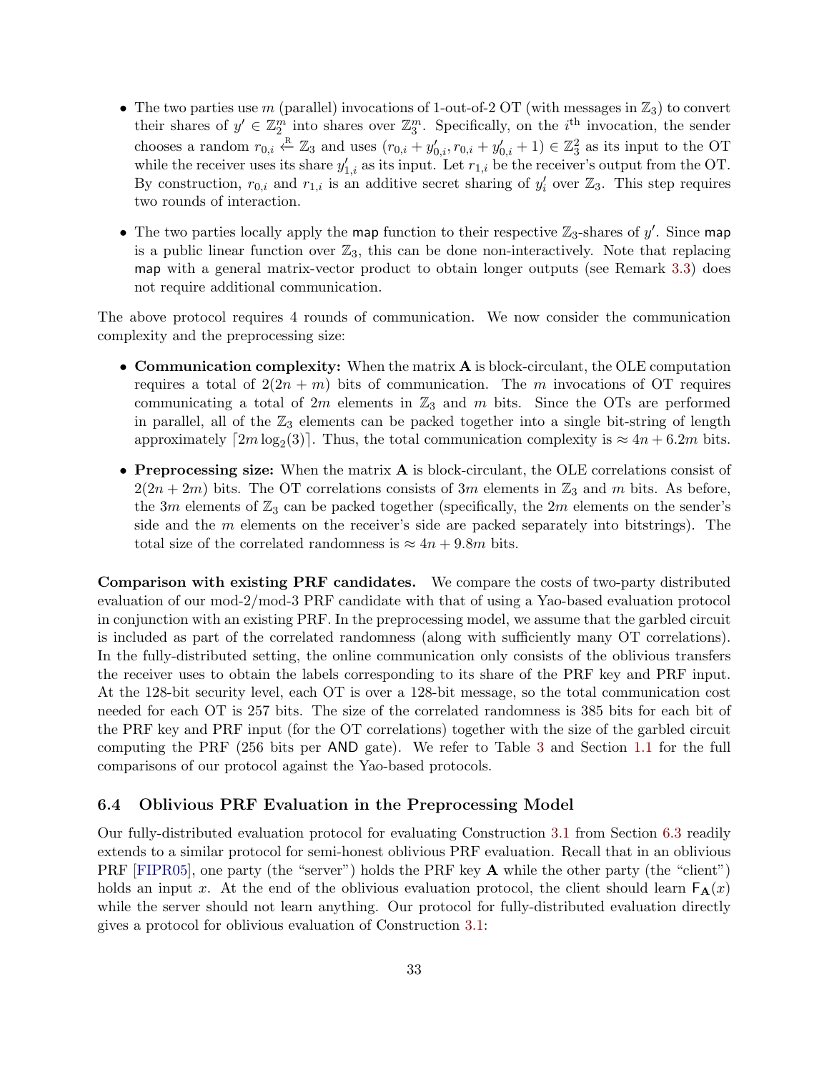- The two parties use $m$ (parallel) invocations of 1-out-of-2 OT (with messages in $\mathbb{Z}_3$) to convert their shares of $y' \in \mathbb{Z}_2^m$ into shares over $\mathbb{Z}_3^m$. Specifically, on the $i^{\text{th}}$ invocation, the sender chooses a random $r_{0,i} \xleftarrow{\text{R}} \mathbb{Z}_3$ and uses $(r_{0,i} + y'_{0,i}, r_{0,i} + y'_{0,i} + 1) \in \mathbb{Z}_3^2$ as its input to the OT while the receiver uses its share $y'_{1,i}$ as its input. Let $r_{1,i}$ be the receiver's output from the OT. By construction, $r_{0,i}$ and $r_{1,i}$ is an additive secret sharing of $y'_i$ over $\mathbb{Z}_3$. This step requires two rounds of interaction.
- The two parties locally apply the map function to their respective $\mathbb{Z}_3$-shares of $y'$. Since map is a public linear function over $\mathbb{Z}_3$, this can be done non-interactively. Note that replacing map with a general matrix-vector product to obtain longer outputs (see Remark 3.3) does not require additional communication.

The above protocol requires 4 rounds of communication. We now consider the communication complexity and the preprocessing size:

- **Communication complexity:** When the matrix $\mathbf{A}$ is block-circulant, the OLE computation requires a total of $2(2n + m)$ bits of communication. The $m$ invocations of OT requires communicating a total of $2m$ elements in $\mathbb{Z}_3$ and $m$ bits. Since the OTs are performed in parallel, all of the $\mathbb{Z}_3$ elements can be packed together into a single bit-string of length approximately $\lceil 2m \log_2(3) \rceil$. Thus, the total communication complexity is $\approx 4n + 6.2m$ bits.
- **Preprocessing size:** When the matrix $\mathbf{A}$ is block-circulant, the OLE correlations consist of $2(2n + 2m)$ bits. The OT correlations consists of $3m$ elements in $\mathbb{Z}_3$ and $m$ bits. As before, the $3m$ elements of $\mathbb{Z}_3$ can be packed together (specifically, the $2m$ elements on the sender's side and the $m$ elements on the receiver's side are packed separately into bitstrings). The total size of the correlated randomness is $\approx 4n + 9.8m$ bits.

**Comparison with existing PRF candidates.** We compare the costs of two-party distributed evaluation of our mod-2/mod-3 PRF candidate with that of using a Yao-based evaluation protocol in conjunction with an existing PRF. In the preprocessing model, we assume that the garbled circuit is included as part of the correlated randomness (along with sufficiently many OT correlations). In the fully-distributed setting, the online communication only consists of the oblivious transfers the receiver uses to obtain the labels corresponding to its share of the PRF key and PRF input. At the 128-bit security level, each OT is over a 128-bit message, so the total communication cost needed for each OT is 257 bits. The size of the correlated randomness is 385 bits for each bit of the PRF key and PRF input (for the OT correlations) together with the size of the garbled circuit computing the PRF (256 bits per AND gate). We refer to Table 3 and Section 1.1 for the full comparisons of our protocol against the Yao-based protocols.

### 6.4 Oblivious PRF Evaluation in the Preprocessing Model

Our fully-distributed evaluation protocol for evaluating Construction 3.1 from Section 6.3 readily extends to a similar protocol for semi-honest oblivious PRF evaluation. Recall that in an oblivious PRF [FIPR05], one party (the "server") holds the PRF key $\mathbf{A}$ while the other party (the "client") holds an input $x$. At the end of the oblivious evaluation protocol, the client should learn $\mathsf{F}_{\mathbf{A}}(x)$ while the server should not learn anything. Our protocol for fully-distributed evaluation directly gives a protocol for oblivious evaluation of Construction 3.1: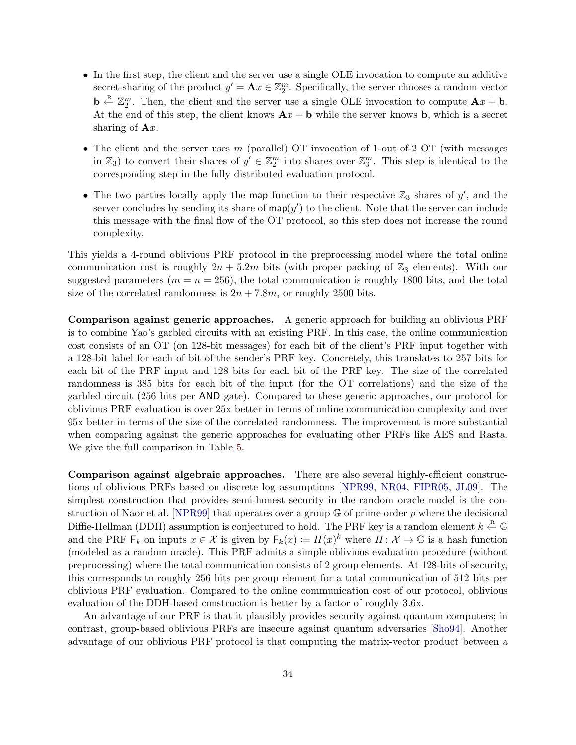- In the first step, the client and the server use a single OLE invocation to compute an additive secret-sharing of the product $y' = \mathbf{A}x \in \mathbb{Z}_2^m$. Specifically, the server chooses a random vector $\mathbf{b} \xleftarrow{\text{R}} \mathbb{Z}_2^m$. Then, the client and the server use a single OLE invocation to compute $\mathbf{A}x + \mathbf{b}$. At the end of this step, the client knows $\mathbf{A}x + \mathbf{b}$ while the server knows $\mathbf{b}$, which is a secret sharing of $\mathbf{A}x$.
- The client and the server uses $m$ (parallel) OT invocation of 1-out-of-2 OT (with messages in $\mathbb{Z}_3$) to convert their shares of $y' \in \mathbb{Z}_2^m$ into shares over $\mathbb{Z}_3^m$. This step is identical to the corresponding step in the fully distributed evaluation protocol.
- The two parties locally apply the $\mathsf{map}$ function to their respective $\mathbb{Z}_3$ shares of $y'$, and the server concludes by sending its share of $\mathsf{map}(y')$ to the client. Note that the server can include this message with the final flow of the OT protocol, so this step does not increase the round complexity.

This yields a 4-round oblivious PRF protocol in the preprocessing model where the total online communication cost is roughly $2n + 5.2m$ bits (with proper packing of $\mathbb{Z}_3$ elements). With our suggested parameters ($m = n = 256$), the total communication is roughly 1800 bits, and the total size of the correlated randomness is $2n + 7.8m$, or roughly 2500 bits.

**Comparison against generic approaches.** A generic approach for building an oblivious PRF is to combine Yao's garbled circuits with an existing PRF. In this case, the online communication cost consists of an OT (on 128-bit messages) for each bit of the client's PRF input together with a 128-bit label for each of bit of the sender's PRF key. Concretely, this translates to 257 bits for each bit of the PRF input and 128 bits for each bit of the PRF key. The size of the correlated randomness is 385 bits for each bit of the input (for the OT correlations) and the size of the garbled circuit (256 bits per $\mathsf{AND}$ gate). Compared to these generic approaches, our protocol for oblivious PRF evaluation is over 25x better in terms of online communication complexity and over 95x better in terms of the size of the correlated randomness. The improvement is more substantial when comparing against the generic approaches for evaluating other PRFs like AES and Rasta. We give the full comparison in Table 5.

**Comparison against algebraic approaches.** There are also several highly-efficient constructions of oblivious PRFs based on discrete log assumptions [NPR99, NR04, FIPR05, JL09]. The simplest construction that provides semi-honest security in the random oracle model is the construction of Naor et al. [NPR99] that operates over a group $\mathbb{G}$ of prime order $p$ where the decisional Diffie-Hellman (DDH) assumption is conjectured to hold. The PRF key is a random element $k \xleftarrow{\text{R}} \mathbb{G}$ and the PRF $\mathsf{F}_k$ on inputs $x \in \mathcal{X}$ is given by $\mathsf{F}_k(x) := H(x)^k$ where $H \colon \mathcal{X} \to \mathbb{G}$ is a hash function (modeled as a random oracle). This PRF admits a simple oblivious evaluation procedure (without preprocessing) where the total communication consists of 2 group elements. At 128-bits of security, this corresponds to roughly 256 bits per group element for a total communication of 512 bits per oblivious PRF evaluation. Compared to the online communication cost of our protocol, oblivious evaluation of the DDH-based construction is better by a factor of roughly 3.6x.

An advantage of our PRF is that it plausibly provides security against quantum computers; in contrast, group-based oblivious PRFs are insecure against quantum adversaries [Sho94]. Another advantage of our oblivious PRF protocol is that computing the matrix-vector product between a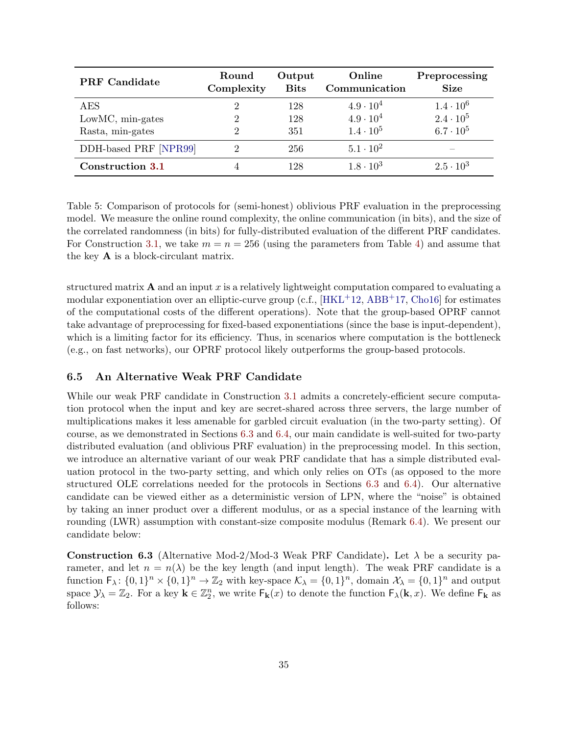| PRF Candidate | Round Complexity | Output Bits | Online Communication | Preprocessing Size |
|---|---|---|---|---|
| AES | 2 | 128 | $4.9 \cdot 10^4$ | $1.4 \cdot 10^6$ |
| LowMC, min-gates | 2 | 128 | $4.9 \cdot 10^4$ | $2.4 \cdot 10^5$ |
| Rasta, min-gates | 2 | 351 | $1.4 \cdot 10^5$ | $6.7 \cdot 10^5$ |
| DDH-based PRF [NPR99] | 2 | 256 | $5.1 \cdot 10^2$ | – |
| **Construction 3.1** | 4 | 128 | $1.8 \cdot 10^3$ | $2.5 \cdot 10^3$ |

Table 5: Comparison of protocols for (semi-honest) oblivious PRF evaluation in the preprocessing model. We measure the online round complexity, the online communication (in bits), and the size of the correlated randomness (in bits) for fully-distributed evaluation of the different PRF candidates. For Construction 3.1, we take $m = n = 256$ (using the parameters from Table 4) and assume that the key $\mathbf{A}$ is a block-circulant matrix.

structured matrix $\mathbf{A}$ and an input $x$ is a relatively lightweight computation compared to evaluating a modular exponentiation over an elliptic-curve group (c.f., [HKL+12, ABB+17, Cho16] for estimates of the computational costs of the different operations). Note that the group-based OPRF cannot take advantage of preprocessing for fixed-based exponentiations (since the base is input-dependent), which is a limiting factor for its efficiency. Thus, in scenarios where computation is the bottleneck (e.g., on fast networks), our OPRF protocol likely outperforms the group-based protocols.

### 6.5 An Alternative Weak PRF Candidate

While our weak PRF candidate in Construction 3.1 admits a concretely-efficient secure computation protocol when the input and key are secret-shared across three servers, the large number of multiplications makes it less amenable for garbled circuit evaluation (in the two-party setting). Of course, as we demonstrated in Sections 6.3 and 6.4, our main candidate is well-suited for two-party distributed evaluation (and oblivious PRF evaluation) in the preprocessing model. In this section, we introduce an alternative variant of our weak PRF candidate that has a simple distributed evaluation protocol in the two-party setting, and which only relies on OTs (as opposed to the more structured OLE correlations needed for the protocols in Sections 6.3 and 6.4). Our alternative candidate can be viewed either as a deterministic version of LPN, where the "noise" is obtained by taking an inner product over a different modulus, or as a special instance of the learning with rounding (LWR) assumption with constant-size composite modulus (Remark 6.4). We present our candidate below:

**Construction 6.3** (Alternative Mod-2/Mod-3 Weak PRF Candidate)**.** Let $\lambda$ be a security parameter, and let $n = n(\lambda)$ be the key length (and input length). The weak PRF candidate is a function $\mathsf{F}_\lambda \colon \{0,1\}^n \times \{0,1\}^n \to \mathbb{Z}_2$ with key-space $\mathcal{K}_\lambda = \{0,1\}^n$, domain $\mathcal{X}_\lambda = \{0,1\}^n$ and output space $\mathcal{Y}_\lambda = \mathbb{Z}_2$. For a key $\mathbf{k} \in \mathbb{Z}_2^n$, we write $\mathsf{F}_{\mathbf{k}}(x)$ to denote the function $\mathsf{F}_\lambda(\mathbf{k}, x)$. We define $\mathsf{F}_{\mathbf{k}}$ as follows: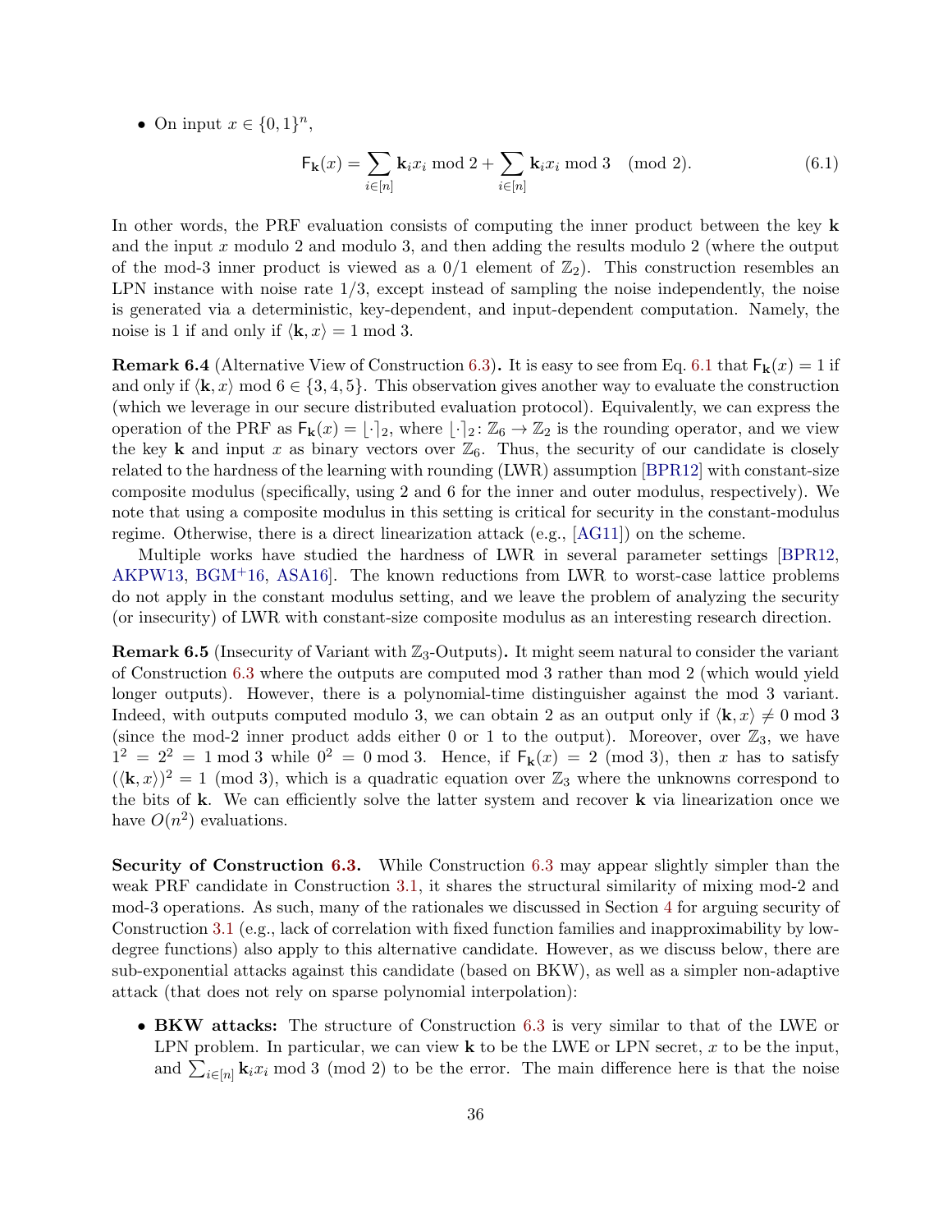- On input $x \in \{0,1\}^n$,

$$\mathsf{F}_{\mathbf{k}}(x) = \sum_{i \in [n]} \mathbf{k}_i x_i \bmod 2 + \sum_{i \in [n]} \mathbf{k}_i x_i \bmod 3 \pmod 2. \tag{6.1}$$

In other words, the PRF evaluation consists of computing the inner product between the key $\mathbf{k}$ and the input $x$ modulo 2 and modulo 3, and then adding the results modulo 2 (where the output of the mod-3 inner product is viewed as a 0/1 element of $\mathbb{Z}_2$). This construction resembles an LPN instance with noise rate 1/3, except instead of sampling the noise independently, the noise is generated via a deterministic, key-dependent, and input-dependent computation. Namely, the noise is 1 if and only if $\langle \mathbf{k}, x \rangle = 1 \bmod 3$.

**Remark 6.4** (Alternative View of Construction 6.3)**.** It is easy to see from Eq. 6.1 that $\mathsf{F}_{\mathbf{k}}(x) = 1$ if and only if $\langle \mathbf{k}, x \rangle \bmod 6 \in \{3, 4, 5\}$. This observation gives another way to evaluate the construction (which we leverage in our secure distributed evaluation protocol). Equivalently, we can express the operation of the PRF as $\mathsf{F}_{\mathbf{k}}(x) = \lfloor \cdot \rceil_2$, where $\lfloor \cdot \rceil_2 \colon \mathbb{Z}_6 \to \mathbb{Z}_2$ is the rounding operator, and we view the key $\mathbf{k}$ and input $x$ as binary vectors over $\mathbb{Z}_6$. Thus, the security of our candidate is closely related to the hardness of the learning with rounding (LWR) assumption [BPR12] with constant-size composite modulus (specifically, using 2 and 6 for the inner and outer modulus, respectively). We note that using a composite modulus in this setting is critical for security in the constant-modulus regime. Otherwise, there is a direct linearization attack (e.g., [AG11]) on the scheme.

Multiple works have studied the hardness of LWR in several parameter settings [BPR12, AKPW13, BGM+16, ASA16]. The known reductions from LWR to worst-case lattice problems do not apply in the constant modulus setting, and we leave the problem of analyzing the security (or insecurity) of LWR with constant-size composite modulus as an interesting research direction.

**Remark 6.5** (Insecurity of Variant with $\mathbb{Z}_3$-Outputs)**.** It might seem natural to consider the variant of Construction 6.3 where the outputs are computed mod 3 rather than mod 2 (which would yield longer outputs). However, there is a polynomial-time distinguisher against the mod 3 variant. Indeed, with outputs computed modulo 3, we can obtain 2 as an output only if $\langle \mathbf{k}, x \rangle \neq 0 \bmod 3$ (since the mod-2 inner product adds either 0 or 1 to the output). Moreover, over $\mathbb{Z}_3$, we have $1^2 = 2^2 = 1 \bmod 3$ while $0^2 = 0 \bmod 3$. Hence, if $\mathsf{F}_{\mathbf{k}}(x) = 2 \pmod 3$, then $x$ has to satisfy $(\langle \mathbf{k}, x \rangle)^2 = 1 \pmod 3$, which is a quadratic equation over $\mathbb{Z}_3$ where the unknowns correspond to the bits of $\mathbf{k}$. We can efficiently solve the latter system and recover $\mathbf{k}$ via linearization once we have $O(n^2)$ evaluations.

**Security of Construction 6.3.** While Construction 6.3 may appear slightly simpler than the weak PRF candidate in Construction 3.1, it shares the structural similarity of mixing mod-2 and mod-3 operations. As such, many of the rationales we discussed in Section 4 for arguing security of Construction 3.1 (e.g., lack of correlation with fixed function families and inapproximability by low-degree functions) also apply to this alternative candidate. However, as we discuss below, there are sub-exponential attacks against this candidate (based on BKW), as well as a simpler non-adaptive attack (that does not rely on sparse polynomial interpolation):

- **BKW attacks:** The structure of Construction 6.3 is very similar to that of the LWE or LPN problem. In particular, we can view $\mathbf{k}$ to be the LWE or LPN secret, $x$ to be the input, and $\sum_{i \in [n]} \mathbf{k}_i x_i \bmod 3 \pmod 2$ to be the error. The main difference here is that the noise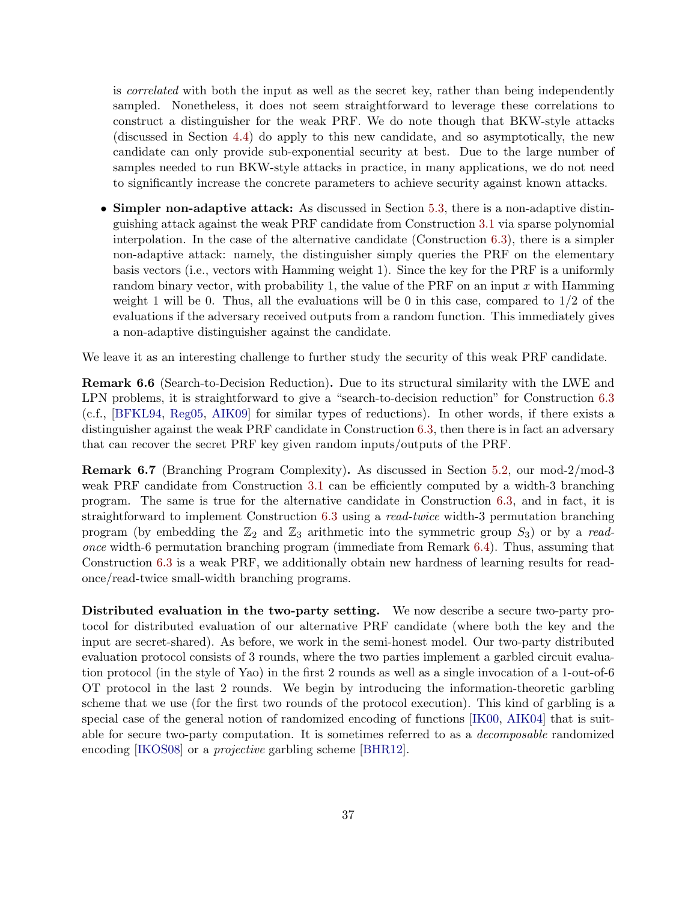is *correlated* with both the input as well as the secret key, rather than being independently sampled. Nonetheless, it does not seem straightforward to leverage these correlations to construct a distinguisher for the weak PRF. We do note though that BKW-style attacks (discussed in Section 4.4) do apply to this new candidate, and so asymptotically, the new candidate can only provide sub-exponential security at best. Due to the large number of samples needed to run BKW-style attacks in practice, in many applications, we do not need to significantly increase the concrete parameters to achieve security against known attacks.

- **Simpler non-adaptive attack:** As discussed in Section 5.3, there is a non-adaptive distinguishing attack against the weak PRF candidate from Construction 3.1 via sparse polynomial interpolation. In the case of the alternative candidate (Construction 6.3), there is a simpler non-adaptive attack: namely, the distinguisher simply queries the PRF on the elementary basis vectors (i.e., vectors with Hamming weight 1). Since the key for the PRF is a uniformly random binary vector, with probability 1, the value of the PRF on an input $x$ with Hamming weight 1 will be 0. Thus, all the evaluations will be 0 in this case, compared to 1/2 of the evaluations if the adversary received outputs from a random function. This immediately gives a non-adaptive distinguisher against the candidate.

We leave it as an interesting challenge to further study the security of this weak PRF candidate.

**Remark 6.6** (Search-to-Decision Reduction)**.** Due to its structural similarity with the LWE and LPN problems, it is straightforward to give a "search-to-decision reduction" for Construction 6.3 (c.f., [BFKL94, Reg05, AIK09] for similar types of reductions). In other words, if there exists a distinguisher against the weak PRF candidate in Construction 6.3, then there is in fact an adversary that can recover the secret PRF key given random inputs/outputs of the PRF.

**Remark 6.7** (Branching Program Complexity)**.** As discussed in Section 5.2, our mod-2/mod-3 weak PRF candidate from Construction 3.1 can be efficiently computed by a width-3 branching program. The same is true for the alternative candidate in Construction 6.3, and in fact, it is straightforward to implement Construction 6.3 using a *read-twice* width-3 permutation branching program (by embedding the $\mathbb{Z}_2$ and $\mathbb{Z}_3$ arithmetic into the symmetric group $S_3$) or by a *read-once* width-6 permutation branching program (immediate from Remark 6.4). Thus, assuming that Construction 6.3 is a weak PRF, we additionally obtain new hardness of learning results for read-once/read-twice small-width branching programs.

**Distributed evaluation in the two-party setting.** We now describe a secure two-party protocol for distributed evaluation of our alternative PRF candidate (where both the key and the input are secret-shared). As before, we work in the semi-honest model. Our two-party distributed evaluation protocol consists of 3 rounds, where the two parties implement a garbled circuit evaluation protocol (in the style of Yao) in the first 2 rounds as well as a single invocation of a 1-out-of-6 OT protocol in the last 2 rounds. We begin by introducing the information-theoretic garbling scheme that we use (for the first two rounds of the protocol execution). This kind of garbling is a special case of the general notion of randomized encoding of functions [IK00, AIK04] that is suitable for secure two-party computation. It is sometimes referred to as a *decomposable* randomized encoding [IKOS08] or a *projective* garbling scheme [BHR12].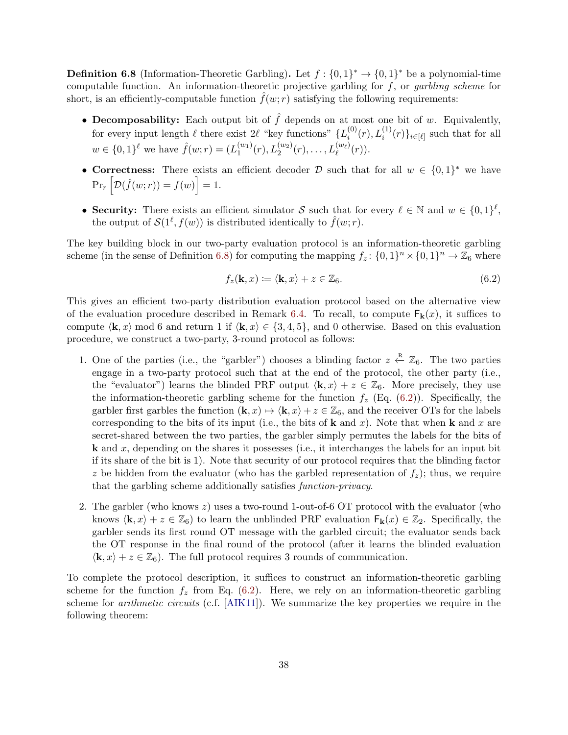**Definition 6.8** (Information-Theoretic Garbling)**.** Let $f : \{0,1\}^* \to \{0,1\}^*$ be a polynomial-time computable function. An information-theoretic projective garbling for $f$, or *garbling scheme* for short, is an efficiently-computable function $\hat{f}(w;r)$ satisfying the following requirements:

- **Decomposability:** Each output bit of $\hat{f}$ depends on at most one bit of $w$. Equivalently, for every input length $\ell$ there exist $2\ell$ "key functions" $\{L_i^{(0)}(r), L_i^{(1)}(r)\}_{i \in [\ell]}$ such that for all $w \in \{0,1\}^\ell$ we have $\hat{f}(w;r) = (L_1^{(w_1)}(r), L_2^{(w_2)}(r), \ldots, L_\ell^{(w_\ell)}(r))$.
- **Correctness:** There exists an efficient decoder $\mathcal{D}$ such that for all $w \in \{0,1\}^*$ we have $\Pr_r\left[\mathcal{D}(\hat{f}(w;r)) = f(w)\right] = 1$.
- **Security:** There exists an efficient simulator $\mathcal{S}$ such that for every $\ell \in \mathbb{N}$ and $w \in \{0,1\}^\ell$, the output of $\mathcal{S}(1^\ell, f(w))$ is distributed identically to $\hat{f}(w;r)$.

The key building block in our two-party evaluation protocol is an information-theoretic garbling scheme (in the sense of Definition 6.8) for computing the mapping $f_z \colon \{0,1\}^n \times \{0,1\}^n \to \mathbb{Z}_6$ where

$$f_z(\mathbf{k}, x) \coloneqq \langle \mathbf{k}, x \rangle + z \in \mathbb{Z}_6. \tag{6.2}$$

This gives an efficient two-party distribution evaluation protocol based on the alternative view of the evaluation procedure described in Remark 6.4. To recall, to compute $\mathsf{F}_{\mathbf{k}}(x)$, it suffices to compute $\langle \mathbf{k}, x \rangle \bmod 6$ and return 1 if $\langle \mathbf{k}, x \rangle \in \{3,4,5\}$, and 0 otherwise. Based on this evaluation procedure, we construct a two-party, 3-round protocol as follows:

1. One of the parties (i.e., the "garbler") chooses a blinding factor $z \xleftarrow{\text{R}} \mathbb{Z}_6$. The two parties engage in a two-party protocol such that at the end of the protocol, the other party (i.e., the "evaluator") learns the blinded PRF output $\langle \mathbf{k}, x \rangle + z \in \mathbb{Z}_6$. More precisely, they use the information-theoretic garbling scheme for the function $f_z$ (Eq. (6.2)). Specifically, the garbler first garbles the function $(\mathbf{k}, x) \mapsto \langle \mathbf{k}, x \rangle + z \in \mathbb{Z}_6$, and the receiver OTs for the labels corresponding to the bits of its input (i.e., the bits of $\mathbf{k}$ and $x$). Note that when $\mathbf{k}$ and $x$ are secret-shared between the two parties, the garbler simply permutes the labels for the bits of $\mathbf{k}$ and $x$, depending on the shares it possesses (i.e., it interchanges the labels for an input bit if its share of the bit is 1). Note that security of our protocol requires that the blinding factor $z$ be hidden from the evaluator (who has the garbled representation of $f_z$); thus, we require that the garbling scheme additionally satisfies *function-privacy*.
2. The garbler (who knows $z$) uses a two-round 1-out-of-6 OT protocol with the evaluator (who knows $\langle \mathbf{k}, x \rangle + z \in \mathbb{Z}_6$) to learn the unblinded PRF evaluation $\mathsf{F}_{\mathbf{k}}(x) \in \mathbb{Z}_2$. Specifically, the garbler sends its first round OT message with the garbled circuit; the evaluator sends back the OT response in the final round of the protocol (after it learns the blinded evaluation $\langle \mathbf{k}, x \rangle + z \in \mathbb{Z}_6$). The full protocol requires 3 rounds of communication.

To complete the protocol description, it suffices to construct an information-theoretic garbling scheme for the function $f_z$ from Eq. (6.2). Here, we rely on an information-theoretic garbling scheme for *arithmetic circuits* (c.f. [AIK11]). We summarize the key properties we require in the following theorem: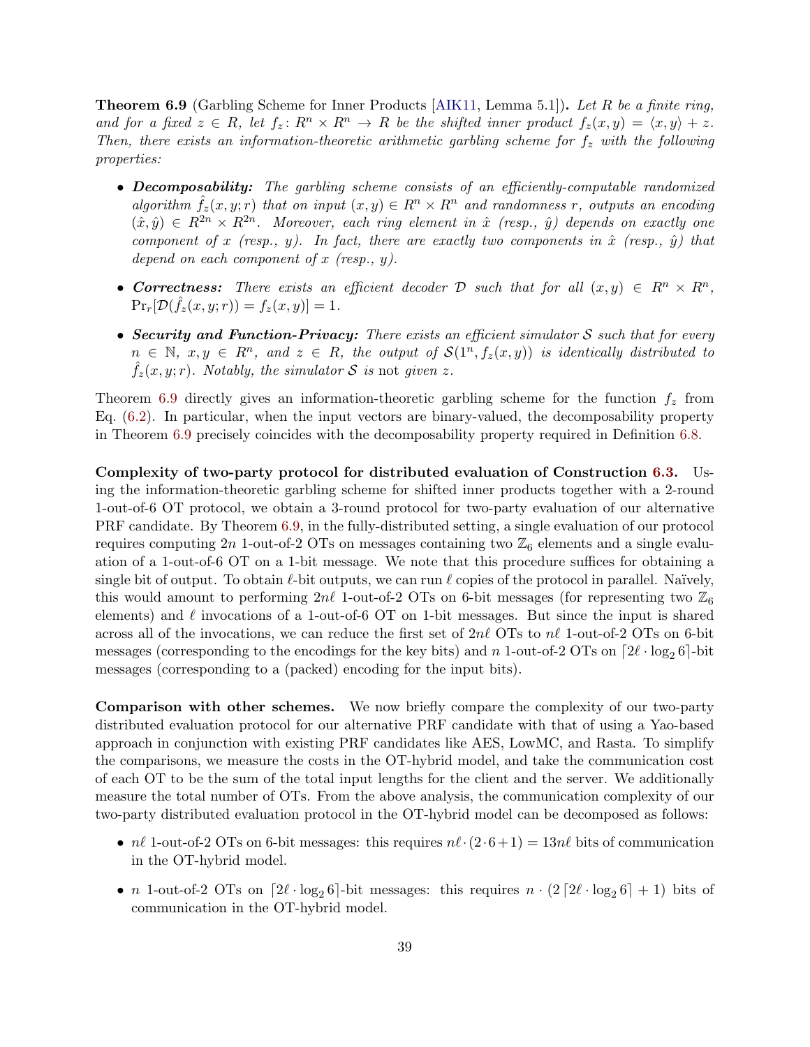**Theorem 6.9** (Garbling Scheme for Inner Products [AIK11, Lemma 5.1])**.** *Let $R$ be a finite ring, and for a fixed $z \in R$, let $f_z \colon R^n \times R^n \to R$ be the shifted inner product $f_z(x, y) = \langle x, y \rangle + z$. Then, there exists an information-theoretic arithmetic garbling scheme for $f_z$ with the following properties:*

- ***Decomposability:*** *The garbling scheme consists of an efficiently-computable randomized algorithm $\hat{f}_z(x, y; r)$ that on input $(x, y) \in R^n \times R^n$ and randomness $r$, outputs an encoding $(\hat{x}, \hat{y}) \in R^{2n} \times R^{2n}$. Moreover, each ring element in $\hat{x}$ (resp., $\hat{y}$) depends on exactly one component of $x$ (resp., $y$). In fact, there are exactly two components in $\hat{x}$ (resp., $\hat{y}$) that depend on each component of $x$ (resp., $y$).*
- ***Correctness:*** *There exists an efficient decoder $\mathcal{D}$ such that for all $(x, y) \in R^n \times R^n$, $\Pr_r[\mathcal{D}(\hat{f}_z(x, y; r)) = f_z(x, y)] = 1$.*
- ***Security and Function-Privacy:*** *There exists an efficient simulator $\mathcal{S}$ such that for every $n \in \mathbb{N}$, $x, y \in R^n$, and $z \in R$, the output of $\mathcal{S}(1^n, f_z(x, y))$ is identically distributed to $\hat{f}_z(x, y; r)$. Notably, the simulator $\mathcal{S}$ is* not *given $z$.*

Theorem 6.9 directly gives an information-theoretic garbling scheme for the function $f_z$ from Eq. (6.2). In particular, when the input vectors are binary-valued, the decomposability property in Theorem 6.9 precisely coincides with the decomposability property required in Definition 6.8.

**Complexity of two-party protocol for distributed evaluation of Construction 6.3.** Using the information-theoretic garbling scheme for shifted inner products together with a 2-round 1-out-of-6 OT protocol, we obtain a 3-round protocol for two-party evaluation of our alternative PRF candidate. By Theorem 6.9, in the fully-distributed setting, a single evaluation of our protocol requires computing $2n$ 1-out-of-2 OTs on messages containing two $\mathbb{Z}_6$ elements and a single evaluation of a 1-out-of-6 OT on a 1-bit message. We note that this procedure suffices for obtaining a single bit of output. To obtain $\ell$-bit outputs, we can run $\ell$ copies of the protocol in parallel. Naïvely, this would amount to performing $2n\ell$ 1-out-of-2 OTs on 6-bit messages (for representing two $\mathbb{Z}_6$ elements) and $\ell$ invocations of a 1-out-of-6 OT on 1-bit messages. But since the input is shared across all of the invocations, we can reduce the first set of $2n\ell$ OTs to $n\ell$ 1-out-of-2 OTs on 6-bit messages (corresponding to the encodings for the key bits) and $n$ 1-out-of-2 OTs on $\lceil 2\ell \cdot \log_2 6 \rceil$-bit messages (corresponding to a (packed) encoding for the input bits).

**Comparison with other schemes.** We now briefly compare the complexity of our two-party distributed evaluation protocol for our alternative PRF candidate with that of using a Yao-based approach in conjunction with existing PRF candidates like AES, LowMC, and Rasta. To simplify the comparisons, we measure the costs in the OT-hybrid model, and take the communication cost of each OT to be the sum of the total input lengths for the client and the server. We additionally measure the total number of OTs. From the above analysis, the communication complexity of our two-party distributed evaluation protocol in the OT-hybrid model can be decomposed as follows:

- $n\ell$ 1-out-of-2 OTs on 6-bit messages: this requires $n\ell \cdot (2 \cdot 6 + 1) = 13n\ell$ bits of communication in the OT-hybrid model.
- $n$ 1-out-of-2 OTs on $\lceil 2\ell \cdot \log_2 6 \rceil$-bit messages: this requires $n \cdot (2 \lceil 2\ell \cdot \log_2 6 \rceil + 1)$ bits of communication in the OT-hybrid model.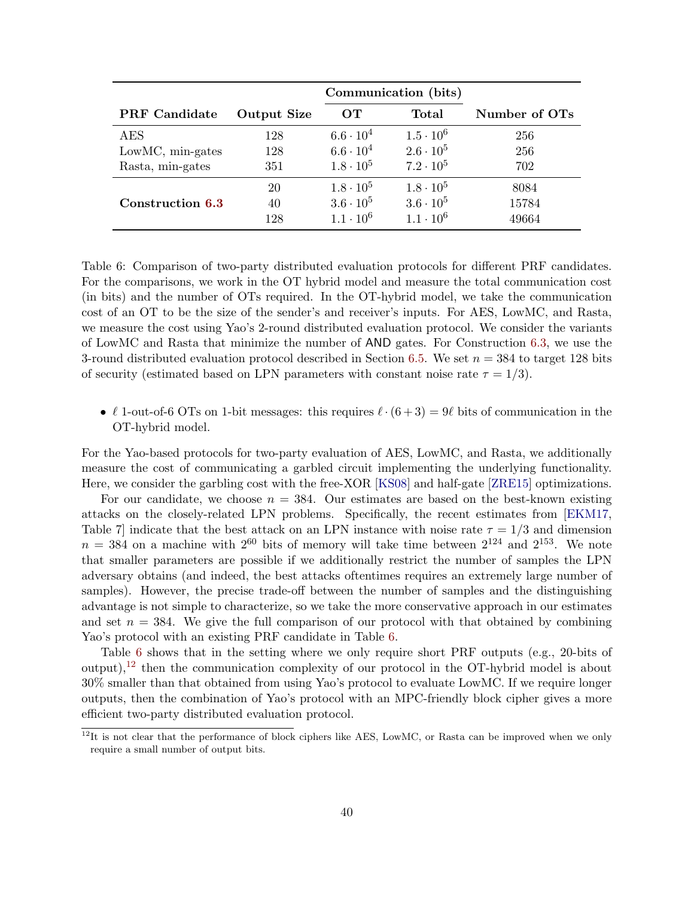| | | Communication (bits) | | |
|---|---|---|---|---|
| **PRF Candidate** | **Output Size** | **OT** | **Total** | **Number of OTs** |
| AES | 128 | $6.6 \cdot 10^4$ | $1.5 \cdot 10^6$ | 256 |
| LowMC, min-gates | 128 | $6.6 \cdot 10^4$ | $2.6 \cdot 10^5$ | 256 |
| Rasta, min-gates | 351 | $1.8 \cdot 10^5$ | $7.2 \cdot 10^5$ | 702 |
| **Construction 6.3** | 20 | $1.8 \cdot 10^5$ | $1.8 \cdot 10^5$ | 8084 |
| | 40 | $3.6 \cdot 10^5$ | $3.6 \cdot 10^5$ | 15784 |
| | 128 | $1.1 \cdot 10^6$ | $1.1 \cdot 10^6$ | 49664 |

Table 6: Comparison of two-party distributed evaluation protocols for different PRF candidates. For the comparisons, we work in the OT hybrid model and measure the total communication cost (in bits) and the number of OTs required. In the OT-hybrid model, we take the communication cost of an OT to be the size of the sender's and receiver's inputs. For AES, LowMC, and Rasta, we measure the cost using Yao's 2-round distributed evaluation protocol. We consider the variants of LowMC and Rasta that minimize the number of AND gates. For Construction 6.3, we use the 3-round distributed evaluation protocol described in Section 6.5. We set $n = 384$ to target 128 bits of security (estimated based on LPN parameters with constant noise rate $\tau = 1/3$).

- $\ell$ 1-out-of-6 OTs on 1-bit messages: this requires $\ell \cdot (6 + 3) = 9\ell$ bits of communication in the OT-hybrid model.

For the Yao-based protocols for two-party evaluation of AES, LowMC, and Rasta, we additionally measure the cost of communicating a garbled circuit implementing the underlying functionality. Here, we consider the garbling cost with the free-XOR [KS08] and half-gate [ZRE15] optimizations.

For our candidate, we choose $n = 384$. Our estimates are based on the best-known existing attacks on the closely-related LPN problems. Specifically, the recent estimates from [EKM17, Table 7] indicate that the best attack on an LPN instance with noise rate $\tau = 1/3$ and dimension $n = 384$ on a machine with $2^{60}$ bits of memory will take time between $2^{124}$ and $2^{153}$. We note that smaller parameters are possible if we additionally restrict the number of samples the LPN adversary obtains (and indeed, the best attacks oftentimes requires an extremely large number of samples). However, the precise trade-off between the number of samples and the distinguishing advantage is not simple to characterize, so we take the more conservative approach in our estimates and set $n = 384$. We give the full comparison of our protocol with that obtained by combining Yao's protocol with an existing PRF candidate in Table 6.

Table 6 shows that in the setting where we only require short PRF outputs (e.g., 20-bits of output),[12] then the communication complexity of our protocol in the OT-hybrid model is about 30% smaller than that obtained from using Yao's protocol to evaluate LowMC. If we require longer outputs, then the combination of Yao's protocol with an MPC-friendly block cipher gives a more efficient two-party distributed evaluation protocol.

[12] It is not clear that the performance of block ciphers like AES, LowMC, or Rasta can be improved when we only require a small number of output bits.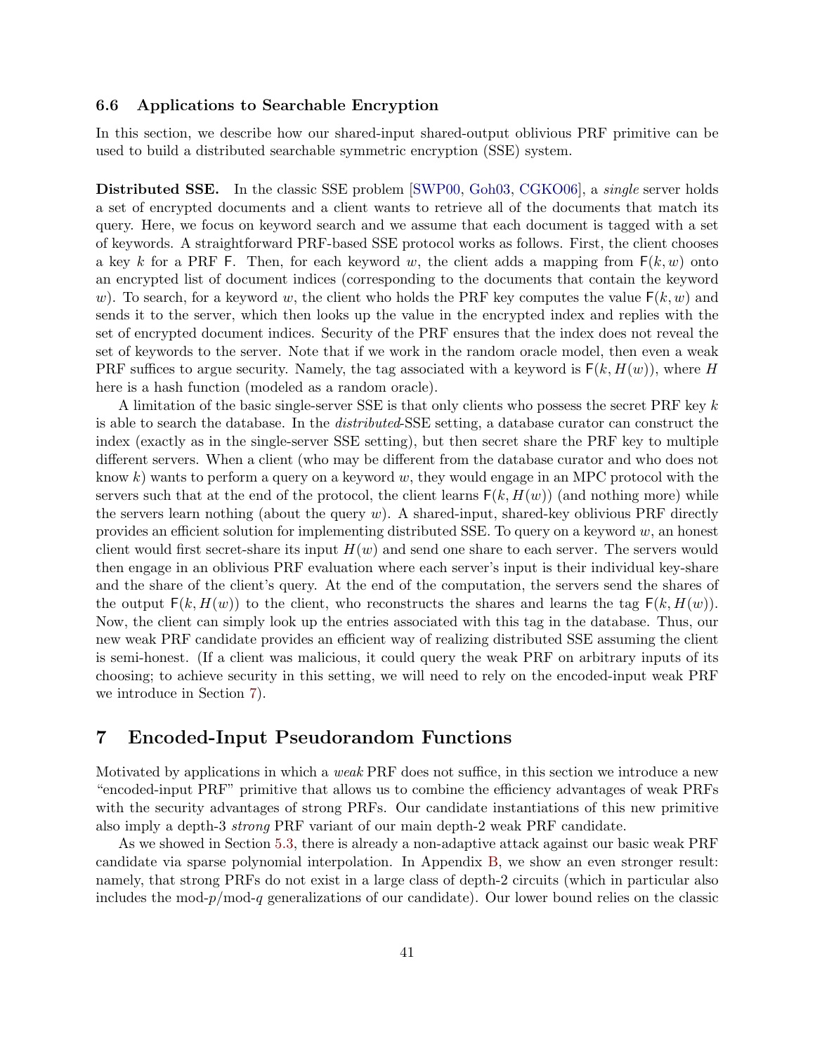### 6.6 Applications to Searchable Encryption

In this section, we describe how our shared-input shared-output oblivious PRF primitive can be used to build a distributed searchable symmetric encryption (SSE) system.

**Distributed SSE.** In the classic SSE problem [SWP00, Goh03, CGKO06], a *single* server holds a set of encrypted documents and a client wants to retrieve all of the documents that match its query. Here, we focus on keyword search and we assume that each document is tagged with a set of keywords. A straightforward PRF-based SSE protocol works as follows. First, the client chooses a key $k$ for a PRF $\mathsf{F}$. Then, for each keyword $w$, the client adds a mapping from $\mathsf{F}(k, w)$ onto an encrypted list of document indices (corresponding to the documents that contain the keyword $w$). To search, for a keyword $w$, the client who holds the PRF key computes the value $\mathsf{F}(k, w)$ and sends it to the server, which then looks up the value in the encrypted index and replies with the set of encrypted document indices. Security of the PRF ensures that the index does not reveal the set of keywords to the server. Note that if we work in the random oracle model, then even a weak PRF suffices to argue security. Namely, the tag associated with a keyword is $\mathsf{F}(k, H(w))$, where $H$ here is a hash function (modeled as a random oracle).

A limitation of the basic single-server SSE is that only clients who possess the secret PRF key $k$ is able to search the database. In the *distributed*-SSE setting, a database curator can construct the index (exactly as in the single-server SSE setting), but then secret share the PRF key to multiple different servers. When a client (who may be different from the database curator and who does not know $k$) wants to perform a query on a keyword $w$, they would engage in an MPC protocol with the servers such that at the end of the protocol, the client learns $\mathsf{F}(k, H(w))$ (and nothing more) while the servers learn nothing (about the query $w$). A shared-input, shared-key oblivious PRF directly provides an efficient solution for implementing distributed SSE. To query on a keyword $w$, an honest client would first secret-share its input $H(w)$ and send one share to each server. The servers would then engage in an oblivious PRF evaluation where each server's input is their individual key-share and the share of the client's query. At the end of the computation, the servers send the shares of the output $\mathsf{F}(k, H(w))$ to the client, who reconstructs the shares and learns the tag $\mathsf{F}(k, H(w))$. Now, the client can simply look up the entries associated with this tag in the database. Thus, our new weak PRF candidate provides an efficient way of realizing distributed SSE assuming the client is semi-honest. (If a client was malicious, it could query the weak PRF on arbitrary inputs of its choosing; to achieve security in this setting, we will need to rely on the encoded-input weak PRF we introduce in Section 7).

## 7 Encoded-Input Pseudorandom Functions

Motivated by applications in which a *weak* PRF does not suffice, in this section we introduce a new "encoded-input PRF" primitive that allows us to combine the efficiency advantages of weak PRFs with the security advantages of strong PRFs. Our candidate instantiations of this new primitive also imply a depth-3 *strong* PRF variant of our main depth-2 weak PRF candidate.

As we showed in Section 5.3, there is already a non-adaptive attack against our basic weak PRF candidate via sparse polynomial interpolation. In Appendix B, we show an even stronger result: namely, that strong PRFs do not exist in a large class of depth-2 circuits (which in particular also includes the mod-$p$/mod-$q$ generalizations of our candidate). Our lower bound relies on the classic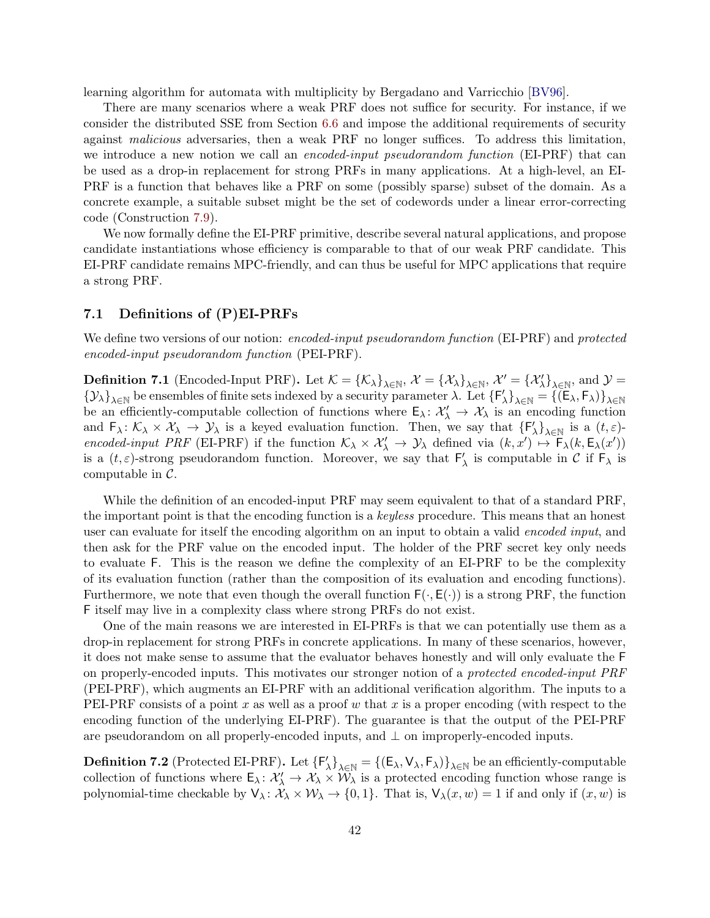learning algorithm for automata with multiplicity by Bergadano and Varricchio [BV96].

There are many scenarios where a weak PRF does not suffice for security. For instance, if we consider the distributed SSE from Section 6.6 and impose the additional requirements of security against *malicious* adversaries, then a weak PRF no longer suffices. To address this limitation, we introduce a new notion we call an *encoded-input pseudorandom function* (EI-PRF) that can be used as a drop-in replacement for strong PRFs in many applications. At a high-level, an EI-PRF is a function that behaves like a PRF on some (possibly sparse) subset of the domain. As a concrete example, a suitable subset might be the set of codewords under a linear error-correcting code (Construction 7.9).

We now formally define the EI-PRF primitive, describe several natural applications, and propose candidate instantiations whose efficiency is comparable to that of our weak PRF candidate. This EI-PRF candidate remains MPC-friendly, and can thus be useful for MPC applications that require a strong PRF.

### 7.1 Definitions of (P)EI-PRFs

We define two versions of our notion: *encoded-input pseudorandom function* (EI-PRF) and *protected encoded-input pseudorandom function* (PEI-PRF).

**Definition 7.1** (Encoded-Input PRF)**.** Let $\mathcal{K} = \{\mathcal{K}_\lambda\}_{\lambda\in\mathbb{N}}$, $\mathcal{X} = \{\mathcal{X}_\lambda\}_{\lambda\in\mathbb{N}}$, $\mathcal{X}' = \{\mathcal{X}'_\lambda\}_{\lambda\in\mathbb{N}}$, and $\mathcal{Y} = \{\mathcal{Y}_\lambda\}_{\lambda\in\mathbb{N}}$ be ensembles of finite sets indexed by a security parameter $\lambda$. Let $\{\mathsf{F}'_\lambda\}_{\lambda\in\mathbb{N}} = \{(\mathsf{E}_\lambda, \mathsf{F}_\lambda)\}_{\lambda\in\mathbb{N}}$ be an efficiently-computable collection of functions where $\mathsf{E}_\lambda\colon \mathcal{X}'_\lambda \to \mathcal{X}_\lambda$ is an encoding function and $\mathsf{F}_\lambda\colon \mathcal{K}_\lambda \times \mathcal{X}_\lambda \to \mathcal{Y}_\lambda$ is a keyed evaluation function. Then, we say that $\{\mathsf{F}'_\lambda\}_{\lambda\in\mathbb{N}}$ is a $(t,\varepsilon)$-*encoded-input PRF* (EI-PRF) if the function $\mathcal{K}_\lambda \times \mathcal{X}'_\lambda \to \mathcal{Y}_\lambda$ defined via $(k, x') \mapsto \mathsf{F}_\lambda(k, \mathsf{E}_\lambda(x'))$ is a $(t,\varepsilon)$-strong pseudorandom function. Moreover, we say that $\mathsf{F}'_\lambda$ is computable in $\mathcal{C}$ if $\mathsf{F}_\lambda$ is computable in $\mathcal{C}$.

While the definition of an encoded-input PRF may seem equivalent to that of a standard PRF, the important point is that the encoding function is a *keyless* procedure. This means that an honest user can evaluate for itself the encoding algorithm on an input to obtain a valid *encoded input*, and then ask for the PRF value on the encoded input. The holder of the PRF secret key only needs to evaluate $\mathsf{F}$. This is the reason we define the complexity of an EI-PRF to be the complexity of its evaluation function (rather than the composition of its evaluation and encoding functions). Furthermore, we note that even though the overall function $\mathsf{F}(\cdot, \mathsf{E}(\cdot))$ is a strong PRF, the function $\mathsf{F}$ itself may live in a complexity class where strong PRFs do not exist.

One of the main reasons we are interested in EI-PRFs is that we can potentially use them as a drop-in replacement for strong PRFs in concrete applications. In many of these scenarios, however, it does not make sense to assume that the evaluator behaves honestly and will only evaluate the $\mathsf{F}$ on properly-encoded inputs. This motivates our stronger notion of a *protected encoded-input PRF* (PEI-PRF), which augments an EI-PRF with an additional verification algorithm. The inputs to a PEI-PRF consists of a point $x$ as well as a proof $w$ that $x$ is a proper encoding (with respect to the encoding function of the underlying EI-PRF). The guarantee is that the output of the PEI-PRF are pseudorandom on all properly-encoded inputs, and $\perp$ on improperly-encoded inputs.

**Definition 7.2** (Protected EI-PRF)**.** Let $\{\mathsf{F}'_\lambda\}_{\lambda\in\mathbb{N}} = \{(\mathsf{E}_\lambda, \mathsf{V}_\lambda, \mathsf{F}_\lambda)\}_{\lambda\in\mathbb{N}}$ be an efficiently-computable collection of functions where $\mathsf{E}_\lambda\colon \mathcal{X}'_\lambda \to \mathcal{X}_\lambda \times \mathcal{W}_\lambda$ is a protected encoding function whose range is polynomial-time checkable by $\mathsf{V}_\lambda\colon \mathcal{X}_\lambda \times \mathcal{W}_\lambda \to \{0,1\}$. That is, $\mathsf{V}_\lambda(x, w) = 1$ if and only if $(x, w)$ is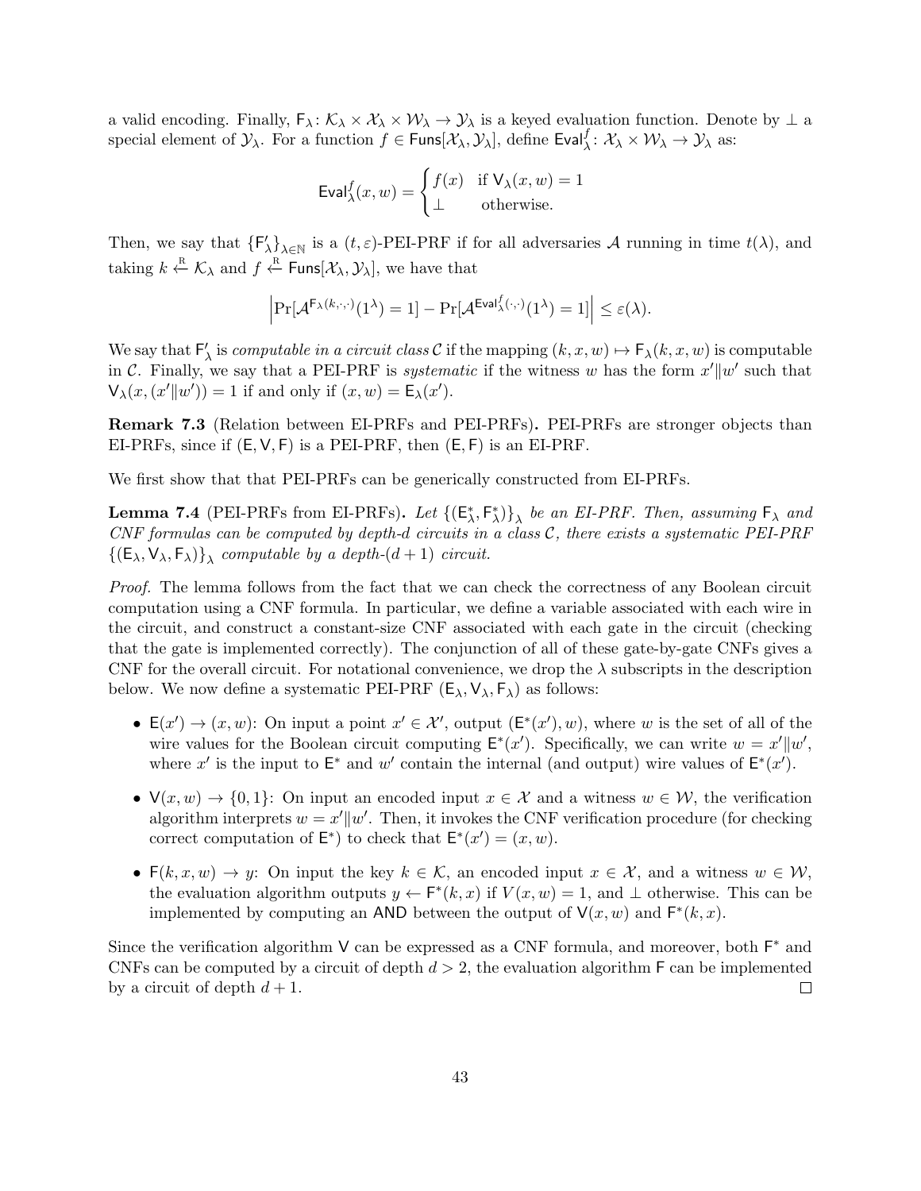a valid encoding. Finally, $\mathsf{F}_\lambda \colon \mathcal{K}_\lambda \times \mathcal{X}_\lambda \times \mathcal{W}_\lambda \to \mathcal{Y}_\lambda$ is a keyed evaluation function. Denote by $\perp$ a special element of $\mathcal{Y}_\lambda$. For a function $f \in \mathsf{Funs}[\mathcal{X}_\lambda, \mathcal{Y}_\lambda]$, define $\mathsf{Eval}^f_\lambda \colon \mathcal{X}_\lambda \times \mathcal{W}_\lambda \to \mathcal{Y}_\lambda$ as:

$$\mathsf{Eval}^f_\lambda(x, w) = \begin{cases} f(x) & \text{if } \mathsf{V}_\lambda(x, w) = 1 \\ \perp & \text{otherwise.} \end{cases}$$

Then, we say that $\{\mathsf{F}'_\lambda\}_{\lambda \in \mathbb{N}}$ is a $(t, \varepsilon)$-PEI-PRF if for all adversaries $\mathcal{A}$ running in time $t(\lambda)$, and taking $k \xleftarrow{\text{R}} \mathcal{K}_\lambda$ and $f \xleftarrow{\text{R}} \mathsf{Funs}[\mathcal{X}_\lambda, \mathcal{Y}_\lambda]$, we have that

$$\left| \Pr[\mathcal{A}^{\mathsf{F}_\lambda(k, \cdot, \cdot)}(1^\lambda) = 1] - \Pr[\mathcal{A}^{\mathsf{Eval}^f_\lambda(\cdot, \cdot)}(1^\lambda) = 1] \right| \leq \varepsilon(\lambda).$$

We say that $\mathsf{F}'_\lambda$ is *computable in a circuit class* $\mathcal{C}$ if the mapping $(k, x, w) \mapsto \mathsf{F}_\lambda(k, x, w)$ is computable in $\mathcal{C}$. Finally, we say that a PEI-PRF is *systematic* if the witness $w$ has the form $x' \| w'$ such that $\mathsf{V}_\lambda(x, (x' \| w')) = 1$ if and only if $(x, w) = \mathsf{E}_\lambda(x')$.

**Remark 7.3** (Relation between EI-PRFs and PEI-PRFs)**.** PEI-PRFs are stronger objects than EI-PRFs, since if $(\mathsf{E}, \mathsf{V}, \mathsf{F})$ is a PEI-PRF, then $(\mathsf{E}, \mathsf{F})$ is an EI-PRF.

We first show that that PEI-PRFs can be generically constructed from EI-PRFs.

**Lemma 7.4** (PEI-PRFs from EI-PRFs)**.** *Let $\{(\mathsf{E}^*_\lambda, \mathsf{F}^*_\lambda)\}_\lambda$ be an EI-PRF. Then, assuming $\mathsf{F}_\lambda$ and CNF formulas can be computed by depth-$d$ circuits in a class $\mathcal{C}$, there exists a systematic PEI-PRF $\{(\mathsf{E}_\lambda, \mathsf{V}_\lambda, \mathsf{F}_\lambda)\}_\lambda$ computable by a depth-$(d+1)$ circuit.*

*Proof.* The lemma follows from the fact that we can check the correctness of any Boolean circuit computation using a CNF formula. In particular, we define a variable associated with each wire in the circuit, and construct a constant-size CNF associated with each gate in the circuit (checking that the gate is implemented correctly). The conjunction of all of these gate-by-gate CNFs gives a CNF for the overall circuit. For notational convenience, we drop the $\lambda$ subscripts in the description below. We now define a systematic PEI-PRF $(\mathsf{E}_\lambda, \mathsf{V}_\lambda, \mathsf{F}_\lambda)$ as follows:

- $\mathsf{E}(x') \to (x, w)$: On input a point $x' \in \mathcal{X}'$, output $(\mathsf{E}^*(x'), w)$, where $w$ is the set of all of the wire values for the Boolean circuit computing $\mathsf{E}^*(x')$. Specifically, we can write $w = x' \| w'$, where $x'$ is the input to $\mathsf{E}^*$ and $w'$ contain the internal (and output) wire values of $\mathsf{E}^*(x')$.
- $\mathsf{V}(x, w) \to \{0, 1\}$: On input an encoded input $x \in \mathcal{X}$ and a witness $w \in \mathcal{W}$, the verification algorithm interprets $w = x' \| w'$. Then, it invokes the CNF verification procedure (for checking correct computation of $\mathsf{E}^*$) to check that $\mathsf{E}^*(x') = (x, w)$.
- $\mathsf{F}(k, x, w) \to y$: On input the key $k \in \mathcal{K}$, an encoded input $x \in \mathcal{X}$, and a witness $w \in \mathcal{W}$, the evaluation algorithm outputs $y \leftarrow \mathsf{F}^*(k, x)$ if $V(x, w) = 1$, and $\perp$ otherwise. This can be implemented by computing an $\mathsf{AND}$ between the output of $\mathsf{V}(x, w)$ and $\mathsf{F}^*(k, x)$.

Since the verification algorithm $\mathsf{V}$ can be expressed as a CNF formula, and moreover, both $\mathsf{F}^*$ and CNFs can be computed by a circuit of depth $d > 2$, the evaluation algorithm $\mathsf{F}$ can be implemented by a circuit of depth $d + 1$. $\square$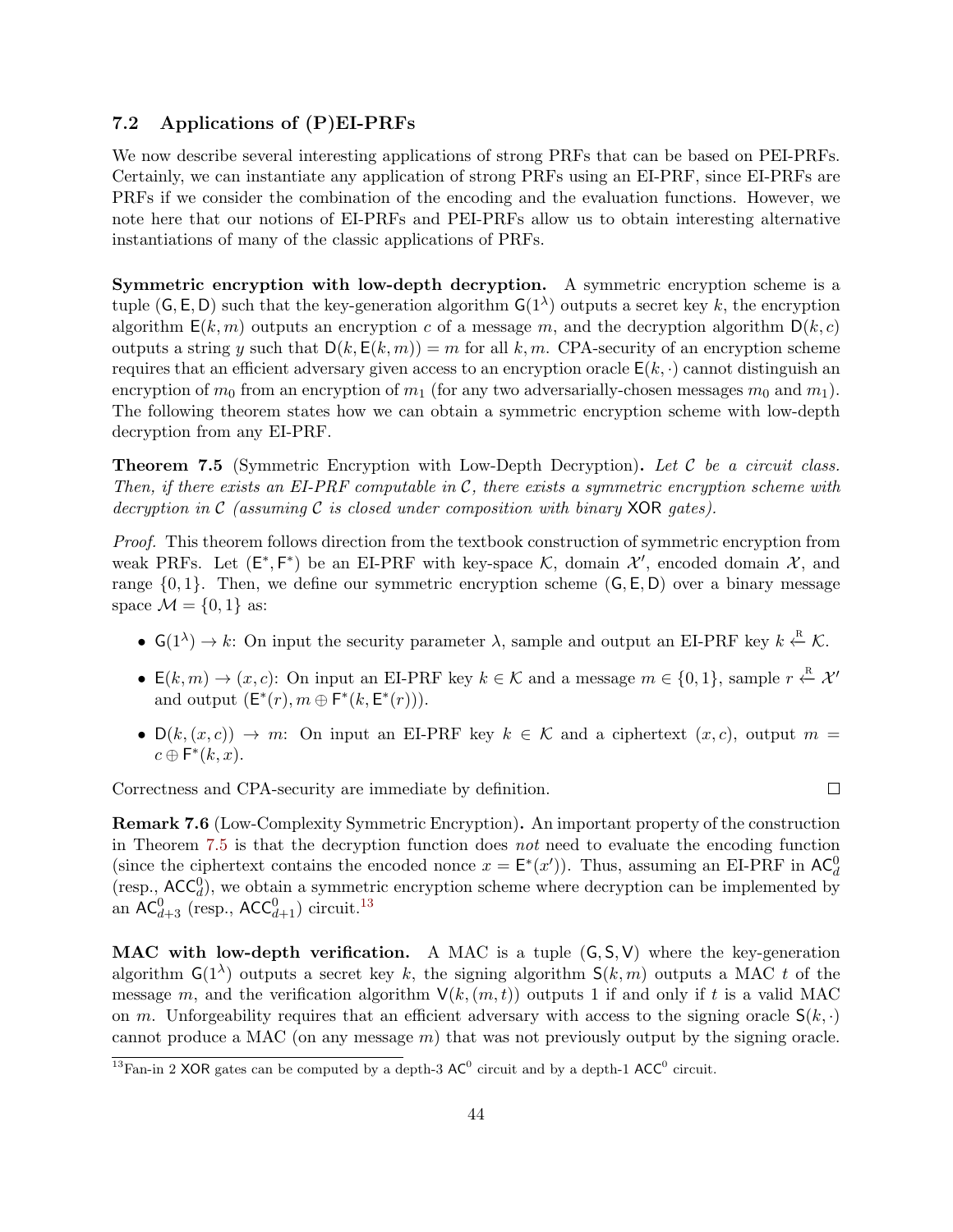### 7.2 Applications of (P)EI-PRFs

We now describe several interesting applications of strong PRFs that can be based on PEI-PRFs. Certainly, we can instantiate any application of strong PRFs using an EI-PRF, since EI-PRFs are PRFs if we consider the combination of the encoding and the evaluation functions. However, we note here that our notions of EI-PRFs and PEI-PRFs allow us to obtain interesting alternative instantiations of many of the classic applications of PRFs.

**Symmetric encryption with low-depth decryption.** A symmetric encryption scheme is a tuple $(\mathsf{G}, \mathsf{E}, \mathsf{D})$ such that the key-generation algorithm $\mathsf{G}(1^\lambda)$ outputs a secret key $k$, the encryption algorithm $\mathsf{E}(k, m)$ outputs an encryption $c$ of a message $m$, and the decryption algorithm $\mathsf{D}(k, c)$ outputs a string $y$ such that $\mathsf{D}(k, \mathsf{E}(k, m)) = m$ for all $k, m$. CPA-security of an encryption scheme requires that an efficient adversary given access to an encryption oracle $\mathsf{E}(k, \cdot)$ cannot distinguish an encryption of $m_0$ from an encryption of $m_1$ (for any two adversarially-chosen messages $m_0$ and $m_1$). The following theorem states how we can obtain a symmetric encryption scheme with low-depth decryption from any EI-PRF.

**Theorem 7.5** (Symmetric Encryption with Low-Depth Decryption)**.** *Let $\mathcal{C}$ be a circuit class. Then, if there exists an EI-PRF computable in $\mathcal{C}$, there exists a symmetric encryption scheme with decryption in $\mathcal{C}$ (assuming $\mathcal{C}$ is closed under composition with binary* $\mathsf{XOR}$ *gates).*

*Proof.* This theorem follows direction from the textbook construction of symmetric encryption from weak PRFs. Let $(\mathsf{E}^*, \mathsf{F}^*)$ be an EI-PRF with key-space $\mathcal{K}$, domain $\mathcal{X}'$, encoded domain $\mathcal{X}$, and range $\{0, 1\}$. Then, we define our symmetric encryption scheme $(\mathsf{G}, \mathsf{E}, \mathsf{D})$ over a binary message space $\mathcal{M} = \{0, 1\}$ as:

- $\mathsf{G}(1^\lambda) \to k$: On input the security parameter $\lambda$, sample and output an EI-PRF key $k \xleftarrow{\text{R}} \mathcal{K}$.
- $\mathsf{E}(k, m) \to (x, c)$: On input an EI-PRF key $k \in \mathcal{K}$ and a message $m \in \{0, 1\}$, sample $r \xleftarrow{\text{R}} \mathcal{X}'$ and output $(\mathsf{E}^*(r), m \oplus \mathsf{F}^*(k, \mathsf{E}^*(r)))$.
- $\mathsf{D}(k, (x, c)) \to m$: On input an EI-PRF key $k \in \mathcal{K}$ and a ciphertext $(x, c)$, output $m = c \oplus \mathsf{F}^*(k, x)$.

Correctness and CPA-security are immediate by definition. $\square$

**Remark 7.6** (Low-Complexity Symmetric Encryption)**.** An important property of the construction in Theorem 7.5 is that the decryption function does *not* need to evaluate the encoding function (since the ciphertext contains the encoded nonce $x = \mathsf{E}^*(x')$). Thus, assuming an EI-PRF in $\mathsf{AC}^0_d$ (resp., $\mathsf{ACC}^0_d$), we obtain a symmetric encryption scheme where decryption can be implemented by an $\mathsf{AC}^0_{d+3}$ (resp., $\mathsf{ACC}^0_{d+1}$) circuit.[13]

**MAC with low-depth verification.** A MAC is a tuple $(\mathsf{G}, \mathsf{S}, \mathsf{V})$ where the key-generation algorithm $\mathsf{G}(1^\lambda)$ outputs a secret key $k$, the signing algorithm $\mathsf{S}(k, m)$ outputs a MAC $t$ of the message $m$, and the verification algorithm $\mathsf{V}(k, (m, t))$ outputs 1 if and only if $t$ is a valid MAC on $m$. Unforgeability requires that an efficient adversary with access to the signing oracle $\mathsf{S}(k, \cdot)$ cannot produce a MAC (on any message $m$) that was not previously output by the signing oracle.

[13] Fan-in 2 $\mathsf{XOR}$ gates can be computed by a depth-3 $\mathsf{AC}^0$ circuit and by a depth-1 $\mathsf{ACC}^0$ circuit.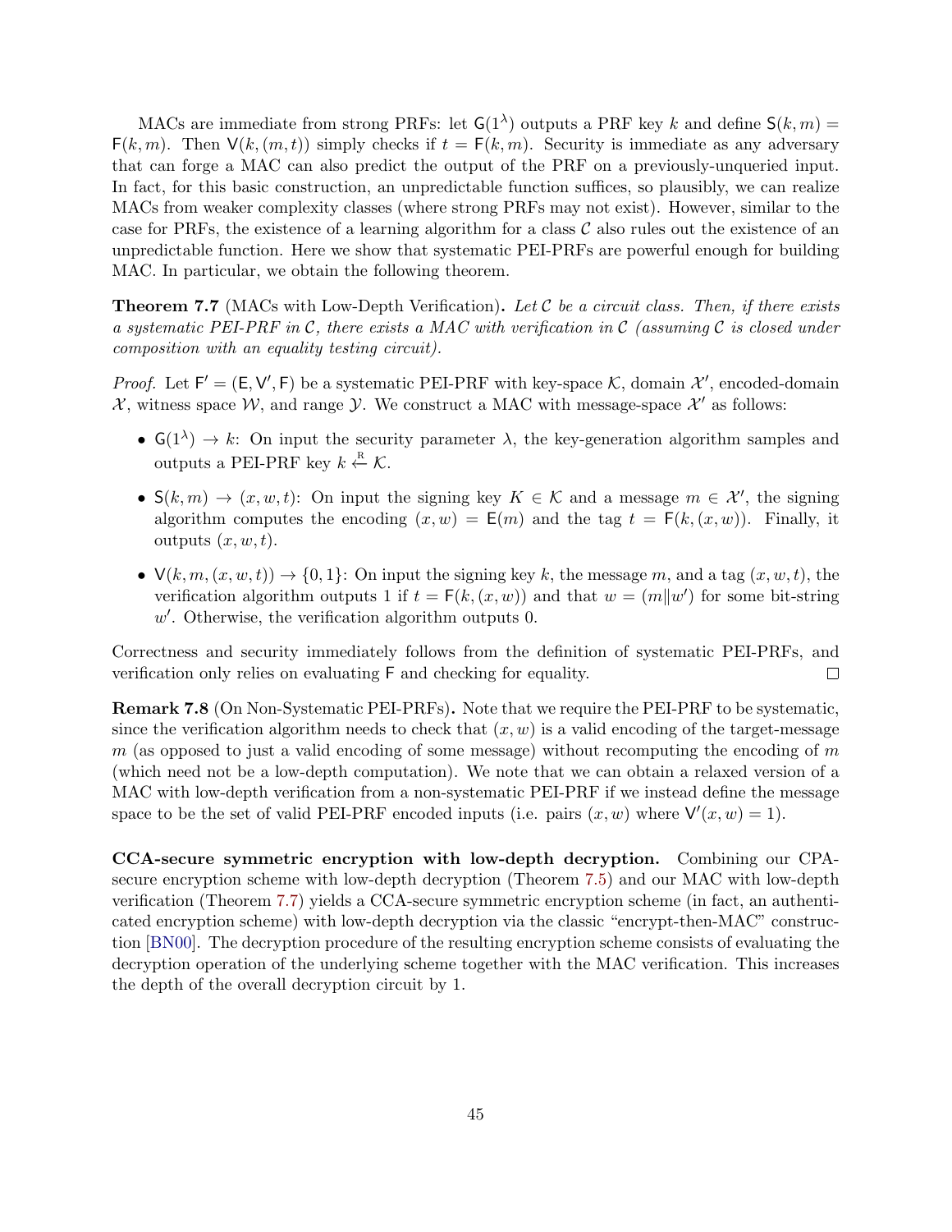MACs are immediate from strong PRFs: let $\mathsf{G}(1^\lambda)$ outputs a PRF key $k$ and define $\mathsf{S}(k, m) = \mathsf{F}(k, m)$. Then $\mathsf{V}(k, (m, t))$ simply checks if $t = \mathsf{F}(k, m)$. Security is immediate as any adversary that can forge a MAC can also predict the output of the PRF on a previously-unqueried input. In fact, for this basic construction, an unpredictable function suffices, so plausibly, we can realize MACs from weaker complexity classes (where strong PRFs may not exist). However, similar to the case for PRFs, the existence of a learning algorithm for a class $\mathcal{C}$ also rules out the existence of an unpredictable function. Here we show that systematic PEI-PRFs are powerful enough for building MAC. In particular, we obtain the following theorem.

**Theorem 7.7** (MACs with Low-Depth Verification)**.** *Let $\mathcal{C}$ be a circuit class. Then, if there exists a systematic PEI-PRF in $\mathcal{C}$, there exists a MAC with verification in $\mathcal{C}$ (assuming $\mathcal{C}$ is closed under composition with an equality testing circuit).*

*Proof.* Let $\mathsf{F}' = (\mathsf{E}, \mathsf{V}', \mathsf{F})$ be a systematic PEI-PRF with key-space $\mathcal{K}$, domain $\mathcal{X}'$, encoded-domain $\mathcal{X}$, witness space $\mathcal{W}$, and range $\mathcal{Y}$. We construct a MAC with message-space $\mathcal{X}'$ as follows:

- $\mathsf{G}(1^\lambda) \to k$: On input the security parameter $\lambda$, the key-generation algorithm samples and outputs a PEI-PRF key $k \xleftarrow{\text{R}} \mathcal{K}$.
- $\mathsf{S}(k, m) \to (x, w, t)$: On input the signing key $K \in \mathcal{K}$ and a message $m \in \mathcal{X}'$, the signing algorithm computes the encoding $(x, w) = \mathsf{E}(m)$ and the tag $t = \mathsf{F}(k, (x, w))$. Finally, it outputs $(x, w, t)$.
- $\mathsf{V}(k, m, (x, w, t)) \to \{0, 1\}$: On input the signing key $k$, the message $m$, and a tag $(x, w, t)$, the verification algorithm outputs 1 if $t = \mathsf{F}(k, (x, w))$ and that $w = (m \| w')$ for some bit-string $w'$. Otherwise, the verification algorithm outputs 0.

Correctness and security immediately follows from the definition of systematic PEI-PRFs, and verification only relies on evaluating $\mathsf{F}$ and checking for equality. $\square$

**Remark 7.8** (On Non-Systematic PEI-PRFs)**.** Note that we require the PEI-PRF to be systematic, since the verification algorithm needs to check that $(x, w)$ is a valid encoding of the target-message $m$ (as opposed to just a valid encoding of some message) without recomputing the encoding of $m$ (which need not be a low-depth computation). We note that we can obtain a relaxed version of a MAC with low-depth verification from a non-systematic PEI-PRF if we instead define the message space to be the set of valid PEI-PRF encoded inputs (i.e. pairs $(x, w)$ where $\mathsf{V}'(x, w) = 1$).

**CCA-secure symmetric encryption with low-depth decryption.** Combining our CPA-secure encryption scheme with low-depth decryption (Theorem 7.5) and our MAC with low-depth verification (Theorem 7.7) yields a CCA-secure symmetric encryption scheme (in fact, an authenticated encryption scheme) with low-depth decryption via the classic "encrypt-then-MAC" construction [BN00]. The decryption procedure of the resulting encryption scheme consists of evaluating the decryption operation of the underlying scheme together with the MAC verification. This increases the depth of the overall decryption circuit by 1.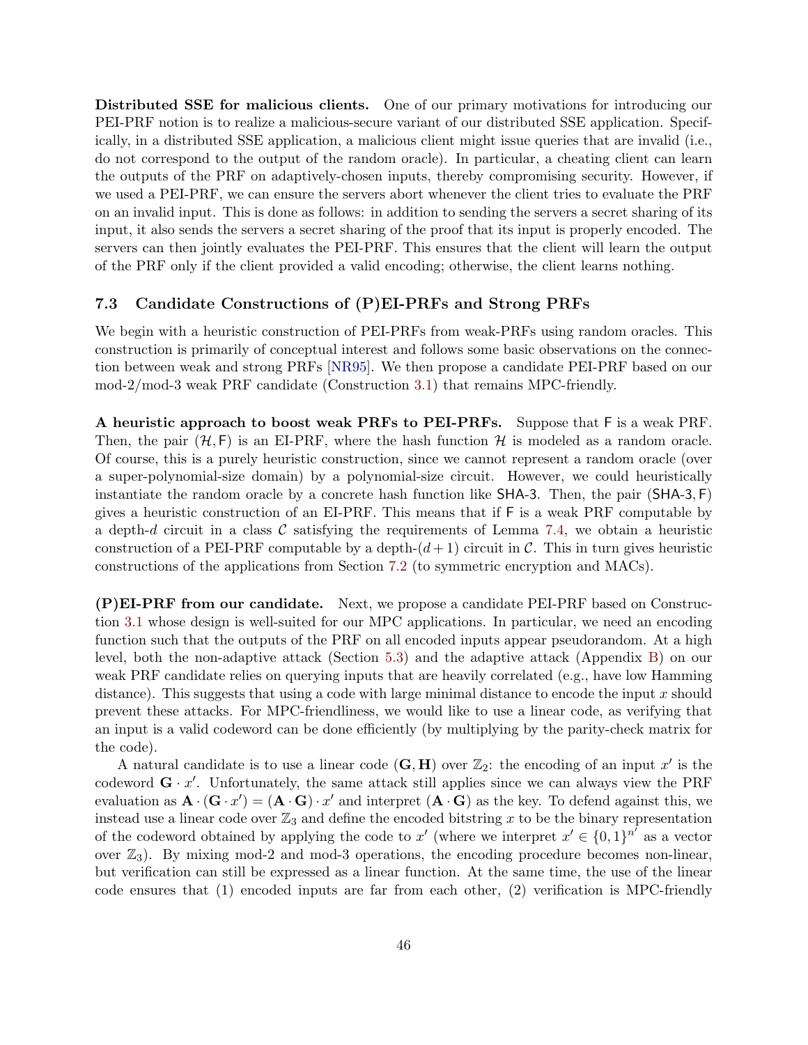**Distributed SSE for malicious clients.** One of our primary motivations for introducing our PEI-PRF notion is to realize a malicious-secure variant of our distributed SSE application. Specifically, in a distributed SSE application, a malicious client might issue queries that are invalid (i.e., do not correspond to the output of the random oracle). In particular, a cheating client can learn the outputs of the PRF on adaptively-chosen inputs, thereby compromising security. However, if we used a PEI-PRF, we can ensure the servers abort whenever the client tries to evaluate the PRF on an invalid input. This is done as follows: in addition to sending the servers a secret sharing of its input, it also sends the servers a secret sharing of the proof that its input is properly encoded. The servers can then jointly evaluates the PEI-PRF. This ensures that the client will learn the output of the PRF only if the client provided a valid encoding; otherwise, the client learns nothing.

### 7.3 Candidate Constructions of (P)EI-PRFs and Strong PRFs

We begin with a heuristic construction of PEI-PRFs from weak-PRFs using random oracles. This construction is primarily of conceptual interest and follows some basic observations on the connection between weak and strong PRFs [NR95]. We then propose a candidate PEI-PRF based on our mod-2/mod-3 weak PRF candidate (Construction 3.1) that remains MPC-friendly.

**A heuristic approach to boost weak PRFs to PEI-PRFs.** Suppose that $\mathsf{F}$ is a weak PRF. Then, the pair $(\mathcal{H}, \mathsf{F})$ is an EI-PRF, where the hash function $\mathcal{H}$ is modeled as a random oracle. Of course, this is a purely heuristic construction, since we cannot represent a random oracle (over a super-polynomial-size domain) by a polynomial-size circuit. However, we could heuristically instantiate the random oracle by a concrete hash function like SHA-3. Then, the pair $(\mathsf{SHA\text{-}3}, \mathsf{F})$ gives a heuristic construction of an EI-PRF. This means that if $\mathsf{F}$ is a weak PRF computable by a depth-$d$ circuit in a class $\mathcal{C}$ satisfying the requirements of Lemma 7.4, we obtain a heuristic construction of a PEI-PRF computable by a depth-$(d+1)$ circuit in $\mathcal{C}$. This in turn gives heuristic constructions of the applications from Section 7.2 (to symmetric encryption and MACs).

**(P)EI-PRF from our candidate.** Next, we propose a candidate PEI-PRF based on Construction 3.1 whose design is well-suited for our MPC applications. In particular, we need an encoding function such that the outputs of the PRF on all encoded inputs appear pseudorandom. At a high level, both the non-adaptive attack (Section 5.3) and the adaptive attack (Appendix B) on our weak PRF candidate relies on querying inputs that are heavily correlated (e.g., have low Hamming distance). This suggests that using a code with large minimal distance to encode the input $x$ should prevent these attacks. For MPC-friendliness, we would like to use a linear code, as verifying that an input is a valid codeword can be done efficiently (by multiplying by the parity-check matrix for the code).

A natural candidate is to use a linear code $(\mathbf{G}, \mathbf{H})$ over $\mathbb{Z}_2$: the encoding of an input $x'$ is the codeword $\mathbf{G} \cdot x'$. Unfortunately, the same attack still applies since we can always view the PRF evaluation as $\mathbf{A} \cdot (\mathbf{G} \cdot x') = (\mathbf{A} \cdot \mathbf{G}) \cdot x'$ and interpret $(\mathbf{A} \cdot \mathbf{G})$ as the key. To defend against this, we instead use a linear code over $\mathbb{Z}_3$ and define the encoded bitstring $x$ to be the binary representation of the codeword obtained by applying the code to $x'$ (where we interpret $x' \in \{0,1\}^{n'}$ as a vector over $\mathbb{Z}_3$). By mixing mod-2 and mod-3 operations, the encoding procedure becomes non-linear, but verification can still be expressed as a linear function. At the same time, the use of the linear code ensures that (1) encoded inputs are far from each other, (2) verification is MPC-friendly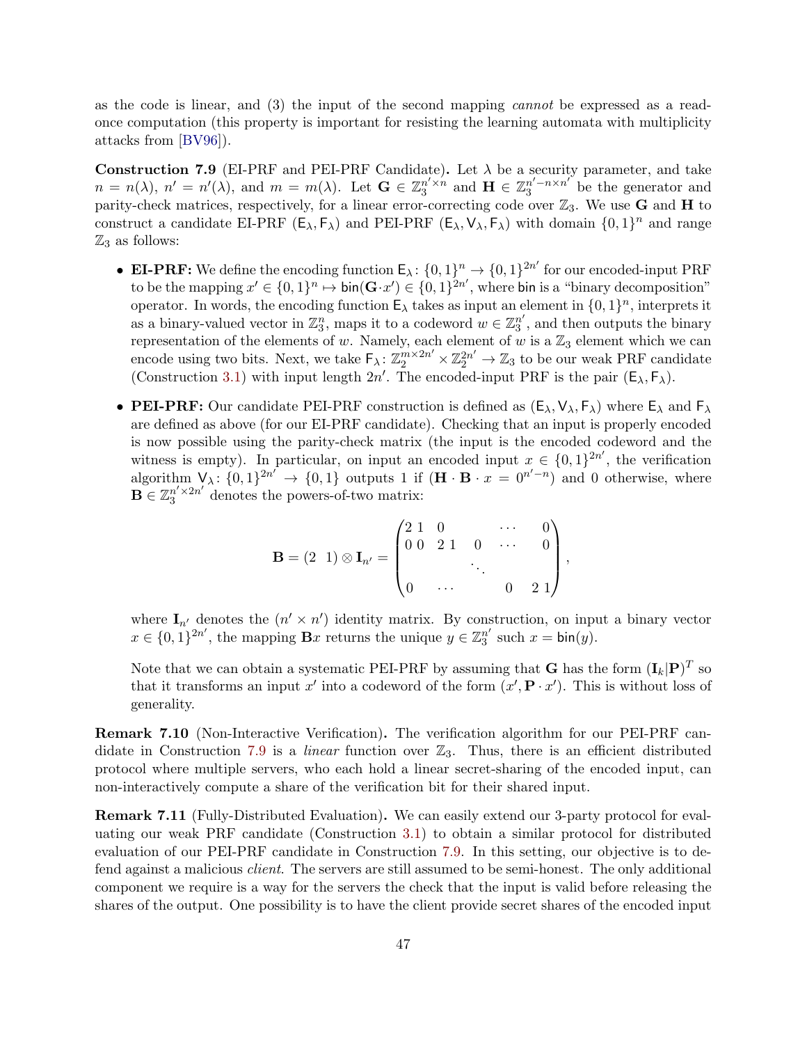as the code is linear, and (3) the input of the second mapping *cannot* be expressed as a read-once computation (this property is important for resisting the learning automata with multiplicity attacks from [BV96]).

**Construction 7.9** (EI-PRF and PEI-PRF Candidate)**.** Let $\lambda$ be a security parameter, and take $n = n(\lambda)$, $n' = n'(\lambda)$, and $m = m(\lambda)$. Let $\mathbf{G} \in \mathbb{Z}_3^{n' \times n}$ and $\mathbf{H} \in \mathbb{Z}_3^{n'-n \times n'}$ be the generator and parity-check matrices, respectively, for a linear error-correcting code over $\mathbb{Z}_3$. We use $\mathbf{G}$ and $\mathbf{H}$ to construct a candidate EI-PRF $(\mathsf{E}_\lambda, \mathsf{F}_\lambda)$ and PEI-PRF $(\mathsf{E}_\lambda, \mathsf{V}_\lambda, \mathsf{F}_\lambda)$ with domain $\{0,1\}^n$ and range $\mathbb{Z}_3$ as follows:

- **EI-PRF:** We define the encoding function $\mathsf{E}_\lambda \colon \{0,1\}^n \to \{0,1\}^{2n'}$ for our encoded-input PRF to be the mapping $x' \in \{0,1\}^n \mapsto \mathsf{bin}(\mathbf{G} \cdot x') \in \{0,1\}^{2n'}$, where $\mathsf{bin}$ is a "binary decomposition" operator. In words, the encoding function $\mathsf{E}_\lambda$ takes as input an element in $\{0,1\}^n$, interprets it as a binary-valued vector in $\mathbb{Z}_3^n$, maps it to a codeword $w \in \mathbb{Z}_3^{n'}$, and then outputs the binary representation of the elements of $w$. Namely, each element of $w$ is a $\mathbb{Z}_3$ element which we can encode using two bits. Next, we take $\mathsf{F}_\lambda \colon \mathbb{Z}_2^{m \times 2n'} \times \mathbb{Z}_2^{2n'} \to \mathbb{Z}_3$ to be our weak PRF candidate (Construction 3.1) with input length $2n'$. The encoded-input PRF is the pair $(\mathsf{E}_\lambda, \mathsf{F}_\lambda)$.

- **PEI-PRF:** Our candidate PEI-PRF construction is defined as $(\mathsf{E}_\lambda, \mathsf{V}_\lambda, \mathsf{F}_\lambda)$ where $\mathsf{E}_\lambda$ and $\mathsf{F}_\lambda$ are defined as above (for our EI-PRF candidate). Checking that an input is properly encoded is now possible using the parity-check matrix (the input is the encoded codeword and the witness is empty). In particular, on input an encoded input $x \in \{0,1\}^{2n'}$, the verification algorithm $\mathsf{V}_\lambda \colon \{0,1\}^{2n'} \to \{0,1\}$ outputs 1 if $(\mathbf{H} \cdot \mathbf{B} \cdot x = 0^{n'-n})$ and 0 otherwise, where $\mathbf{B} \in \mathbb{Z}_3^{n' \times 2n'}$ denotes the powers-of-two matrix:

$$\mathbf{B} = (2 \;\; 1) \otimes \mathbf{I}_{n'} = \begin{pmatrix} 2\;1 & 0 & & \cdots & 0 \\ 0\;0 & 2\;1 & 0 & \cdots & 0 \\ & & \ddots & & \\ 0 & \cdots & & 0 & 2\;1 \end{pmatrix},$$

  where $\mathbf{I}_{n'}$ denotes the $(n' \times n')$ identity matrix. By construction, on input a binary vector $x \in \{0,1\}^{2n'}$, the mapping $\mathbf{B}x$ returns the unique $y \in \mathbb{Z}_3^{n'}$ such $x = \mathsf{bin}(y)$.

  Note that we can obtain a systematic PEI-PRF by assuming that $\mathbf{G}$ has the form $(\mathbf{I}_k|\mathbf{P})^T$ so that it transforms an input $x'$ into a codeword of the form $(x', \mathbf{P} \cdot x')$. This is without loss of generality.

**Remark 7.10** (Non-Interactive Verification)**.** The verification algorithm for our PEI-PRF candidate in Construction 7.9 is a *linear* function over $\mathbb{Z}_3$. Thus, there is an efficient distributed protocol where multiple servers, who each hold a linear secret-sharing of the encoded input, can non-interactively compute a share of the verification bit for their shared input.

**Remark 7.11** (Fully-Distributed Evaluation)**.** We can easily extend our 3-party protocol for evaluating our weak PRF candidate (Construction 3.1) to obtain a similar protocol for distributed evaluation of our PEI-PRF candidate in Construction 7.9. In this setting, our objective is to defend against a malicious *client*. The servers are still assumed to be semi-honest. The only additional component we require is a way for the servers the check that the input is valid before releasing the shares of the output. One possibility is to have the client provide secret shares of the encoded input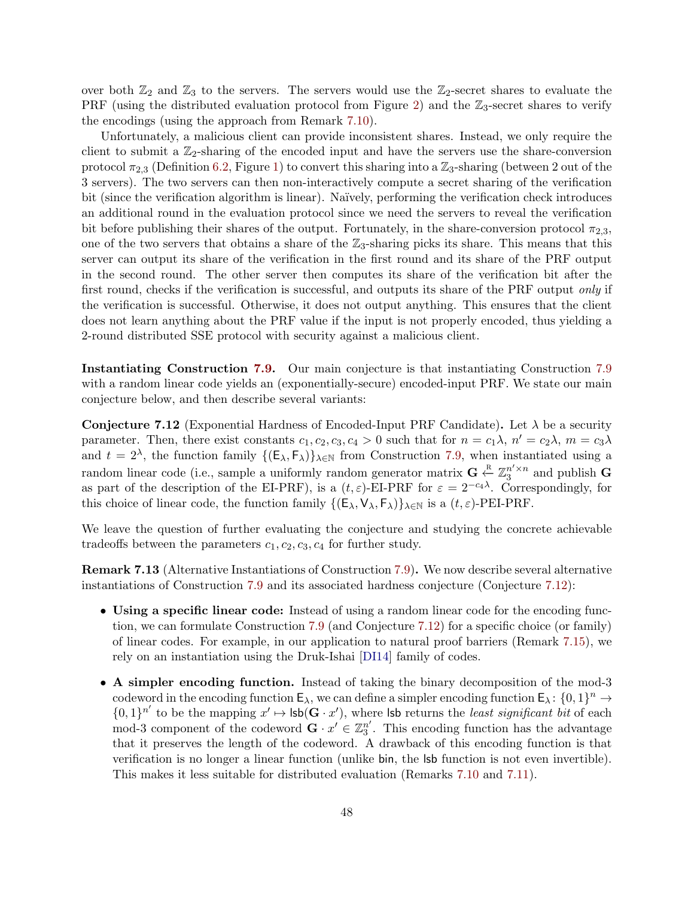over both $\mathbb{Z}_2$ and $\mathbb{Z}_3$ to the servers. The servers would use the $\mathbb{Z}_2$-secret shares to evaluate the PRF (using the distributed evaluation protocol from Figure 2) and the $\mathbb{Z}_3$-secret shares to verify the encodings (using the approach from Remark 7.10).

Unfortunately, a malicious client can provide inconsistent shares. Instead, we only require the client to submit a $\mathbb{Z}_2$-sharing of the encoded input and have the servers use the share-conversion protocol $\pi_{2,3}$ (Definition 6.2, Figure 1) to convert this sharing into a $\mathbb{Z}_3$-sharing (between 2 out of the 3 servers). The two servers can then non-interactively compute a secret sharing of the verification bit (since the verification algorithm is linear). Naïvely, performing the verification check introduces an additional round in the evaluation protocol since we need the servers to reveal the verification bit before publishing their shares of the output. Fortunately, in the share-conversion protocol $\pi_{2,3}$, one of the two servers that obtains a share of the $\mathbb{Z}_3$-sharing picks its share. This means that this server can output its share of the verification in the first round and its share of the PRF output in the second round. The other server then computes its share of the verification bit after the first round, checks if the verification is successful, and outputs its share of the PRF output *only* if the verification is successful. Otherwise, it does not output anything. This ensures that the client does not learn anything about the PRF value if the input is not properly encoded, thus yielding a 2-round distributed SSE protocol with security against a malicious client.

**Instantiating Construction 7.9.** Our main conjecture is that instantiating Construction 7.9 with a random linear code yields an (exponentially-secure) encoded-input PRF. We state our main conjecture below, and then describe several variants:

**Conjecture 7.12** (Exponential Hardness of Encoded-Input PRF Candidate)**.** Let $\lambda$ be a security parameter. Then, there exist constants $c_1, c_2, c_3, c_4 > 0$ such that for $n = c_1\lambda$, $n' = c_2\lambda$, $m = c_3\lambda$ and $t = 2^\lambda$, the function family $\{(\mathsf{E}_\lambda, \mathsf{F}_\lambda)\}_{\lambda\in\mathbb{N}}$ from Construction 7.9, when instantiated using a random linear code (i.e., sample a uniformly random generator matrix $\mathbf{G} \xleftarrow{\text{R}} \mathbb{Z}_3^{n'\times n}$ and publish $\mathbf{G}$ as part of the description of the EI-PRF), is a $(t, \varepsilon)$-EI-PRF for $\varepsilon = 2^{-c_4\lambda}$. Correspondingly, for this choice of linear code, the function family $\{(\mathsf{E}_\lambda, \mathsf{V}_\lambda, \mathsf{F}_\lambda)\}_{\lambda\in\mathbb{N}}$ is a $(t, \varepsilon)$-PEI-PRF.

We leave the question of further evaluating the conjecture and studying the concrete achievable tradeoffs between the parameters $c_1, c_2, c_3, c_4$ for further study.

**Remark 7.13** (Alternative Instantiations of Construction 7.9)**.** We now describe several alternative instantiations of Construction 7.9 and its associated hardness conjecture (Conjecture 7.12):

- **Using a specific linear code:** Instead of using a random linear code for the encoding function, we can formulate Construction 7.9 (and Conjecture 7.12) for a specific choice (or family) of linear codes. For example, in our application to natural proof barriers (Remark 7.15), we rely on an instantiation using the Druk-Ishai [DI14] family of codes.
- **A simpler encoding function.** Instead of taking the binary decomposition of the mod-3 codeword in the encoding function $\mathsf{E}_\lambda$, we can define a simpler encoding function $\mathsf{E}_\lambda\colon \{0,1\}^n \to \{0,1\}^{n'}$ to be the mapping $x' \mapsto \mathsf{lsb}(\mathbf{G}\cdot x')$, where $\mathsf{lsb}$ returns the *least significant bit* of each mod-3 component of the codeword $\mathbf{G}\cdot x' \in \mathbb{Z}_3^{n'}$. This encoding function has the advantage that it preserves the length of the codeword. A drawback of this encoding function is that verification is no longer a linear function (unlike $\mathsf{bin}$, the $\mathsf{lsb}$ function is not even invertible). This makes it less suitable for distributed evaluation (Remarks 7.10 and 7.11).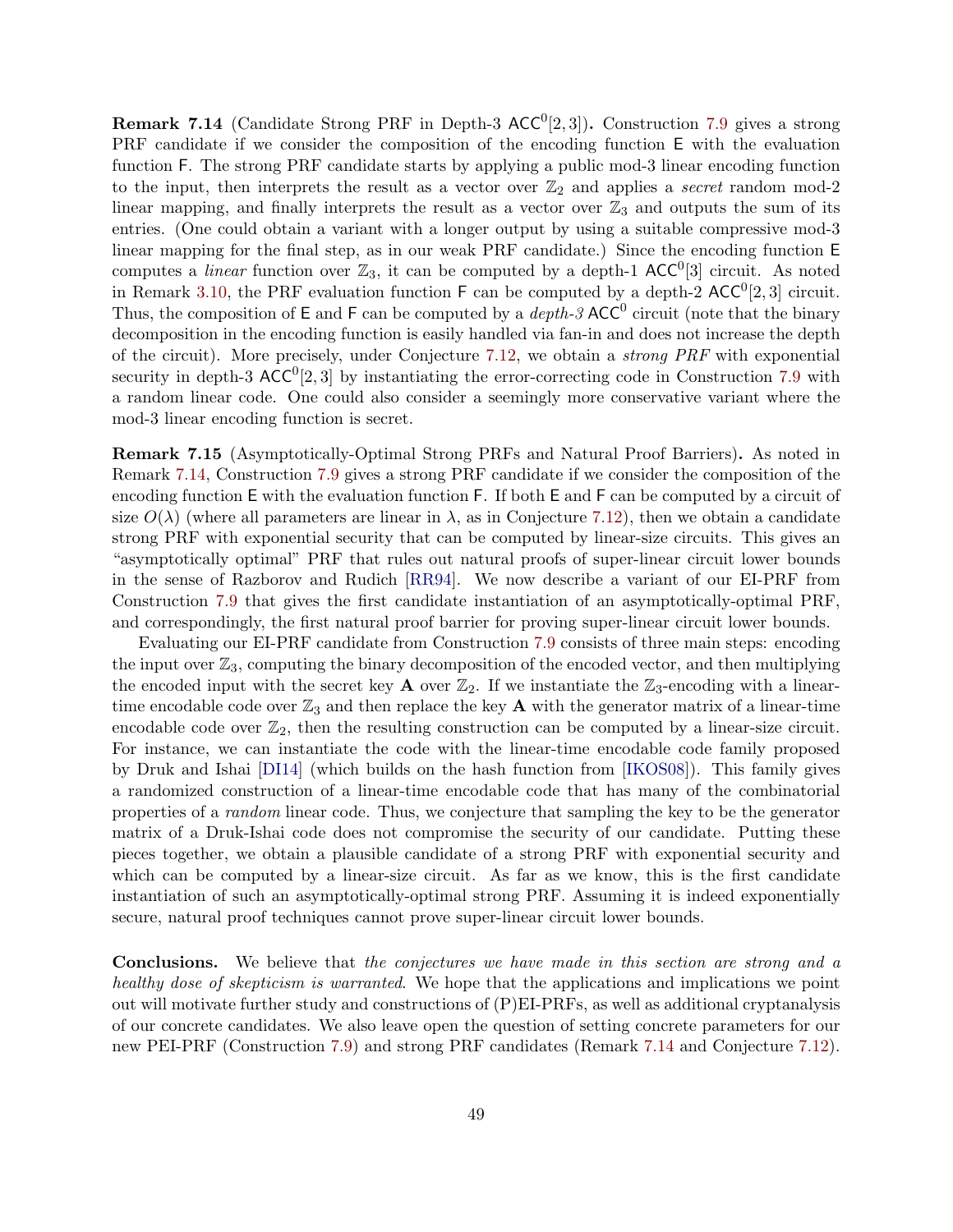**Remark 7.14** (Candidate Strong PRF in Depth-3 $\mathsf{ACC}^0[2,3]$)**.** Construction 7.9 gives a strong PRF candidate if we consider the composition of the encoding function $\mathsf{E}$ with the evaluation function $\mathsf{F}$. The strong PRF candidate starts by applying a public mod-3 linear encoding function to the input, then interprets the result as a vector over $\mathbb{Z}_2$ and applies a *secret* random mod-2 linear mapping, and finally interprets the result as a vector over $\mathbb{Z}_3$ and outputs the sum of its entries. (One could obtain a variant with a longer output by using a suitable compressive mod-3 linear mapping for the final step, as in our weak PRF candidate.) Since the encoding function $\mathsf{E}$ computes a *linear* function over $\mathbb{Z}_3$, it can be computed by a depth-1 $\mathsf{ACC}^0[3]$ circuit. As noted in Remark 3.10, the PRF evaluation function $\mathsf{F}$ can be computed by a depth-2 $\mathsf{ACC}^0[2,3]$ circuit. Thus, the composition of $\mathsf{E}$ and $\mathsf{F}$ can be computed by a *depth-3* $\mathsf{ACC}^0$ circuit (note that the binary decomposition in the encoding function is easily handled via fan-in and does not increase the depth of the circuit). More precisely, under Conjecture 7.12, we obtain a *strong PRF* with exponential security in depth-3 $\mathsf{ACC}^0[2,3]$ by instantiating the error-correcting code in Construction 7.9 with a random linear code. One could also consider a seemingly more conservative variant where the mod-3 linear encoding function is secret.

**Remark 7.15** (Asymptotically-Optimal Strong PRFs and Natural Proof Barriers)**.** As noted in Remark 7.14, Construction 7.9 gives a strong PRF candidate if we consider the composition of the encoding function $\mathsf{E}$ with the evaluation function $\mathsf{F}$. If both $\mathsf{E}$ and $\mathsf{F}$ can be computed by a circuit of size $O(\lambda)$ (where all parameters are linear in $\lambda$, as in Conjecture 7.12), then we obtain a candidate strong PRF with exponential security that can be computed by linear-size circuits. This gives an "asymptotically optimal" PRF that rules out natural proofs of super-linear circuit lower bounds in the sense of Razborov and Rudich [RR94]. We now describe a variant of our EI-PRF from Construction 7.9 that gives the first candidate instantiation of an asymptotically-optimal PRF, and correspondingly, the first natural proof barrier for proving super-linear circuit lower bounds.

Evaluating our EI-PRF candidate from Construction 7.9 consists of three main steps: encoding the input over $\mathbb{Z}_3$, computing the binary decomposition of the encoded vector, and then multiplying the encoded input with the secret key $\mathbf{A}$ over $\mathbb{Z}_2$. If we instantiate the $\mathbb{Z}_3$-encoding with a linear-time encodable code over $\mathbb{Z}_3$ and then replace the key $\mathbf{A}$ with the generator matrix of a linear-time encodable code over $\mathbb{Z}_2$, then the resulting construction can be computed by a linear-size circuit. For instance, we can instantiate the code with the linear-time encodable code family proposed by Druk and Ishai [DI14] (which builds on the hash function from [IKOS08]). This family gives a randomized construction of a linear-time encodable code that has many of the combinatorial properties of a *random* linear code. Thus, we conjecture that sampling the key to be the generator matrix of a Druk-Ishai code does not compromise the security of our candidate. Putting these pieces together, we obtain a plausible candidate of a strong PRF with exponential security and which can be computed by a linear-size circuit. As far as we know, this is the first candidate instantiation of such an asymptotically-optimal strong PRF. Assuming it is indeed exponentially secure, natural proof techniques cannot prove super-linear circuit lower bounds.

**Conclusions.** We believe that *the conjectures we have made in this section are strong and a healthy dose of skepticism is warranted*. We hope that the applications and implications we point out will motivate further study and constructions of (P)EI-PRFs, as well as additional cryptanalysis of our concrete candidates. We also leave open the question of setting concrete parameters for our new PEI-PRF (Construction 7.9) and strong PRF candidates (Remark 7.14 and Conjecture 7.12).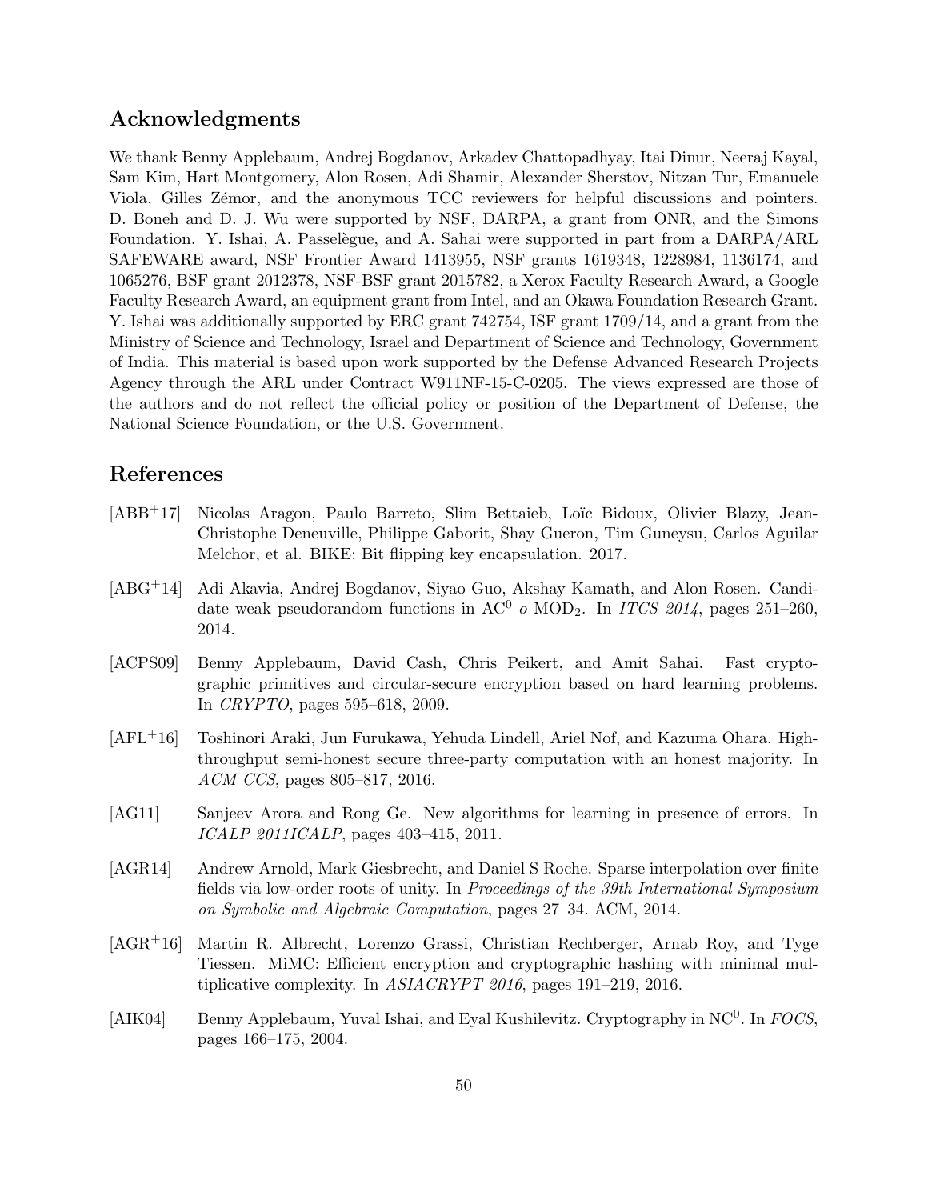## Acknowledgments

We thank Benny Applebaum, Andrej Bogdanov, Arkadev Chattopadhyay, Itai Dinur, Neeraj Kayal, Sam Kim, Hart Montgomery, Alon Rosen, Adi Shamir, Alexander Sherstov, Nitzan Tur, Emanuele Viola, Gilles Zémor, and the anonymous TCC reviewers for helpful discussions and pointers. D. Boneh and D. J. Wu were supported by NSF, DARPA, a grant from ONR, and the Simons Foundation. Y. Ishai, A. Passelègue, and A. Sahai were supported in part from a DARPA/ARL SAFEWARE award, NSF Frontier Award 1413955, NSF grants 1619348, 1228984, 1136174, and 1065276, BSF grant 2012378, NSF-BSF grant 2015782, a Xerox Faculty Research Award, a Google Faculty Research Award, an equipment grant from Intel, and an Okawa Foundation Research Grant. Y. Ishai was additionally supported by ERC grant 742754, ISF grant 1709/14, and a grant from the Ministry of Science and Technology, Israel and Department of Science and Technology, Government of India. This material is based upon work supported by the Defense Advanced Research Projects Agency through the ARL under Contract W911NF-15-C-0205. The views expressed are those of the authors and do not reflect the official policy or position of the Department of Defense, the National Science Foundation, or the U.S. Government.

## References

[ABB+17] Nicolas Aragon, Paulo Barreto, Slim Bettaieb, Loïc Bidoux, Olivier Blazy, Jean-Christophe Deneuville, Philippe Gaborit, Shay Gueron, Tim Guneysu, Carlos Aguilar Melchor, et al. BIKE: Bit flipping key encapsulation. 2017.

[ABG+14] Adi Akavia, Andrej Bogdanov, Siyao Guo, Akshay Kamath, and Alon Rosen. Candidate weak pseudorandom functions in $\mathrm{AC}^0$ $o$ $\mathrm{MOD}_2$. In *ITCS 2014*, pages 251–260, 2014.

[ACPS09] Benny Applebaum, David Cash, Chris Peikert, and Amit Sahai. Fast cryptographic primitives and circular-secure encryption based on hard learning problems. In *CRYPTO*, pages 595–618, 2009.

[AFL+16] Toshinori Araki, Jun Furukawa, Yehuda Lindell, Ariel Nof, and Kazuma Ohara. High-throughput semi-honest secure three-party computation with an honest majority. In *ACM CCS*, pages 805–817, 2016.

[AG11] Sanjeev Arora and Rong Ge. New algorithms for learning in presence of errors. In *ICALP 2011ICALP*, pages 403–415, 2011.

[AGR14] Andrew Arnold, Mark Giesbrecht, and Daniel S Roche. Sparse interpolation over finite fields via low-order roots of unity. In *Proceedings of the 39th International Symposium on Symbolic and Algebraic Computation*, pages 27–34. ACM, 2014.

[AGR+16] Martin R. Albrecht, Lorenzo Grassi, Christian Rechberger, Arnab Roy, and Tyge Tiessen. MiMC: Efficient encryption and cryptographic hashing with minimal multiplicative complexity. In *ASIACRYPT 2016*, pages 191–219, 2016.

[AIK04] Benny Applebaum, Yuval Ishai, and Eyal Kushilevitz. Cryptography in $\mathrm{NC}^0$. In *FOCS*, pages 166–175, 2004.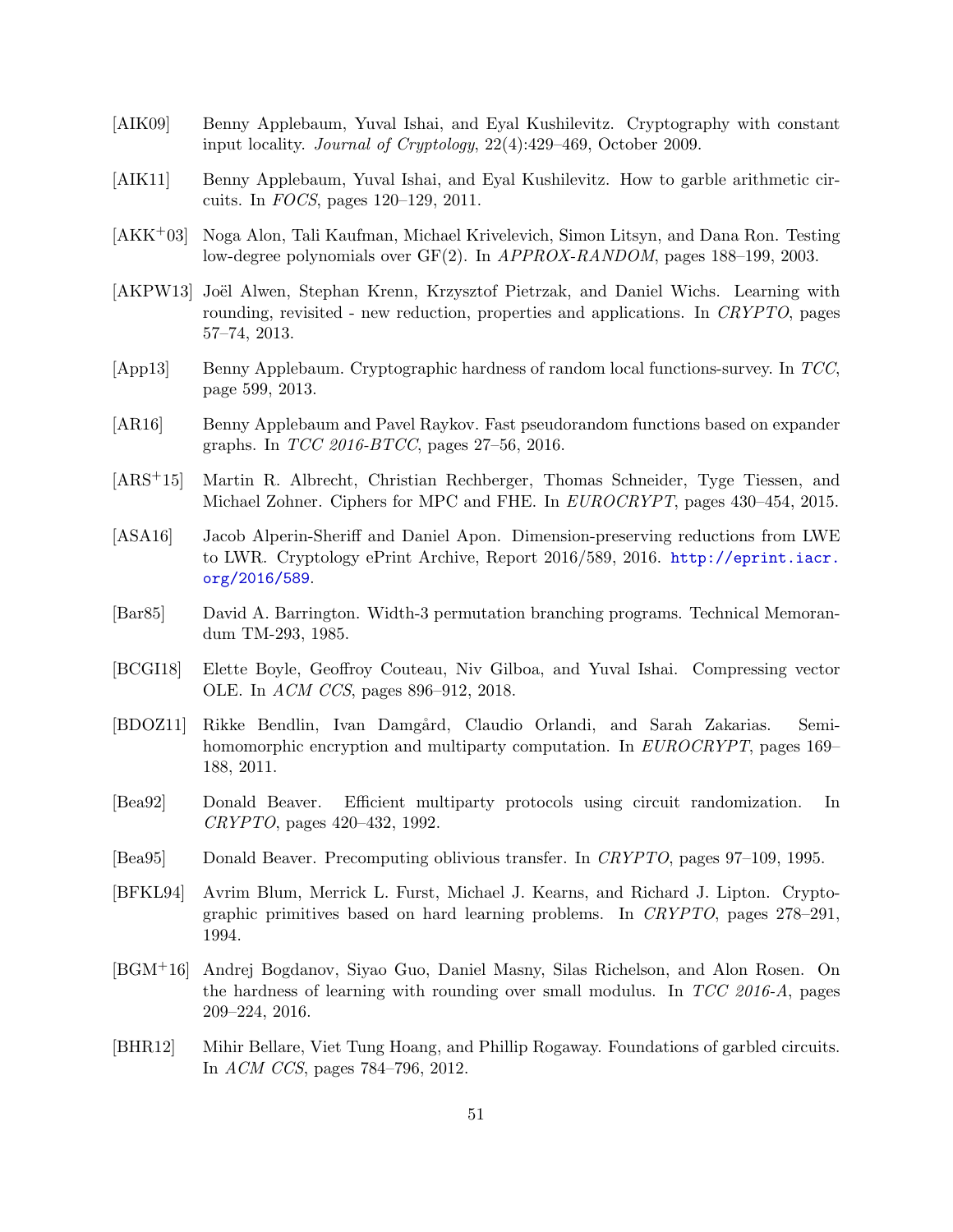[AIK09] Benny Applebaum, Yuval Ishai, and Eyal Kushilevitz. Cryptography with constant input locality. *Journal of Cryptology*, 22(4):429–469, October 2009.

[AIK11] Benny Applebaum, Yuval Ishai, and Eyal Kushilevitz. How to garble arithmetic circuits. In *FOCS*, pages 120–129, 2011.

[AKK+03] Noga Alon, Tali Kaufman, Michael Krivelevich, Simon Litsyn, and Dana Ron. Testing low-degree polynomials over GF(2). In *APPROX-RANDOM*, pages 188–199, 2003.

[AKPW13] Joël Alwen, Stephan Krenn, Krzysztof Pietrzak, and Daniel Wichs. Learning with rounding, revisited - new reduction, properties and applications. In *CRYPTO*, pages 57–74, 2013.

[App13] Benny Applebaum. Cryptographic hardness of random local functions-survey. In *TCC*, page 599, 2013.

[AR16] Benny Applebaum and Pavel Raykov. Fast pseudorandom functions based on expander graphs. In *TCC 2016-BTCC*, pages 27–56, 2016.

[ARS+15] Martin R. Albrecht, Christian Rechberger, Thomas Schneider, Tyge Tiessen, and Michael Zohner. Ciphers for MPC and FHE. In *EUROCRYPT*, pages 430–454, 2015.

[ASA16] Jacob Alperin-Sheriff and Daniel Apon. Dimension-preserving reductions from LWE to LWR. Cryptology ePrint Archive, Report 2016/589, 2016. http://eprint.iacr.org/2016/589.

[Bar85] David A. Barrington. Width-3 permutation branching programs. Technical Memorandum TM-293, 1985.

[BCGI18] Elette Boyle, Geoffroy Couteau, Niv Gilboa, and Yuval Ishai. Compressing vector OLE. In *ACM CCS*, pages 896–912, 2018.

[BDOZ11] Rikke Bendlin, Ivan Damgård, Claudio Orlandi, and Sarah Zakarias. Semi-homomorphic encryption and multiparty computation. In *EUROCRYPT*, pages 169–188, 2011.

[Bea92] Donald Beaver. Efficient multiparty protocols using circuit randomization. In *CRYPTO*, pages 420–432, 1992.

[Bea95] Donald Beaver. Precomputing oblivious transfer. In *CRYPTO*, pages 97–109, 1995.

[BFKL94] Avrim Blum, Merrick L. Furst, Michael J. Kearns, and Richard J. Lipton. Cryptographic primitives based on hard learning problems. In *CRYPTO*, pages 278–291, 1994.

[BGM+16] Andrej Bogdanov, Siyao Guo, Daniel Masny, Silas Richelson, and Alon Rosen. On the hardness of learning with rounding over small modulus. In *TCC 2016-A*, pages 209–224, 2016.

[BHR12] Mihir Bellare, Viet Tung Hoang, and Phillip Rogaway. Foundations of garbled circuits. In *ACM CCS*, pages 784–796, 2012.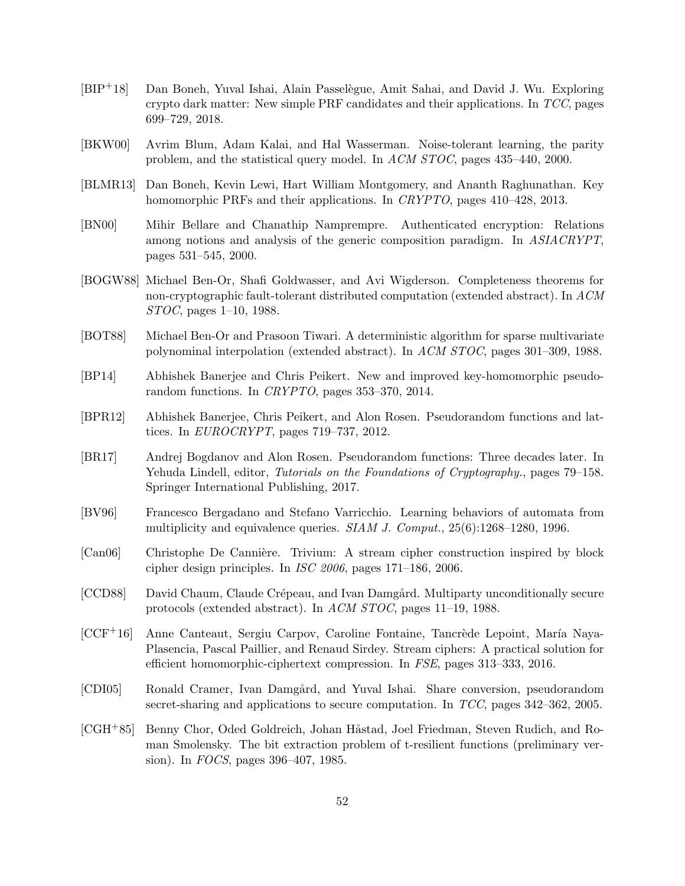[BIP+18] Dan Boneh, Yuval Ishai, Alain Passelègue, Amit Sahai, and David J. Wu. Exploring crypto dark matter: New simple PRF candidates and their applications. In *TCC*, pages 699–729, 2018.

[BKW00] Avrim Blum, Adam Kalai, and Hal Wasserman. Noise-tolerant learning, the parity problem, and the statistical query model. In *ACM STOC*, pages 435–440, 2000.

[BLMR13] Dan Boneh, Kevin Lewi, Hart William Montgomery, and Ananth Raghunathan. Key homomorphic PRFs and their applications. In *CRYPTO*, pages 410–428, 2013.

[BN00] Mihir Bellare and Chanathip Namprempre. Authenticated encryption: Relations among notions and analysis of the generic composition paradigm. In *ASIACRYPT*, pages 531–545, 2000.

[BOGW88] Michael Ben-Or, Shafi Goldwasser, and Avi Wigderson. Completeness theorems for non-cryptographic fault-tolerant distributed computation (extended abstract). In *ACM STOC*, pages 1–10, 1988.

[BOT88] Michael Ben-Or and Prasoon Tiwari. A deterministic algorithm for sparse multivariate polynominal interpolation (extended abstract). In *ACM STOC*, pages 301–309, 1988.

[BP14] Abhishek Banerjee and Chris Peikert. New and improved key-homomorphic pseudorandom functions. In *CRYPTO*, pages 353–370, 2014.

[BPR12] Abhishek Banerjee, Chris Peikert, and Alon Rosen. Pseudorandom functions and lattices. In *EUROCRYPT*, pages 719–737, 2012.

[BR17] Andrej Bogdanov and Alon Rosen. Pseudorandom functions: Three decades later. In Yehuda Lindell, editor, *Tutorials on the Foundations of Cryptography.*, pages 79–158. Springer International Publishing, 2017.

[BV96] Francesco Bergadano and Stefano Varricchio. Learning behaviors of automata from multiplicity and equivalence queries. *SIAM J. Comput.*, 25(6):1268–1280, 1996.

[Can06] Christophe De Cannière. Trivium: A stream cipher construction inspired by block cipher design principles. In *ISC 2006*, pages 171–186, 2006.

[CCD88] David Chaum, Claude Crépeau, and Ivan Damgård. Multiparty unconditionally secure protocols (extended abstract). In *ACM STOC*, pages 11–19, 1988.

[CCF+16] Anne Canteaut, Sergiu Carpov, Caroline Fontaine, Tancrède Lepoint, María Naya-Plasencia, Pascal Paillier, and Renaud Sirdey. Stream ciphers: A practical solution for efficient homomorphic-ciphertext compression. In *FSE*, pages 313–333, 2016.

[CDI05] Ronald Cramer, Ivan Damgård, and Yuval Ishai. Share conversion, pseudorandom secret-sharing and applications to secure computation. In *TCC*, pages 342–362, 2005.

[CGH+85] Benny Chor, Oded Goldreich, Johan Håstad, Joel Friedman, Steven Rudich, and Roman Smolensky. The bit extraction problem of t-resilient functions (preliminary version). In *FOCS*, pages 396–407, 1985.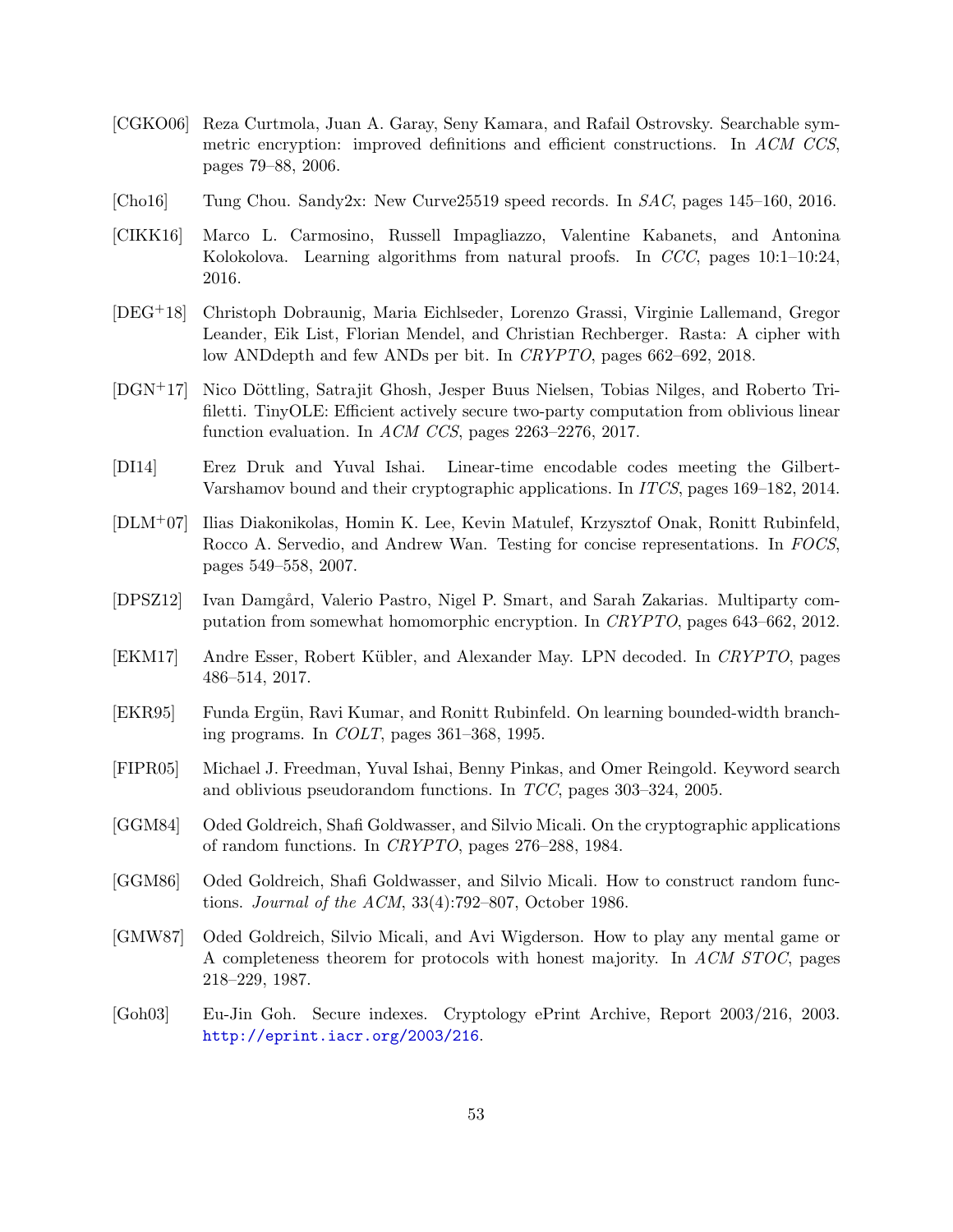[CGKO06] Reza Curtmola, Juan A. Garay, Seny Kamara, and Rafail Ostrovsky. Searchable symmetric encryption: improved definitions and efficient constructions. In *ACM CCS*, pages 79–88, 2006.

[Cho16] Tung Chou. Sandy2x: New Curve25519 speed records. In *SAC*, pages 145–160, 2016.

[CIKK16] Marco L. Carmosino, Russell Impagliazzo, Valentine Kabanets, and Antonina Kolokolova. Learning algorithms from natural proofs. In *CCC*, pages 10:1–10:24, 2016.

[DEG+18] Christoph Dobraunig, Maria Eichlseder, Lorenzo Grassi, Virginie Lallemand, Gregor Leander, Eik List, Florian Mendel, and Christian Rechberger. Rasta: A cipher with low ANDdepth and few ANDs per bit. In *CRYPTO*, pages 662–692, 2018.

[DGN+17] Nico Döttling, Satrajit Ghosh, Jesper Buus Nielsen, Tobias Nilges, and Roberto Trifiletti. TinyOLE: Efficient actively secure two-party computation from oblivious linear function evaluation. In *ACM CCS*, pages 2263–2276, 2017.

[DI14] Erez Druk and Yuval Ishai. Linear-time encodable codes meeting the Gilbert-Varshamov bound and their cryptographic applications. In *ITCS*, pages 169–182, 2014.

[DLM+07] Ilias Diakonikolas, Homin K. Lee, Kevin Matulef, Krzysztof Onak, Ronitt Rubinfeld, Rocco A. Servedio, and Andrew Wan. Testing for concise representations. In *FOCS*, pages 549–558, 2007.

[DPSZ12] Ivan Damgård, Valerio Pastro, Nigel P. Smart, and Sarah Zakarias. Multiparty computation from somewhat homomorphic encryption. In *CRYPTO*, pages 643–662, 2012.

[EKM17] Andre Esser, Robert Kübler, and Alexander May. LPN decoded. In *CRYPTO*, pages 486–514, 2017.

[EKR95] Funda Ergün, Ravi Kumar, and Ronitt Rubinfeld. On learning bounded-width branching programs. In *COLT*, pages 361–368, 1995.

[FIPR05] Michael J. Freedman, Yuval Ishai, Benny Pinkas, and Omer Reingold. Keyword search and oblivious pseudorandom functions. In *TCC*, pages 303–324, 2005.

[GGM84] Oded Goldreich, Shafi Goldwasser, and Silvio Micali. On the cryptographic applications of random functions. In *CRYPTO*, pages 276–288, 1984.

[GGM86] Oded Goldreich, Shafi Goldwasser, and Silvio Micali. How to construct random functions. *Journal of the ACM*, 33(4):792–807, October 1986.

[GMW87] Oded Goldreich, Silvio Micali, and Avi Wigderson. How to play any mental game or A completeness theorem for protocols with honest majority. In *ACM STOC*, pages 218–229, 1987.

[Goh03] Eu-Jin Goh. Secure indexes. Cryptology ePrint Archive, Report 2003/216, 2003. http://eprint.iacr.org/2003/216.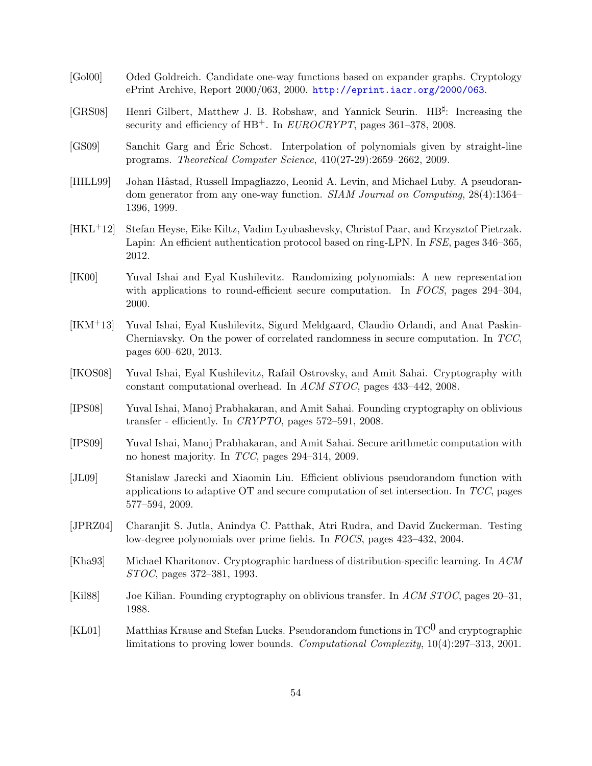[Gol00] Oded Goldreich. Candidate one-way functions based on expander graphs. Cryptology ePrint Archive, Report 2000/063, 2000. http://eprint.iacr.org/2000/063.

[GRS08] Henri Gilbert, Matthew J. B. Robshaw, and Yannick Seurin. $\mathrm{HB}^{\sharp}$: Increasing the security and efficiency of $\mathrm{HB}^{+}$. In *EUROCRYPT*, pages 361–378, 2008.

[GS09] Sanchit Garg and Éric Schost. Interpolation of polynomials given by straight-line programs. *Theoretical Computer Science*, 410(27-29):2659–2662, 2009.

[HILL99] Johan Håstad, Russell Impagliazzo, Leonid A. Levin, and Michael Luby. A pseudorandom generator from any one-way function. *SIAM Journal on Computing*, 28(4):1364–1396, 1999.

[HKL+12] Stefan Heyse, Eike Kiltz, Vadim Lyubashevsky, Christof Paar, and Krzysztof Pietrzak. Lapin: An efficient authentication protocol based on ring-LPN. In *FSE*, pages 346–365, 2012.

[IK00] Yuval Ishai and Eyal Kushilevitz. Randomizing polynomials: A new representation with applications to round-efficient secure computation. In *FOCS*, pages 294–304, 2000.

[IKM+13] Yuval Ishai, Eyal Kushilevitz, Sigurd Meldgaard, Claudio Orlandi, and Anat Paskin-Cherniavsky. On the power of correlated randomness in secure computation. In *TCC*, pages 600–620, 2013.

[IKOS08] Yuval Ishai, Eyal Kushilevitz, Rafail Ostrovsky, and Amit Sahai. Cryptography with constant computational overhead. In *ACM STOC*, pages 433–442, 2008.

[IPS08] Yuval Ishai, Manoj Prabhakaran, and Amit Sahai. Founding cryptography on oblivious transfer - efficiently. In *CRYPTO*, pages 572–591, 2008.

[IPS09] Yuval Ishai, Manoj Prabhakaran, and Amit Sahai. Secure arithmetic computation with no honest majority. In *TCC*, pages 294–314, 2009.

[JL09] Stanislaw Jarecki and Xiaomin Liu. Efficient oblivious pseudorandom function with applications to adaptive OT and secure computation of set intersection. In *TCC*, pages 577–594, 2009.

[JPRZ04] Charanjit S. Jutla, Anindya C. Patthak, Atri Rudra, and David Zuckerman. Testing low-degree polynomials over prime fields. In *FOCS*, pages 423–432, 2004.

[Kha93] Michael Kharitonov. Cryptographic hardness of distribution-specific learning. In *ACM STOC*, pages 372–381, 1993.

[Kil88] Joe Kilian. Founding cryptography on oblivious transfer. In *ACM STOC*, pages 20–31, 1988.

[KL01] Matthias Krause and Stefan Lucks. Pseudorandom functions in $\mathrm{TC}^0$ and cryptographic limitations to proving lower bounds. *Computational Complexity*, 10(4):297–313, 2001.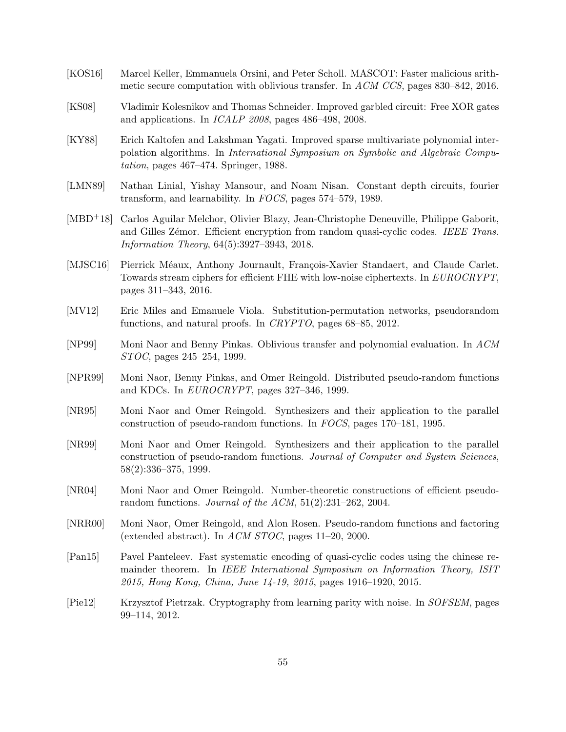[KOS16] Marcel Keller, Emmanuela Orsini, and Peter Scholl. MASCOT: Faster malicious arithmetic secure computation with oblivious transfer. In *ACM CCS*, pages 830–842, 2016.

[KS08] Vladimir Kolesnikov and Thomas Schneider. Improved garbled circuit: Free XOR gates and applications. In *ICALP 2008*, pages 486–498, 2008.

[KY88] Erich Kaltofen and Lakshman Yagati. Improved sparse multivariate polynomial interpolation algorithms. In *International Symposium on Symbolic and Algebraic Computation*, pages 467–474. Springer, 1988.

[LMN89] Nathan Linial, Yishay Mansour, and Noam Nisan. Constant depth circuits, fourier transform, and learnability. In *FOCS*, pages 574–579, 1989.

[MBD+18] Carlos Aguilar Melchor, Olivier Blazy, Jean-Christophe Deneuville, Philippe Gaborit, and Gilles Zémor. Efficient encryption from random quasi-cyclic codes. *IEEE Trans. Information Theory*, 64(5):3927–3943, 2018.

[MJSC16] Pierrick Méaux, Anthony Journault, François-Xavier Standaert, and Claude Carlet. Towards stream ciphers for efficient FHE with low-noise ciphertexts. In *EUROCRYPT*, pages 311–343, 2016.

[MV12] Eric Miles and Emanuele Viola. Substitution-permutation networks, pseudorandom functions, and natural proofs. In *CRYPTO*, pages 68–85, 2012.

[NP99] Moni Naor and Benny Pinkas. Oblivious transfer and polynomial evaluation. In *ACM STOC*, pages 245–254, 1999.

[NPR99] Moni Naor, Benny Pinkas, and Omer Reingold. Distributed pseudo-random functions and KDCs. In *EUROCRYPT*, pages 327–346, 1999.

[NR95] Moni Naor and Omer Reingold. Synthesizers and their application to the parallel construction of pseudo-random functions. In *FOCS*, pages 170–181, 1995.

[NR99] Moni Naor and Omer Reingold. Synthesizers and their application to the parallel construction of pseudo-random functions. *Journal of Computer and System Sciences*, 58(2):336–375, 1999.

[NR04] Moni Naor and Omer Reingold. Number-theoretic constructions of efficient pseudo-random functions. *Journal of the ACM*, 51(2):231–262, 2004.

[NRR00] Moni Naor, Omer Reingold, and Alon Rosen. Pseudo-random functions and factoring (extended abstract). In *ACM STOC*, pages 11–20, 2000.

[Pan15] Pavel Panteleev. Fast systematic encoding of quasi-cyclic codes using the chinese remainder theorem. In *IEEE International Symposium on Information Theory, ISIT 2015, Hong Kong, China, June 14-19, 2015*, pages 1916–1920, 2015.

[Pie12] Krzysztof Pietrzak. Cryptography from learning parity with noise. In *SOFSEM*, pages 99–114, 2012.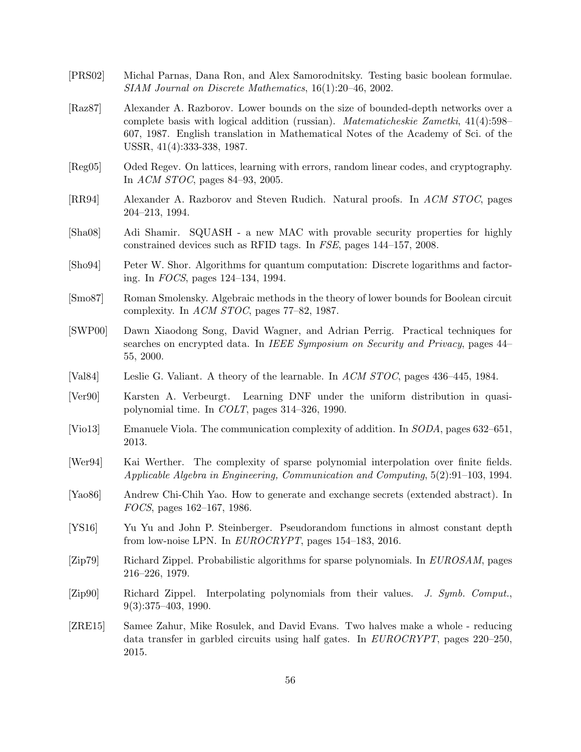[PRS02] Michal Parnas, Dana Ron, and Alex Samorodnitsky. Testing basic boolean formulae. *SIAM Journal on Discrete Mathematics*, 16(1):20–46, 2002.

[Raz87] Alexander A. Razborov. Lower bounds on the size of bounded-depth networks over a complete basis with logical addition (russian). *Matematicheskie Zametki*, 41(4):598–607, 1987. English translation in Mathematical Notes of the Academy of Sci. of the USSR, 41(4):333-338, 1987.

[Reg05] Oded Regev. On lattices, learning with errors, random linear codes, and cryptography. In *ACM STOC*, pages 84–93, 2005.

[RR94] Alexander A. Razborov and Steven Rudich. Natural proofs. In *ACM STOC*, pages 204–213, 1994.

[Sha08] Adi Shamir. SQUASH - a new MAC with provable security properties for highly constrained devices such as RFID tags. In *FSE*, pages 144–157, 2008.

[Sho94] Peter W. Shor. Algorithms for quantum computation: Discrete logarithms and factoring. In *FOCS*, pages 124–134, 1994.

[Smo87] Roman Smolensky. Algebraic methods in the theory of lower bounds for Boolean circuit complexity. In *ACM STOC*, pages 77–82, 1987.

[SWP00] Dawn Xiaodong Song, David Wagner, and Adrian Perrig. Practical techniques for searches on encrypted data. In *IEEE Symposium on Security and Privacy*, pages 44–55, 2000.

[Val84] Leslie G. Valiant. A theory of the learnable. In *ACM STOC*, pages 436–445, 1984.

[Ver90] Karsten A. Verbeurgt. Learning DNF under the uniform distribution in quasi-polynomial time. In *COLT*, pages 314–326, 1990.

[Vio13] Emanuele Viola. The communication complexity of addition. In *SODA*, pages 632–651, 2013.

[Wer94] Kai Werther. The complexity of sparse polynomial interpolation over finite fields. *Applicable Algebra in Engineering, Communication and Computing*, 5(2):91–103, 1994.

[Yao86] Andrew Chi-Chih Yao. How to generate and exchange secrets (extended abstract). In *FOCS*, pages 162–167, 1986.

[YS16] Yu Yu and John P. Steinberger. Pseudorandom functions in almost constant depth from low-noise LPN. In *EUROCRYPT*, pages 154–183, 2016.

[Zip79] Richard Zippel. Probabilistic algorithms for sparse polynomials. In *EUROSAM*, pages 216–226, 1979.

[Zip90] Richard Zippel. Interpolating polynomials from their values. *J. Symb. Comput.*, 9(3):375–403, 1990.

[ZRE15] Samee Zahur, Mike Rosulek, and David Evans. Two halves make a whole - reducing data transfer in garbled circuits using half gates. In *EUROCRYPT*, pages 220–250, 2015.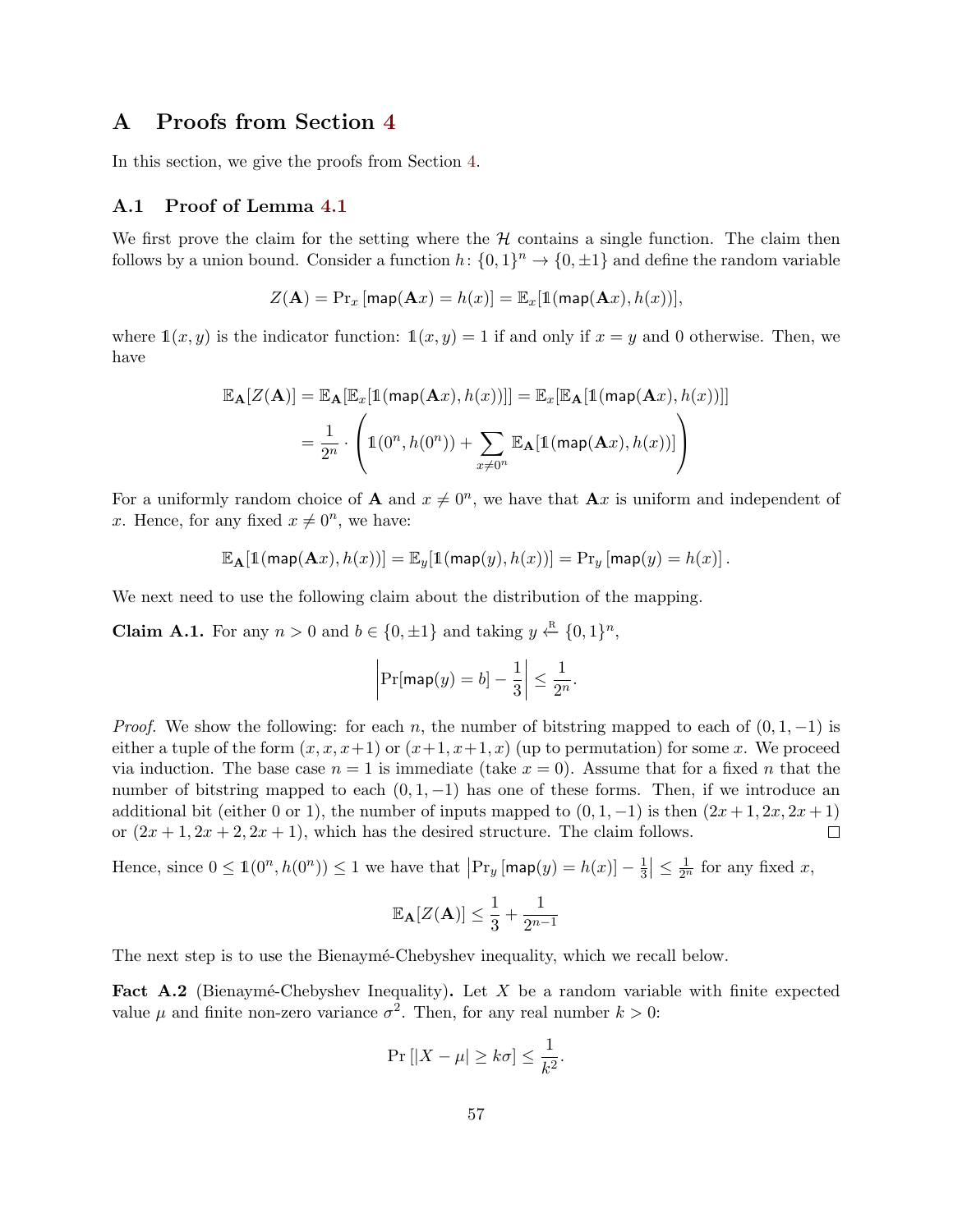# A Proofs from Section 4

In this section, we give the proofs from Section 4.

## A.1 Proof of Lemma 4.1

We first prove the claim for the setting where the $\mathcal{H}$ contains a single function. The claim then follows by a union bound. Consider a function $h\colon \{0,1\}^n \to \{0,\pm 1\}$ and define the random variable

$$Z(\mathbf{A}) = \Pr_x\left[\mathsf{map}(\mathbf{A}x) = h(x)\right] = \mathbb{E}_x[\mathbb{1}(\mathsf{map}(\mathbf{A}x), h(x))],$$

where $\mathbb{1}(x, y)$ is the indicator function: $\mathbb{1}(x, y) = 1$ if and only if $x = y$ and 0 otherwise. Then, we have

$$\begin{aligned}
\mathbb{E}_{\mathbf{A}}[Z(\mathbf{A})] &= \mathbb{E}_{\mathbf{A}}[\mathbb{E}_x[\mathbb{1}(\mathsf{map}(\mathbf{A}x), h(x))]] = \mathbb{E}_x[\mathbb{E}_{\mathbf{A}}[\mathbb{1}(\mathsf{map}(\mathbf{A}x), h(x))]] \\
&= \frac{1}{2^n} \cdot \left( \mathbb{1}(0^n, h(0^n)) + \sum_{x \neq 0^n} \mathbb{E}_{\mathbf{A}}[\mathbb{1}(\mathsf{map}(\mathbf{A}x), h(x))] \right)
\end{aligned}$$

For a uniformly random choice of $\mathbf{A}$ and $x \neq 0^n$, we have that $\mathbf{A}x$ is uniform and independent of $x$. Hence, for any fixed $x \neq 0^n$, we have:

$$\mathbb{E}_{\mathbf{A}}[\mathbb{1}(\mathsf{map}(\mathbf{A}x), h(x))] = \mathbb{E}_y[\mathbb{1}(\mathsf{map}(y), h(x))] = \Pr_y\left[\mathsf{map}(y) = h(x)\right].$$

We next need to use the following claim about the distribution of the mapping.

**Claim A.1.** For any $n > 0$ and $b \in \{0, \pm 1\}$ and taking $y \xleftarrow{\text{R}} \{0,1\}^n$,

$$\left| \Pr[\mathsf{map}(y) = b] - \frac{1}{3} \right| \leq \frac{1}{2^n}.$$

*Proof.* We show the following: for each $n$, the number of bitstring mapped to each of $(0, 1, -1)$ is either a tuple of the form $(x, x, x+1)$ or $(x+1, x+1, x)$ (up to permutation) for some $x$. We proceed via induction. The base case $n = 1$ is immediate (take $x = 0$). Assume that for a fixed $n$ that the number of bitstring mapped to each $(0, 1, -1)$ has one of these forms. Then, if we introduce an additional bit (either 0 or 1), the number of inputs mapped to $(0, 1, -1)$ is then $(2x+1, 2x, 2x+1)$ or $(2x+1, 2x+2, 2x+1)$, which has the desired structure. The claim follows. $\square$

Hence, since $0 \leq \mathbb{1}(0^n, h(0^n)) \leq 1$ we have that $\left|\Pr_y\left[\mathsf{map}(y) = h(x)\right] - \frac{1}{3}\right| \leq \frac{1}{2^n}$ for any fixed $x$,

$$\mathbb{E}_{\mathbf{A}}[Z(\mathbf{A})] \leq \frac{1}{3} + \frac{1}{2^{n-1}}$$

The next step is to use the Bienaymé-Chebyshev inequality, which we recall below.

**Fact A.2** (Bienaymé-Chebyshev Inequality)**.** Let $X$ be a random variable with finite expected value $\mu$ and finite non-zero variance $\sigma^2$. Then, for any real number $k > 0$:

$$\Pr\left[|X - \mu| \geq k\sigma\right] \leq \frac{1}{k^2}.$$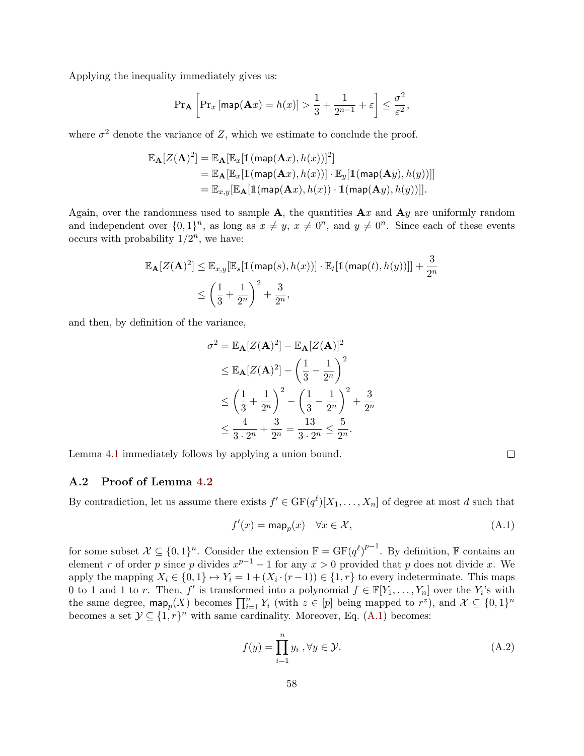Applying the inequality immediately gives us:

$$\Pr_{\mathbf{A}}\left[\Pr_x\left[\mathsf{map}(\mathbf{A}x) = h(x)\right] > \frac{1}{3} + \frac{1}{2^{n-1}} + \varepsilon\right] \le \frac{\sigma^2}{\varepsilon^2},$$

where $\sigma^2$ denote the variance of $Z$, which we estimate to conclude the proof.

$$\begin{aligned}
\mathbb{E}_{\mathbf{A}}[Z(\mathbf{A})^2] &= \mathbb{E}_{\mathbf{A}}[\mathbb{E}_x[\mathbb{1}(\mathsf{map}(\mathbf{A}x), h(x))]^2] \\
&= \mathbb{E}_{\mathbf{A}}[\mathbb{E}_x[\mathbb{1}(\mathsf{map}(\mathbf{A}x), h(x))] \cdot \mathbb{E}_y[\mathbb{1}(\mathsf{map}(\mathbf{A}y), h(y))]] \\
&= \mathbb{E}_{x,y}[\mathbb{E}_{\mathbf{A}}[\mathbb{1}(\mathsf{map}(\mathbf{A}x), h(x)) \cdot \mathbb{1}(\mathsf{map}(\mathbf{A}y), h(y))]].
\end{aligned}$$

Again, over the randomness used to sample $\mathbf{A}$, the quantities $\mathbf{A}x$ and $\mathbf{A}y$ are uniformly random and independent over $\{0,1\}^n$, as long as $x \neq y$, $x \neq 0^n$, and $y \neq 0^n$. Since each of these events occurs with probability $1/2^n$, we have:

$$\begin{aligned}
\mathbb{E}_{\mathbf{A}}[Z(\mathbf{A})^2] &\le \mathbb{E}_{x,y}[\mathbb{E}_s[\mathbb{1}(\mathsf{map}(s), h(x))] \cdot \mathbb{E}_t[\mathbb{1}(\mathsf{map}(t), h(y))]] + \frac{3}{2^n} \\
&\le \left(\frac{1}{3} + \frac{1}{2^n}\right)^2 + \frac{3}{2^n},
\end{aligned}$$

and then, by definition of the variance,

$$\begin{aligned}
\sigma^2 &= \mathbb{E}_{\mathbf{A}}[Z(\mathbf{A})^2] - \mathbb{E}_{\mathbf{A}}[Z(\mathbf{A})]^2 \\
&\le \mathbb{E}_{\mathbf{A}}[Z(\mathbf{A})^2] - \left(\frac{1}{3} - \frac{1}{2^n}\right)^2 \\
&\le \left(\frac{1}{3} + \frac{1}{2^n}\right)^2 - \left(\frac{1}{3} - \frac{1}{2^n}\right)^2 + \frac{3}{2^n} \\
&\le \frac{4}{3 \cdot 2^n} + \frac{3}{2^n} = \frac{13}{3 \cdot 2^n} \le \frac{5}{2^n}.
\end{aligned}$$

Lemma 4.1 immediately follows by applying a union bound. □

### A.2 Proof of Lemma 4.2

By contradiction, let us assume there exists $f' \in \mathrm{GF}(q^\ell)[X_1, \ldots, X_n]$ of degree at most $d$ such that

$$f'(x) = \mathsf{map}_p(x) \quad \forall x \in \mathcal{X}, \tag{A.1}$$

for some subset $\mathcal{X} \subseteq \{0,1\}^n$. Consider the extension $\mathbb{F} = \mathrm{GF}(q^\ell)^{p-1}$. By definition, $\mathbb{F}$ contains an element $r$ of order $p$ since $p$ divides $x^{p-1} - 1$ for any $x > 0$ provided that $p$ does not divide $x$. We apply the mapping $X_i \in \{0,1\} \mapsto Y_i = 1 + (X_i \cdot (r-1)) \in \{1, r\}$ to every indeterminate. This maps 0 to 1 and 1 to $r$. Then, $f'$ is transformed into a polynomial $f \in \mathbb{F}[Y_1, \ldots, Y_n]$ over the $Y_i$'s with the same degree, $\mathsf{map}_p(X)$ becomes $\prod_{i=1}^n Y_i$ (with $z \in [p]$ being mapped to $r^z$), and $\mathcal{X} \subseteq \{0,1\}^n$ becomes a set $\mathcal{Y} \subseteq \{1, r\}^n$ with same cardinality. Moreover, Eq. (A.1) becomes:

$$f(y) = \prod_{i=1}^n y_i \, , \forall y \in \mathcal{Y}. \tag{A.2}$$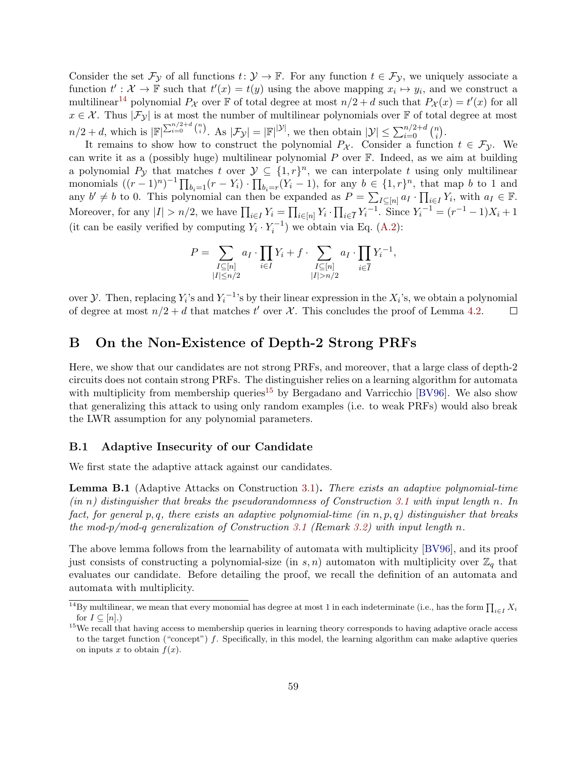Consider the set $\mathcal{F}_\mathcal{Y}$ of all functions $t\colon \mathcal{Y} \to \mathbb{F}$. For any function $t \in \mathcal{F}_\mathcal{Y}$, we uniquely associate a function $t' : \mathcal{X} \to \mathbb{F}$ such that $t'(x) = t(y)$ using the above mapping $x_i \mapsto y_i$, and we construct a multilinear[14] polynomial $P_\mathcal{X}$ over $\mathbb{F}$ of total degree at most $n/2 + d$ such that $P_\mathcal{X}(x) = t'(x)$ for all $x \in \mathcal{X}$. Thus $|\mathcal{F}_\mathcal{Y}|$ is at most the number of multilinear polynomials over $\mathbb{F}$ of total degree at most $n/2 + d$, which is $|\mathbb{F}|^{\sum_{i=0}^{n/2+d}\binom{n}{i}}$. As $|\mathcal{F}_\mathcal{Y}| = |\mathbb{F}|^{|\mathcal{Y}|}$, we then obtain $|\mathcal{Y}| \leq \sum_{i=0}^{n/2+d}\binom{n}{i}$.

It remains to show how to construct the polynomial $P_\mathcal{X}$. Consider a function $t \in \mathcal{F}_\mathcal{Y}$. We can write it as a (possibly huge) multilinear polynomial $P$ over $\mathbb{F}$. Indeed, as we aim at building a polynomial $P_\mathcal{Y}$ that matches $t$ over $\mathcal{Y} \subseteq \{1, r\}^n$, we can interpolate $t$ using only multilinear monomials $((r-1)^n)^{-1}\prod_{b_i=1}(r - Y_i) \cdot \prod_{b_i=r}(Y_i - 1)$, for any $b \in \{1, r\}^n$, that map $b$ to 1 and any $b' \neq b$ to 0. This polynomial can then be expanded as $P = \sum_{I \subseteq [n]} a_I \cdot \prod_{i \in I} Y_i$, with $a_I \in \mathbb{F}$. Moreover, for any $|I| > n/2$, we have $\prod_{i \in I} Y_i = \prod_{i \in [n]} Y_i \cdot \prod_{i \in \overline{I}} Y_i^{-1}$. Since $Y_i^{-1} = (r^{-1} - 1)X_i + 1$ (it can be easily verified by computing $Y_i \cdot Y_i^{-1}$) we obtain via Eq. (A.2):

$$P = \sum_{\substack{I \subseteq [n] \\ |I| \leq n/2}} a_I \cdot \prod_{i \in I} Y_i + f \cdot \sum_{\substack{I \subseteq [n] \\ |I| > n/2}} a_I \cdot \prod_{i \in \overline{I}} Y_i^{-1},$$

over $\mathcal{Y}$. Then, replacing $Y_i$'s and $Y_i^{-1}$'s by their linear expression in the $X_i$'s, we obtain a polynomial of degree at most $n/2 + d$ that matches $t'$ over $\mathcal{X}$. This concludes the proof of Lemma 4.2. ◻

# B On the Non-Existence of Depth-2 Strong PRFs

Here, we show that our candidates are not strong PRFs, and moreover, that a large class of depth-2 circuits does not contain strong PRFs. The distinguisher relies on a learning algorithm for automata with multiplicity from membership queries[15] by Bergadano and Varricchio [BV96]. We also show that generalizing this attack to using only random examples (i.e. to weak PRFs) would also break the LWR assumption for any polynomial parameters.

## B.1 Adaptive Insecurity of our Candidate

We first state the adaptive attack against our candidates.

**Lemma B.1** (Adaptive Attacks on Construction 3.1)**.** *There exists an adaptive polynomial-time (in $n$) distinguisher that breaks the pseudorandomness of Construction 3.1 with input length $n$. In fact, for general $p, q$, there exists an adaptive polynomial-time (in $n, p, q$) distinguisher that breaks the mod-$p$/mod-$q$ generalization of Construction 3.1 (Remark 3.2) with input length $n$.*

The above lemma follows from the learnability of automata with multiplicity [BV96], and its proof just consists of constructing a polynomial-size (in $s, n$) automaton with multiplicity over $\mathbb{Z}_q$ that evaluates our candidate. Before detailing the proof, we recall the definition of an automata and automata with multiplicity.

---

[14] By multilinear, we mean that every monomial has degree at most 1 in each indeterminate (i.e., has the form $\prod_{i \in I} X_i$ for $I \subseteq [n]$.)

[15] We recall that having access to membership queries in learning theory corresponds to having adaptive oracle access to the target function ("concept") $f$. Specifically, in this model, the learning algorithm can make adaptive queries on inputs $x$ to obtain $f(x)$.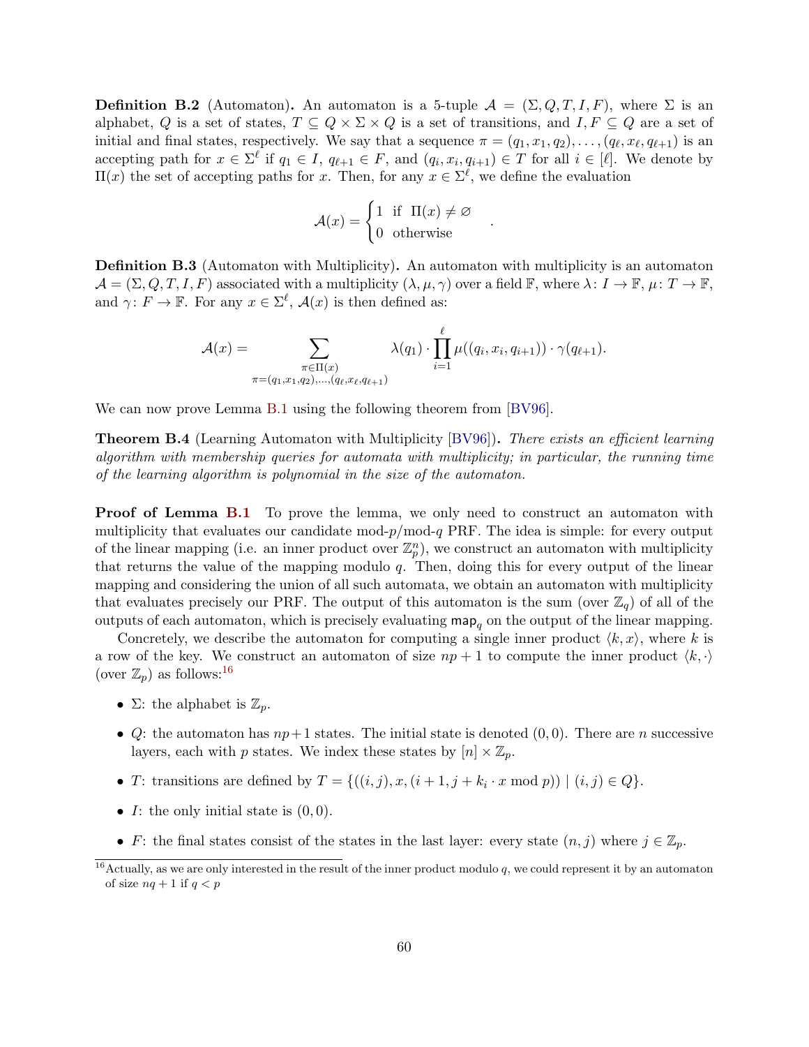**Definition B.2** (Automaton)**.** An automaton is a 5-tuple $\mathcal{A} = (\Sigma, Q, T, I, F)$, where $\Sigma$ is an alphabet, $Q$ is a set of states, $T \subseteq Q \times \Sigma \times Q$ is a set of transitions, and $I, F \subseteq Q$ are a set of initial and final states, respectively. We say that a sequence $\pi = (q_1, x_1, q_2), \ldots, (q_\ell, x_\ell, q_{\ell+1})$ is an accepting path for $x \in \Sigma^\ell$ if $q_1 \in I$, $q_{\ell+1} \in F$, and $(q_i, x_i, q_{i+1}) \in T$ for all $i \in [\ell]$. We denote by $\Pi(x)$ the set of accepting paths for $x$. Then, for any $x \in \Sigma^\ell$, we define the evaluation

$$\mathcal{A}(x) = \begin{cases} 1 & \text{if } \Pi(x) \neq \varnothing \\ 0 & \text{otherwise} \end{cases}.$$

**Definition B.3** (Automaton with Multiplicity)**.** An automaton with multiplicity is an automaton $\mathcal{A} = (\Sigma, Q, T, I, F)$ associated with a multiplicity $(\lambda, \mu, \gamma)$ over a field $\mathbb{F}$, where $\lambda \colon I \to \mathbb{F}$, $\mu \colon T \to \mathbb{F}$, and $\gamma \colon F \to \mathbb{F}$. For any $x \in \Sigma^\ell$, $\mathcal{A}(x)$ is then defined as:

$$\mathcal{A}(x) = \sum_{\substack{\pi \in \Pi(x) \\ \pi = (q_1, x_1, q_2), \ldots, (q_\ell, x_\ell, q_{\ell+1})}} \lambda(q_1) \cdot \prod_{i=1}^{\ell} \mu((q_i, x_i, q_{i+1})) \cdot \gamma(q_{\ell+1}).$$

We can now prove Lemma B.1 using the following theorem from [BV96].

**Theorem B.4** (Learning Automaton with Multiplicity [BV96])**.** *There exists an efficient learning algorithm with membership queries for automata with multiplicity; in particular, the running time of the learning algorithm is polynomial in the size of the automaton.*

**Proof of Lemma B.1** To prove the lemma, we only need to construct an automaton with multiplicity that evaluates our candidate mod-$p$/mod-$q$ PRF. The idea is simple: for every output of the linear mapping (i.e. an inner product over $\mathbb{Z}_p^n$), we construct an automaton with multiplicity that returns the value of the mapping modulo $q$. Then, doing this for every output of the linear mapping and considering the union of all such automata, we obtain an automaton with multiplicity that evaluates precisely our PRF. The output of this automaton is the sum (over $\mathbb{Z}_q$) of all of the outputs of each automaton, which is precisely evaluating $\mathsf{map}_q$ on the output of the linear mapping.

Concretely, we describe the automaton for computing a single inner product $\langle k, x \rangle$, where $k$ is a row of the key. We construct an automaton of size $np + 1$ to compute the inner product $\langle k, \cdot \rangle$ (over $\mathbb{Z}_p$) as follows:[16]

- $\Sigma$: the alphabet is $\mathbb{Z}_p$.
- $Q$: the automaton has $np+1$ states. The initial state is denoted $(0, 0)$. There are $n$ successive layers, each with $p$ states. We index these states by $[n] \times \mathbb{Z}_p$.
- $T$: transitions are defined by $T = \{((i, j), x, (i + 1, j + k_i \cdot x \bmod p)) \mid (i, j) \in Q\}$.
- $I$: the only initial state is $(0, 0)$.
- $F$: the final states consist of the states in the last layer: every state $(n, j)$ where $j \in \mathbb{Z}_p$.

[16] Actually, as we are only interested in the result of the inner product modulo $q$, we could represent it by an automaton of size $nq + 1$ if $q < p$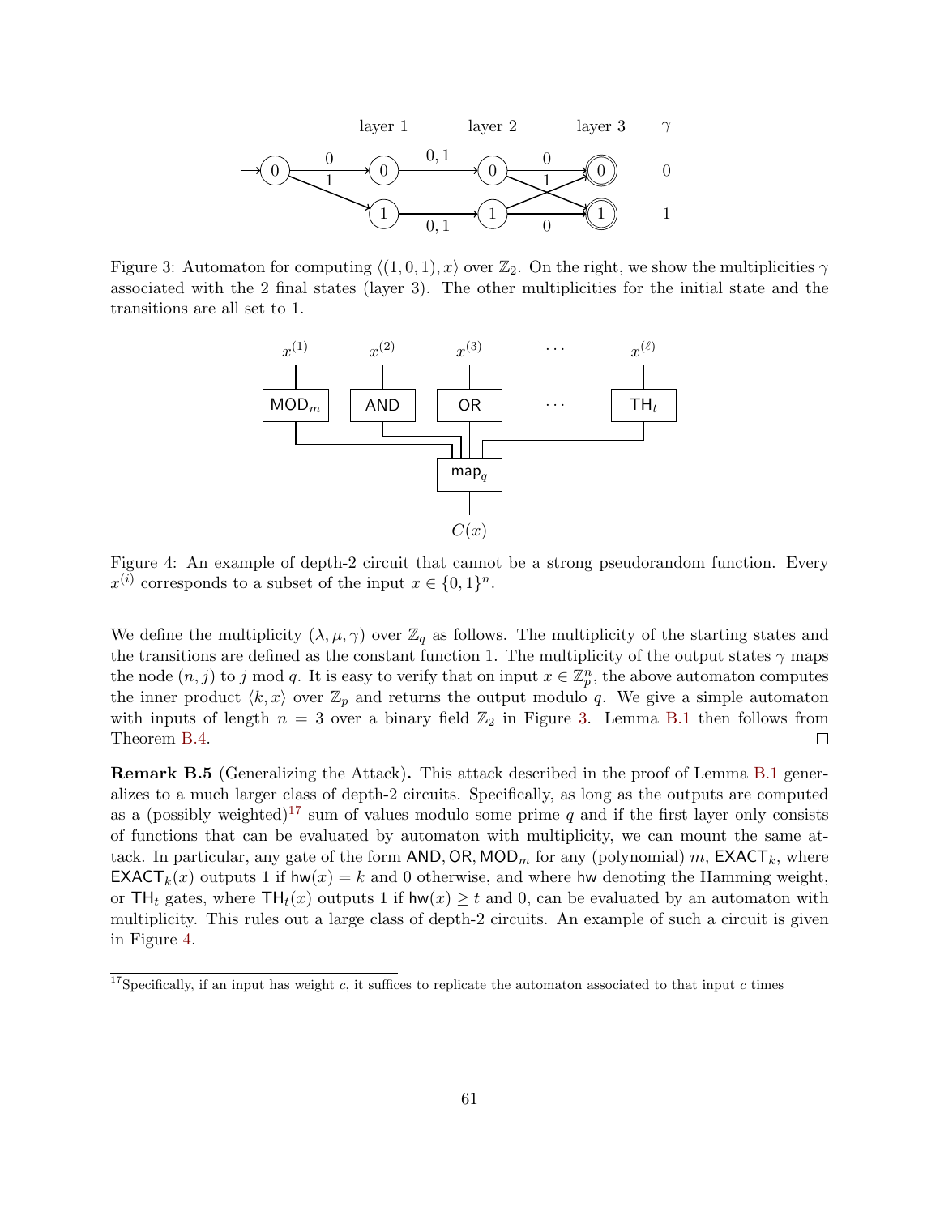layer 1

layer 2

layer 3

$\gamma$

0

1

Figure 3: Automaton for computing $\langle (1,0,1), x\rangle$ over $\mathbb{Z}_2$. On the right, we show the multiplicities $\gamma$ associated with the 2 final states (layer 3). The other multiplicities for the initial state and the transitions are all set to 1.

$x^{(1)}$ $x^{(2)}$ $x^{(3)}$ $\cdots$ $x^{(\ell)}$

$\mathsf{MOD}_m$ AND OR $\cdots$ $\mathsf{TH}_t$

$\mathsf{map}_q$

$C(x)$

Figure 4: An example of depth-2 circuit that cannot be a strong pseudorandom function. Every $x^{(i)}$ corresponds to a subset of the input $x \in \{0,1\}^n$.

We define the multiplicity $(\lambda, \mu, \gamma)$ over $\mathbb{Z}_q$ as follows. The multiplicity of the starting states and the transitions are defined as the constant function 1. The multiplicity of the output states $\gamma$ maps the node $(n, j)$ to $j \bmod q$. It is easy to verify that on input $x \in \mathbb{Z}_p^n$, the above automaton computes the inner product $\langle k, x\rangle$ over $\mathbb{Z}_p$ and returns the output modulo $q$. We give a simple automaton with inputs of length $n = 3$ over a binary field $\mathbb{Z}_2$ in Figure 3. Lemma B.1 then follows from Theorem B.4. □

**Remark B.5** (Generalizing the Attack)**.** This attack described in the proof of Lemma B.1 generalizes to a much larger class of depth-2 circuits. Specifically, as long as the outputs are computed as a (possibly weighted)[17] sum of values modulo some prime $q$ and if the first layer only consists of functions that can be evaluated by automaton with multiplicity, we can mount the same attack. In particular, any gate of the form $\mathsf{AND}, \mathsf{OR}, \mathsf{MOD}_m$ for any (polynomial) $m$, $\mathsf{EXACT}_k$, where $\mathsf{EXACT}_k(x)$ outputs 1 if $\mathsf{hw}(x) = k$ and 0 otherwise, and where $\mathsf{hw}$ denoting the Hamming weight, or $\mathsf{TH}_t$ gates, where $\mathsf{TH}_t(x)$ outputs 1 if $\mathsf{hw}(x) \geq t$ and 0, can be evaluated by an automaton with multiplicity. This rules out a large class of depth-2 circuits. An example of such a circuit is given in Figure 4.

[17] Specifically, if an input has weight $c$, it suffices to replicate the automaton associated to that input $c$ times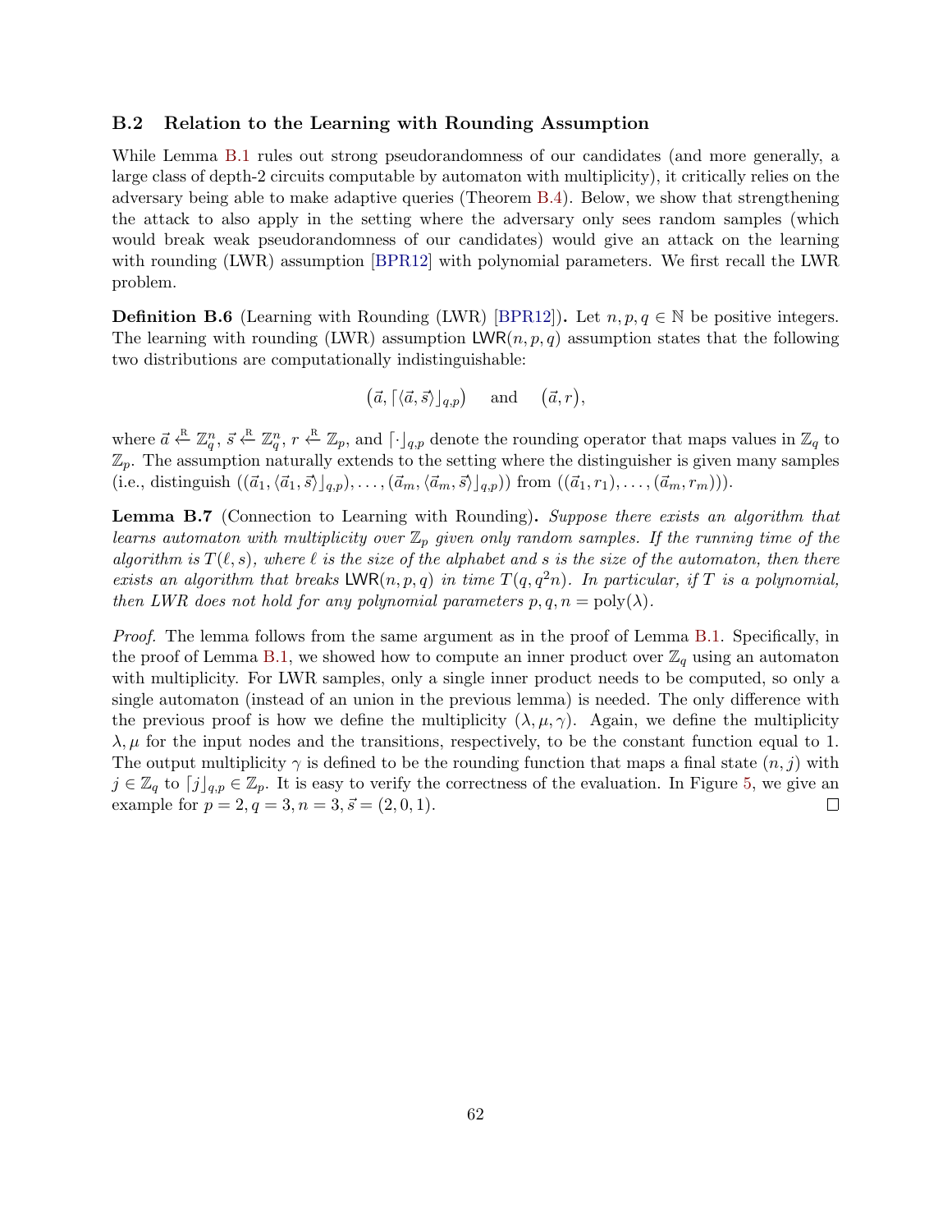### B.2 Relation to the Learning with Rounding Assumption

While Lemma B.1 rules out strong pseudorandomness of our candidates (and more generally, a large class of depth-2 circuits computable by automaton with multiplicity), it critically relies on the adversary being able to make adaptive queries (Theorem B.4). Below, we show that strengthening the attack to also apply in the setting where the adversary only sees random samples (which would break weak pseudorandomness of our candidates) would give an attack on the learning with rounding (LWR) assumption [BPR12] with polynomial parameters. We first recall the LWR problem.

**Definition B.6** (Learning with Rounding (LWR) [BPR12])**.** Let $n, p, q \in \mathbb{N}$ be positive integers. The learning with rounding (LWR) assumption $\mathsf{LWR}(n, p, q)$ assumption states that the following two distributions are computationally indistinguishable:

$$\big(\vec{a}, \lceil \langle \vec{a}, \vec{s} \rangle \rfloor_{q,p}\big) \quad \text{and} \quad \big(\vec{a}, r\big),$$

where $\vec{a} \xleftarrow{\text{R}} \mathbb{Z}_q^n$, $\vec{s} \xleftarrow{\text{R}} \mathbb{Z}_q^n$, $r \xleftarrow{\text{R}} \mathbb{Z}_p$, and $\lceil \cdot \rfloor_{q,p}$ denote the rounding operator that maps values in $\mathbb{Z}_q$ to $\mathbb{Z}_p$. The assumption naturally extends to the setting where the distinguisher is given many samples (i.e., distinguish $((\vec{a}_1, \langle \vec{a}_1, \vec{s} \rangle\rfloor_{q,p}), \ldots, (\vec{a}_m, \langle \vec{a}_m, \vec{s} \rangle\rfloor_{q,p}))$ from $((\vec{a}_1, r_1), \ldots, (\vec{a}_m, r_m))$).

**Lemma B.7** (Connection to Learning with Rounding)**.** *Suppose there exists an algorithm that learns automaton with multiplicity over $\mathbb{Z}_p$ given only random samples. If the running time of the algorithm is $T(\ell, s)$, where $\ell$ is the size of the alphabet and $s$ is the size of the automaton, then there exists an algorithm that breaks $\mathsf{LWR}(n, p, q)$ in time $T(q, q^2 n)$. In particular, if $T$ is a polynomial, then LWR does not hold for any polynomial parameters $p, q, n = \text{poly}(\lambda)$.*

*Proof.* The lemma follows from the same argument as in the proof of Lemma B.1. Specifically, in the proof of Lemma B.1, we showed how to compute an inner product over $\mathbb{Z}_q$ using an automaton with multiplicity. For LWR samples, only a single inner product needs to be computed, so only a single automaton (instead of an union in the previous lemma) is needed. The only difference with the previous proof is how we define the multiplicity $(\lambda, \mu, \gamma)$. Again, we define the multiplicity $\lambda, \mu$ for the input nodes and the transitions, respectively, to be the constant function equal to 1. The output multiplicity $\gamma$ is defined to be the rounding function that maps a final state $(n, j)$ with $j \in \mathbb{Z}_q$ to $\lceil j \rfloor_{q,p} \in \mathbb{Z}_p$. It is easy to verify the correctness of the evaluation. In Figure 5, we give an example for $p = 2, q = 3, n = 3, \vec{s} = (2, 0, 1)$. $\square$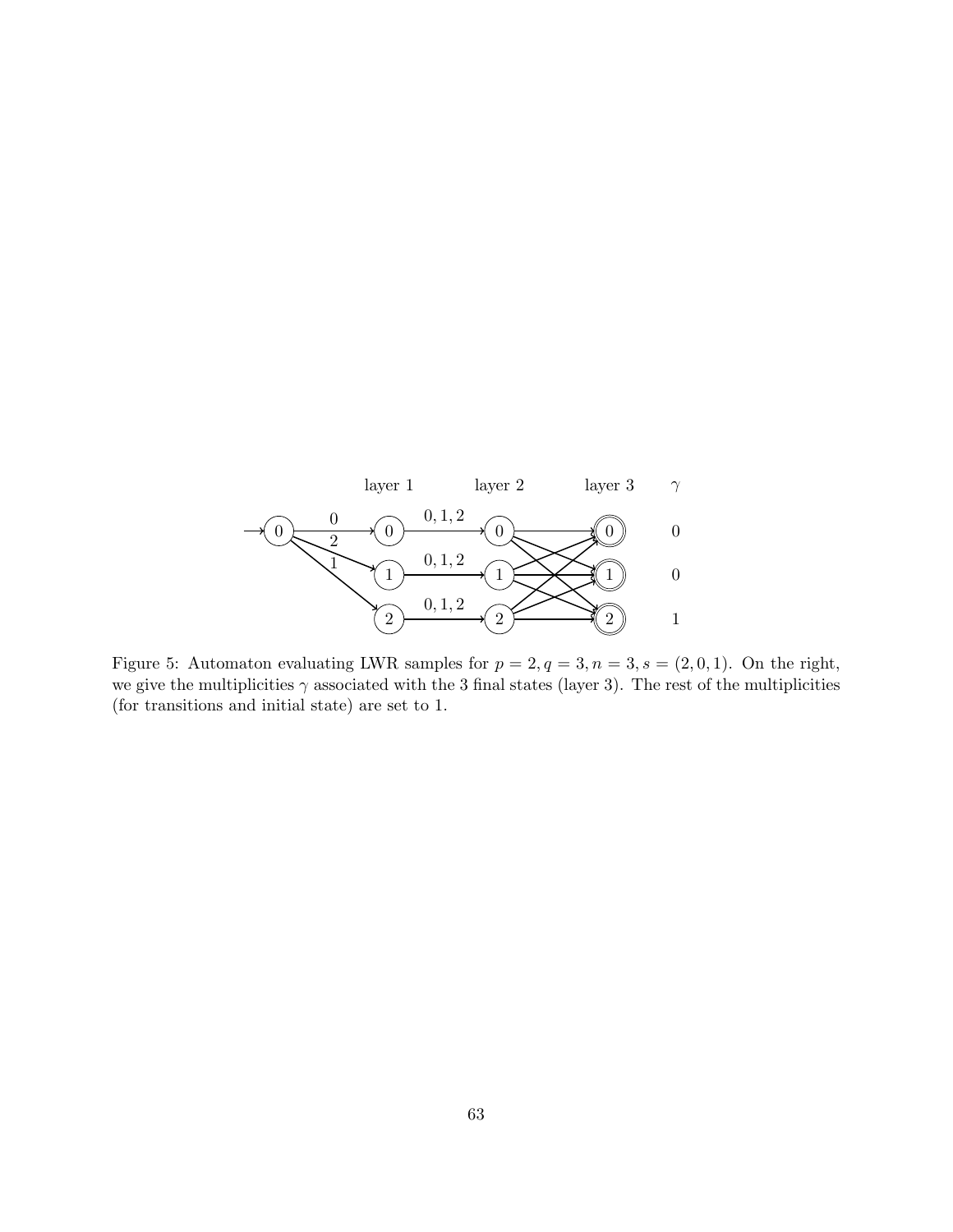layer 1 layer 2 layer 3 $\gamma$

0

2

1

0, 1, 2

0, 1, 2

0, 1, 2

0

0

1

Figure 5: Automaton evaluating LWR samples for $p = 2, q = 3, n = 3, s = (2, 0, 1)$. On the right, we give the multiplicities $\gamma$ associated with the 3 final states (layer 3). The rest of the multiplicities (for transitions and initial state) are set to 1.